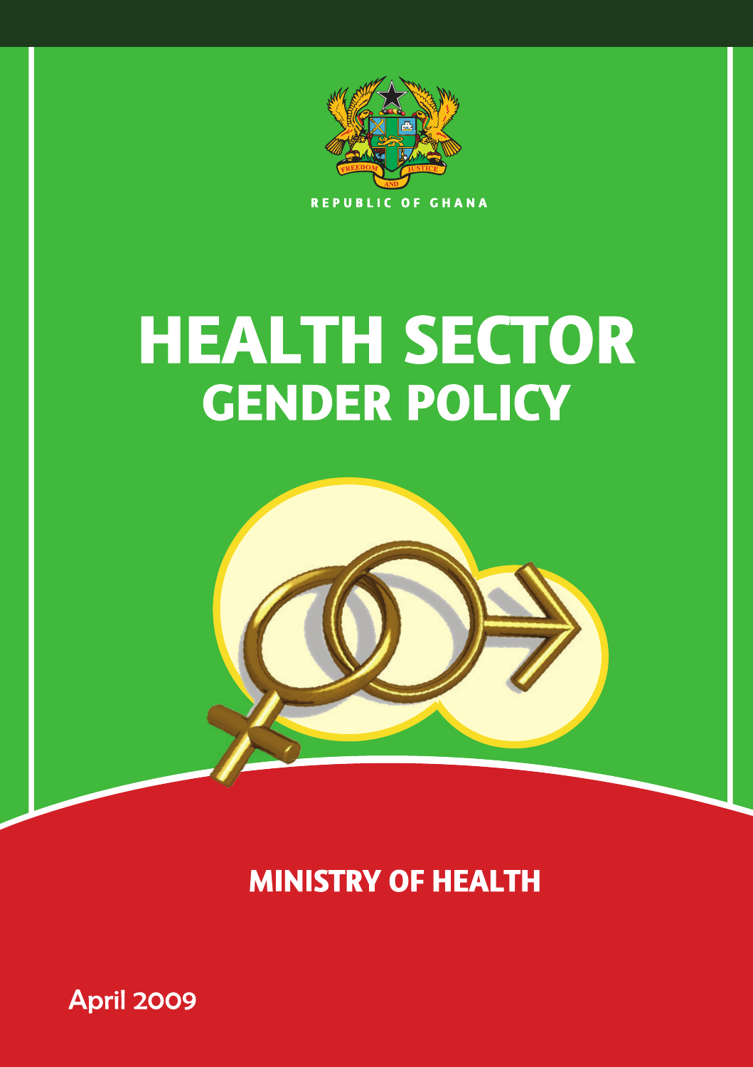REPUBLIC OF GHANA

# HEALTH SECTOR GENDER POLICY

## MINISTRY OF HEALTH

April 2009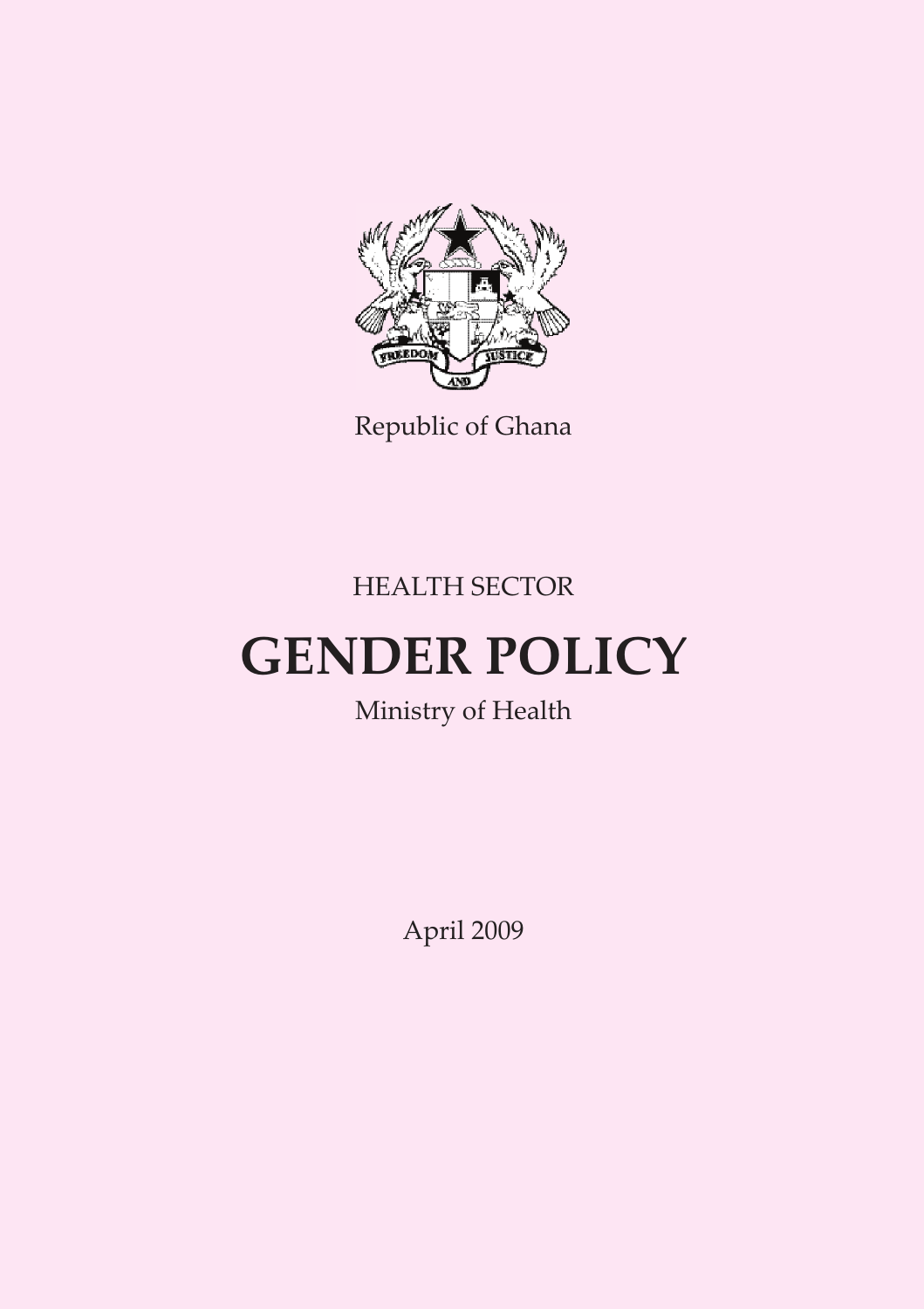Republic of Ghana

HEALTH SECTOR

# GENDER POLICY

Ministry of Health

April 2009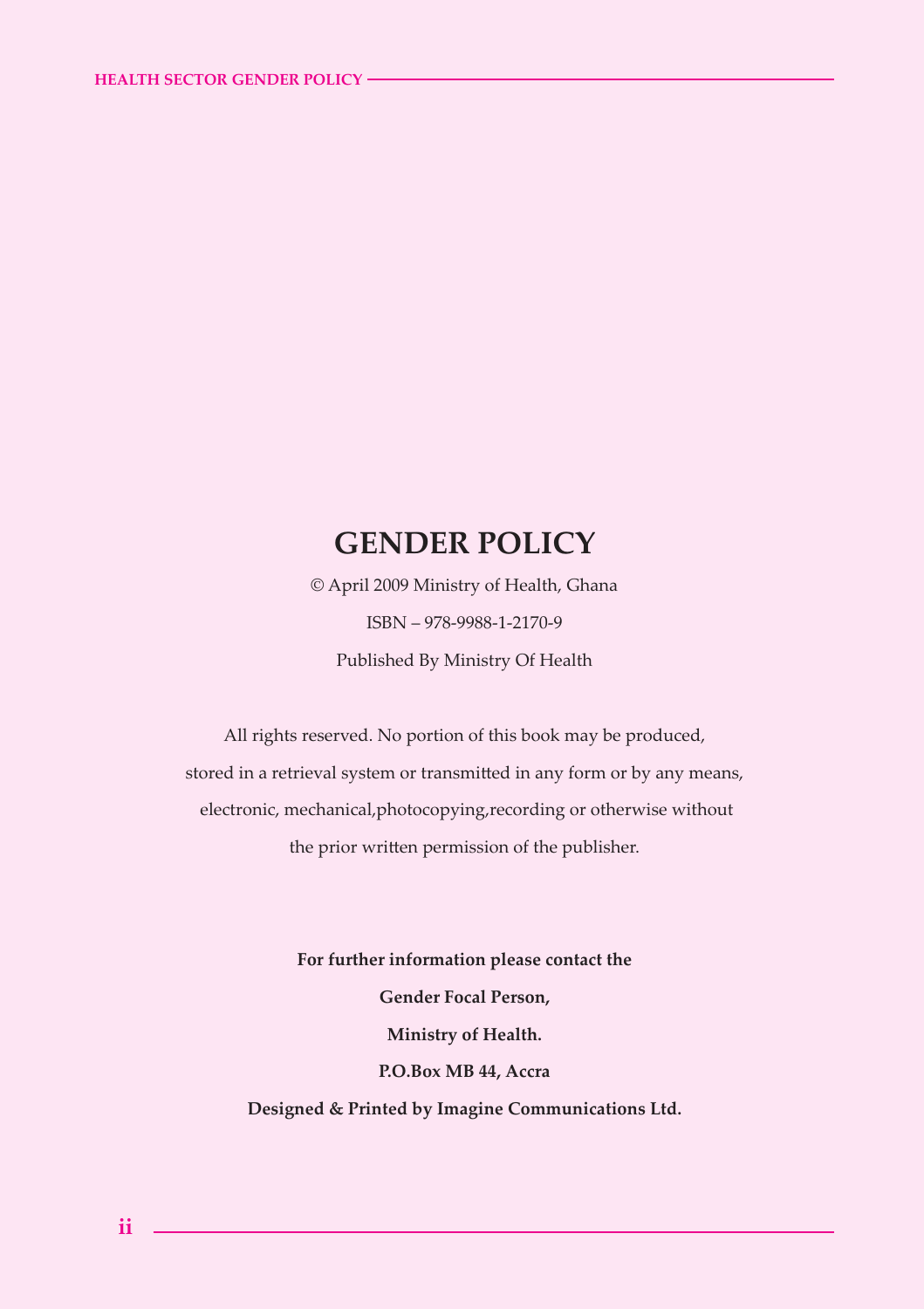# GENDER POLICY

© April 2009 Ministry of Health, Ghana

ISBN – 978-9988-1-2170-9

Published By Ministry Of Health

All rights reserved. No portion of this book may be produced, stored in a retrieval system or transmitted in any form or by any means, electronic, mechanical,photocopying,recording or otherwise without the prior written permission of the publisher.

**For further information please contact the**

**Gender Focal Person,**

**Ministry of Health.**

**P.O.Box MB 44, Accra**

**Designed & Printed by Imagine Communications Ltd.**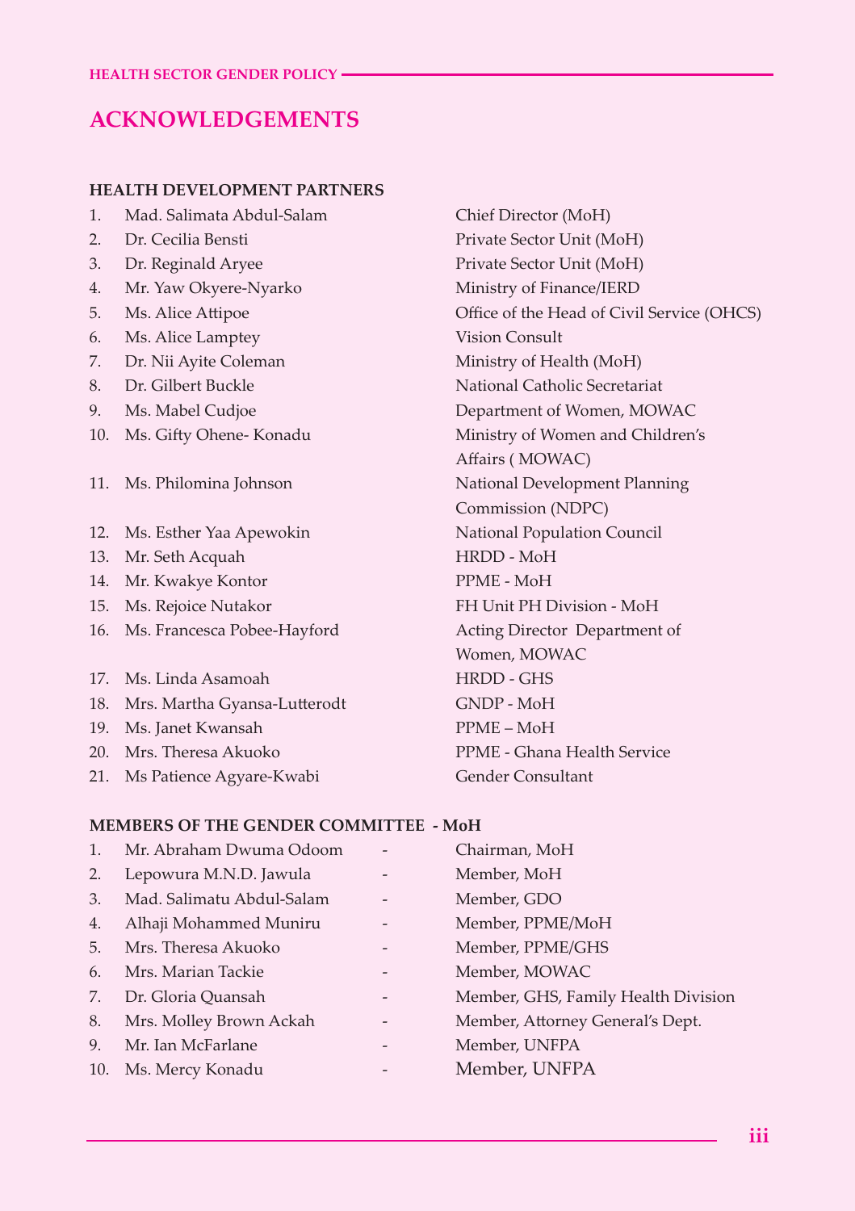# ACKNOWLEDGEMENTS

## HEALTH DEVELOPMENT PARTNERS

| | Name | Affiliation |
|---|---|---|
| 1. | Mad. Salimata Abdul-Salam | Chief Director (MoH) |
| 2. | Dr. Cecilia Bensti | Private Sector Unit (MoH) |
| 3. | Dr. Reginald Aryee | Private Sector Unit (MoH) |
| 4. | Mr. Yaw Okyere-Nyarko | Ministry of Finance/IERD |
| 5. | Ms. Alice Attipoe | Office of the Head of Civil Service (OHCS) |
| 6. | Ms. Alice Lamptey | Vision Consult |
| 7. | Dr. Nii Ayite Coleman | Ministry of Health (MoH) |
| 8. | Dr. Gilbert Buckle | National Catholic Secretariat |
| 9. | Ms. Mabel Cudjoe | Department of Women, MOWAC |
| 10. | Ms. Gifty Ohene- Konadu | Ministry of Women and Children's Affairs ( MOWAC) |
| 11. | Ms. Philomina Johnson | National Development Planning Commission (NDPC) |
| 12. | Ms. Esther Yaa Apewokin | National Population Council |
| 13. | Mr. Seth Acquah | HRDD - MoH |
| 14. | Mr. Kwakye Kontor | PPME - MoH |
| 15. | Ms. Rejoice Nutakor | FH Unit PH Division - MoH |
| 16. | Ms. Francesca Pobee-Hayford | Acting Director Department of Women, MOWAC |
| 17. | Ms. Linda Asamoah | HRDD - GHS |
| 18. | Mrs. Martha Gyansa-Lutterodt | GNDP - MoH |
| 19. | Ms. Janet Kwansah | PPME – MoH |
| 20. | Mrs. Theresa Akuoko | PPME - Ghana Health Service |
| 21. | Ms Patience Agyare-Kwabi | Gender Consultant |

## MEMBERS OF THE GENDER COMMITTEE - MoH

| | Name | | Role |
|---|---|---|---|
| 1. | Mr. Abraham Dwuma Odoom | - | Chairman, MoH |
| 2. | Lepowura M.N.D. Jawula | - | Member, MoH |
| 3. | Mad. Salimatu Abdul-Salam | - | Member, GDO |
| 4. | Alhaji Mohammed Muniru | - | Member, PPME/MoH |
| 5. | Mrs. Theresa Akuoko | - | Member, PPME/GHS |
| 6. | Mrs. Marian Tackie | - | Member, MOWAC |
| 7. | Dr. Gloria Quansah | - | Member, GHS, Family Health Division |
| 8. | Mrs. Molley Brown Ackah | - | Member, Attorney General's Dept. |
| 9. | Mr. Ian McFarlane | - | Member, UNFPA |
| 10. | Ms. Mercy Konadu | - | Member, UNFPA |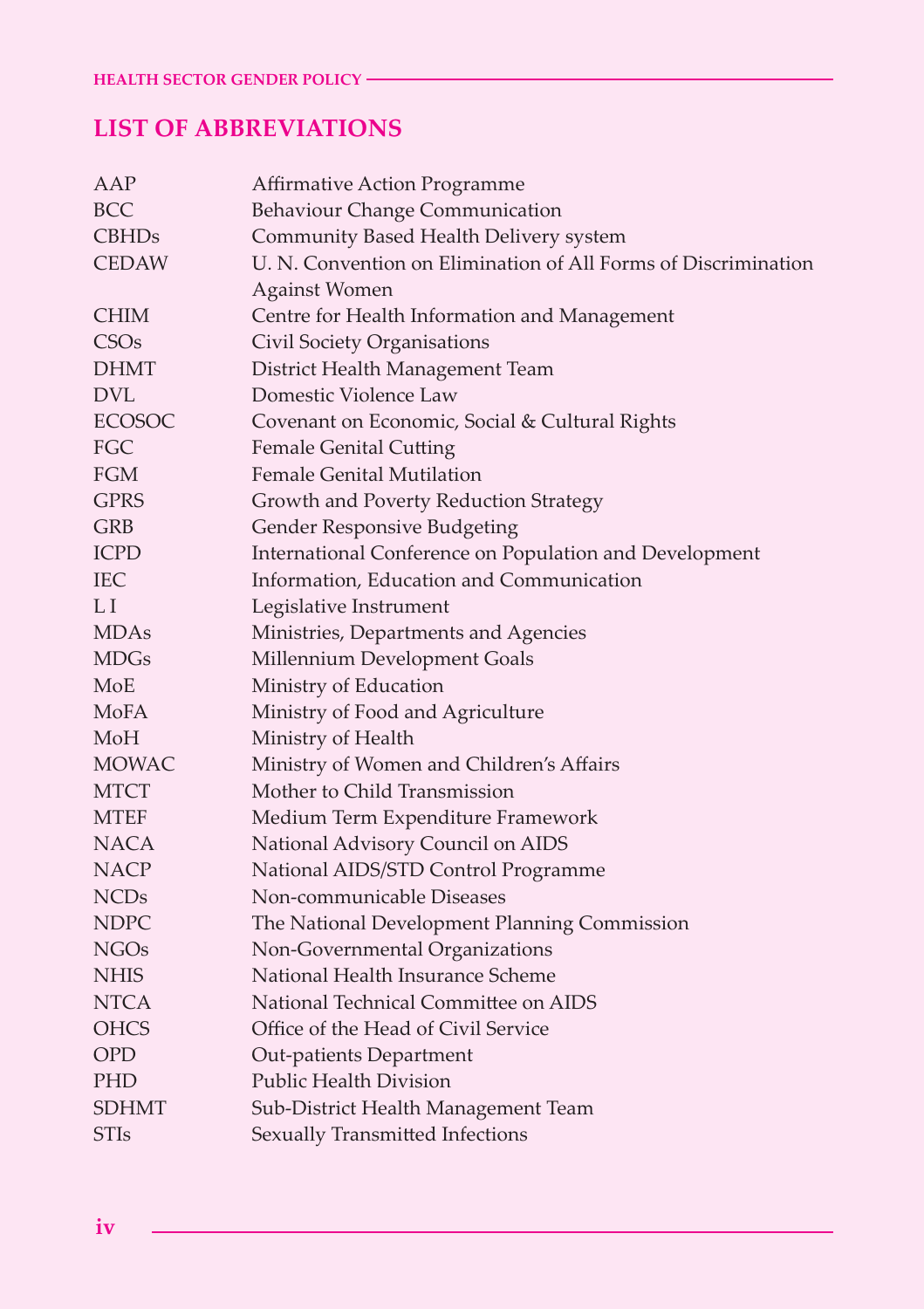## LIST OF ABBREVIATIONS

| | |
|---|---|
| AAP | Affirmative Action Programme |
| BCC | Behaviour Change Communication |
| CBHDs | Community Based Health Delivery system |
| CEDAW | U. N. Convention on Elimination of All Forms of Discrimination Against Women |
| CHIM | Centre for Health Information and Management |
| CSOs | Civil Society Organisations |
| DHMT | District Health Management Team |
| DVL | Domestic Violence Law |
| ECOSOC | Covenant on Economic, Social & Cultural Rights |
| FGC | Female Genital Cutting |
| FGM | Female Genital Mutilation |
| GPRS | Growth and Poverty Reduction Strategy |
| GRB | Gender Responsive Budgeting |
| ICPD | International Conference on Population and Development |
| IEC | Information, Education and Communication |
| L I | Legislative Instrument |
| MDAs | Ministries, Departments and Agencies |
| MDGs | Millennium Development Goals |
| MoE | Ministry of Education |
| MoFA | Ministry of Food and Agriculture |
| MoH | Ministry of Health |
| MOWAC | Ministry of Women and Children's Affairs |
| MTCT | Mother to Child Transmission |
| MTEF | Medium Term Expenditure Framework |
| NACA | National Advisory Council on AIDS |
| NACP | National AIDS/STD Control Programme |
| NCDs | Non-communicable Diseases |
| NDPC | The National Development Planning Commission |
| NGOs | Non-Governmental Organizations |
| NHIS | National Health Insurance Scheme |
| NTCA | National Technical Committee on AIDS |
| OHCS | Office of the Head of Civil Service |
| OPD | Out-patients Department |
| PHD | Public Health Division |
| SDHMT | Sub-District Health Management Team |
| STIs | Sexually Transmitted Infections |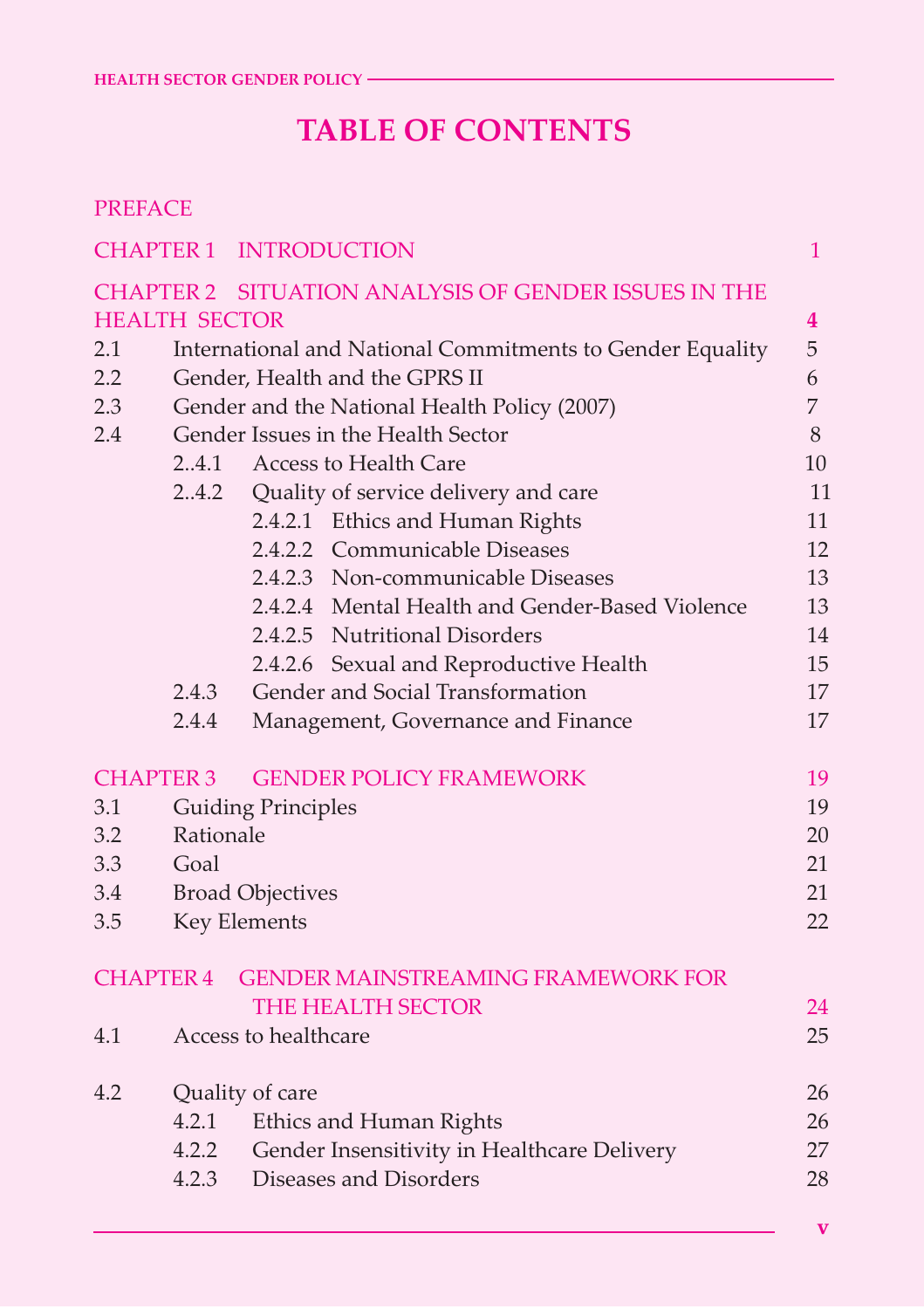# TABLE OF CONTENTS

PREFACE

| | | |
|---|---|---|
| CHAPTER 1 | INTRODUCTION | 1 |
| CHAPTER 2 | SITUATION ANALYSIS OF GENDER ISSUES IN THE HEALTH SECTOR | **4** |
| 2.1 | International and National Commitments to Gender Equality | 5 |
| 2.2 | Gender, Health and the GPRS II | 6 |
| 2.3 | Gender and the National Health Policy (2007) | 7 |
| 2.4 | Gender Issues in the Health Sector | 8 |
| 2..4.1 | Access to Health Care | 10 |
| 2..4.2 | Quality of service delivery and care | 11 |
| 2.4.2.1 | Ethics and Human Rights | 11 |
| 2.4.2.2 | Communicable Diseases | 12 |
| 2.4.2.3 | Non-communicable Diseases | 13 |
| 2.4.2.4 | Mental Health and Gender-Based Violence | 13 |
| 2.4.2.5 | Nutritional Disorders | 14 |
| 2.4.2.6 | Sexual and Reproductive Health | 15 |
| 2.4.3 | Gender and Social Transformation | 17 |
| 2.4.4 | Management, Governance and Finance | 17 |
| CHAPTER 3 | GENDER POLICY FRAMEWORK | 19 |
| 3.1 | Guiding Principles | 19 |
| 3.2 | Rationale | 20 |
| 3.3 | Goal | 21 |
| 3.4 | Broad Objectives | 21 |
| 3.5 | Key Elements | 22 |
| CHAPTER 4 | GENDER MAINSTREAMING FRAMEWORK FOR THE HEALTH SECTOR | 24 |
| 4.1 | Access to healthcare | 25 |
| 4.2 | Quality of care | 26 |
| 4.2.1 | Ethics and Human Rights | 26 |
| 4.2.2 | Gender Insensitivity in Healthcare Delivery | 27 |
| 4.2.3 | Diseases and Disorders | 28 |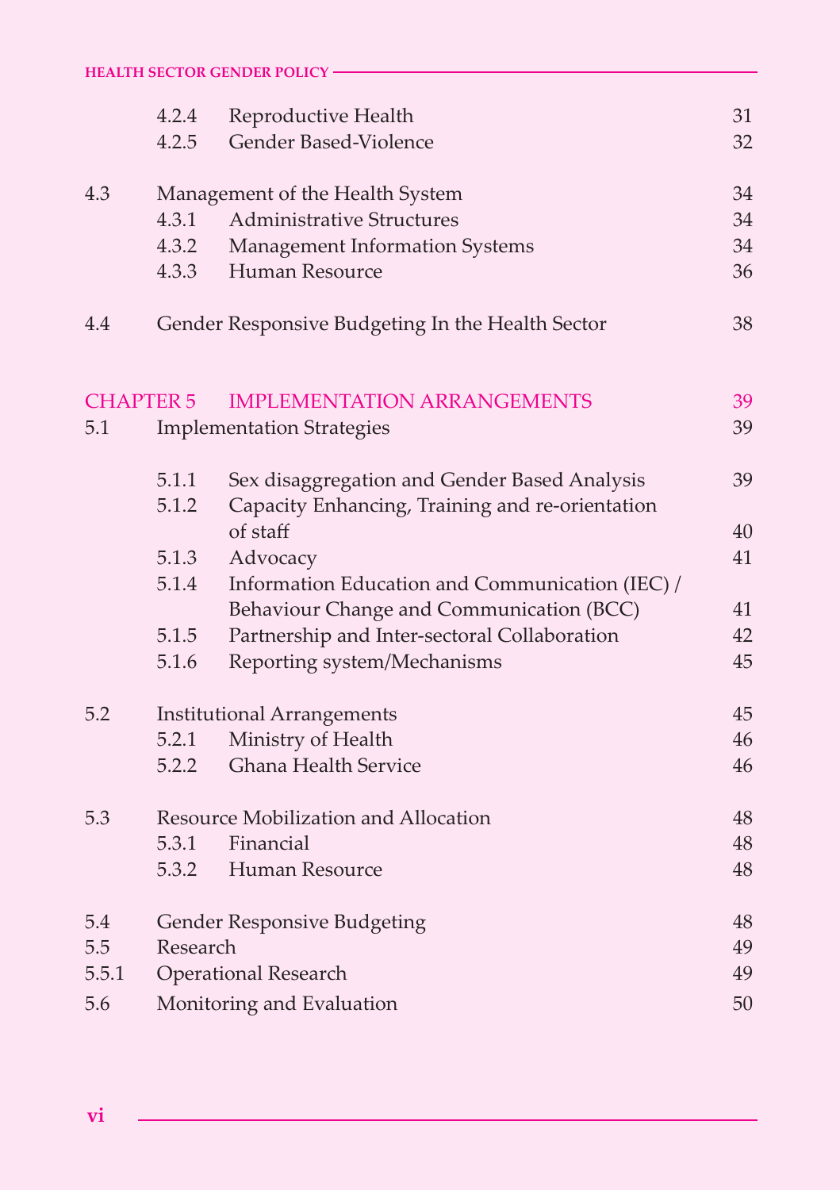| | | | |
|---|---|---|---|
| | 4.2.4 | Reproductive Health | 31 |
| | 4.2.5 | Gender Based-Violence | 32 |
| 4.3 | Management of the Health System | | 34 |
| | 4.3.1 | Administrative Structures | 34 |
| | 4.3.2 | Management Information Systems | 34 |
| | 4.3.3 | Human Resource | 36 |
| 4.4 | Gender Responsive Budgeting In the Health Sector | | 38 |
| CHAPTER 5 | | IMPLEMENTATION ARRANGEMENTS | 39 |
| 5.1 | Implementation Strategies | | 39 |
| | 5.1.1 | Sex disaggregation and Gender Based Analysis | 39 |
| | 5.1.2 | Capacity Enhancing, Training and re-orientation of staff | 40 |
| | 5.1.3 | Advocacy | 41 |
| | 5.1.4 | Information Education and Communication (IEC) / Behaviour Change and Communication (BCC) | 41 |
| | 5.1.5 | Partnership and Inter-sectoral Collaboration | 42 |
| | 5.1.6 | Reporting system/Mechanisms | 45 |
| 5.2 | Institutional Arrangements | | 45 |
| | 5.2.1 | Ministry of Health | 46 |
| | 5.2.2 | Ghana Health Service | 46 |
| 5.3 | Resource Mobilization and Allocation | | 48 |
| | 5.3.1 | Financial | 48 |
| | 5.3.2 | Human Resource | 48 |
| 5.4 | Gender Responsive Budgeting | | 48 |
| 5.5 | Research | | 49 |
| 5.5.1 | Operational Research | | 49 |
| 5.6 | Monitoring and Evaluation | | 50 |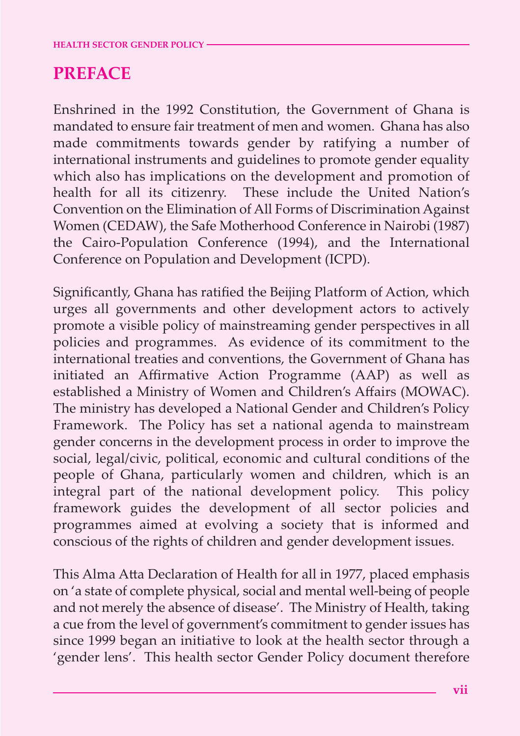## PREFACE

Enshrined in the 1992 Constitution, the Government of Ghana is mandated to ensure fair treatment of men and women. Ghana has also made commitments towards gender by ratifying a number of international instruments and guidelines to promote gender equality which also has implications on the development and promotion of health for all its citizenry. These include the United Nation's Convention on the Elimination of All Forms of Discrimination Against Women (CEDAW), the Safe Motherhood Conference in Nairobi (1987) the Cairo-Population Conference (1994), and the International Conference on Population and Development (ICPD).

Significantly, Ghana has ratified the Beijing Platform of Action, which urges all governments and other development actors to actively promote a visible policy of mainstreaming gender perspectives in all policies and programmes. As evidence of its commitment to the international treaties and conventions, the Government of Ghana has initiated an Affirmative Action Programme (AAP) as well as established a Ministry of Women and Children's Affairs (MOWAC). The ministry has developed a National Gender and Children's Policy Framework. The Policy has set a national agenda to mainstream gender concerns in the development process in order to improve the social, legal/civic, political, economic and cultural conditions of the people of Ghana, particularly women and children, which is an integral part of the national development policy. This policy framework guides the development of all sector policies and programmes aimed at evolving a society that is informed and conscious of the rights of children and gender development issues.

This Alma Atta Declaration of Health for all in 1977, placed emphasis on 'a state of complete physical, social and mental well-being of people and not merely the absence of disease'. The Ministry of Health, taking a cue from the level of government's commitment to gender issues has since 1999 began an initiative to look at the health sector through a 'gender lens'. This health sector Gender Policy document therefore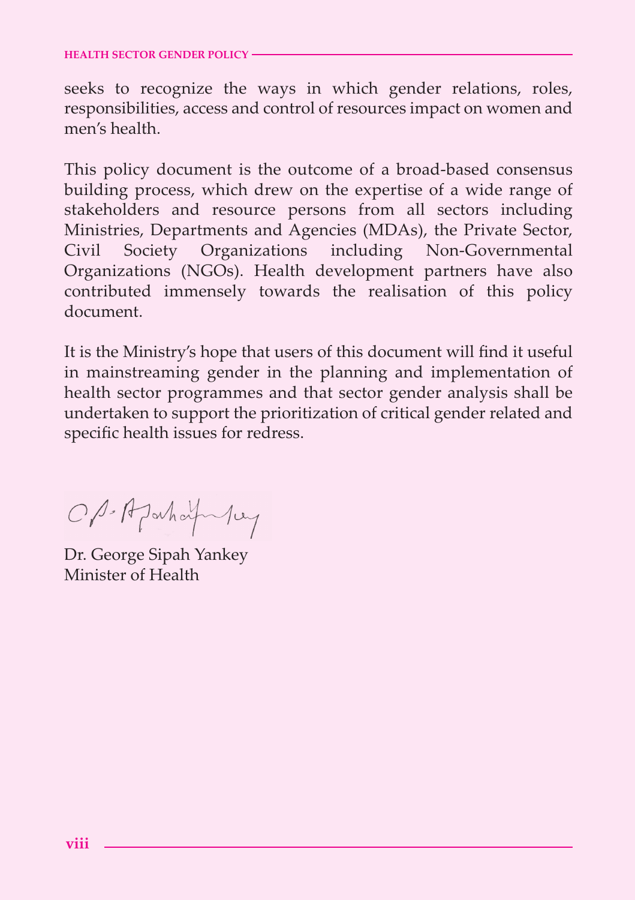seeks to recognize the ways in which gender relations, roles, responsibilities, access and control of resources impact on women and men's health.

This policy document is the outcome of a broad-based consensus building process, which drew on the expertise of a wide range of stakeholders and resource persons from all sectors including Ministries, Departments and Agencies (MDAs), the Private Sector, Civil Society Organizations including Non-Governmental Organizations (NGOs). Health development partners have also contributed immensely towards the realisation of this policy document.

It is the Ministry's hope that users of this document will find it useful in mainstreaming gender in the planning and implementation of health sector programmes and that sector gender analysis shall be undertaken to support the prioritization of critical gender related and specific health issues for redress.

Dr. George Sipah Yankey
Minister of Health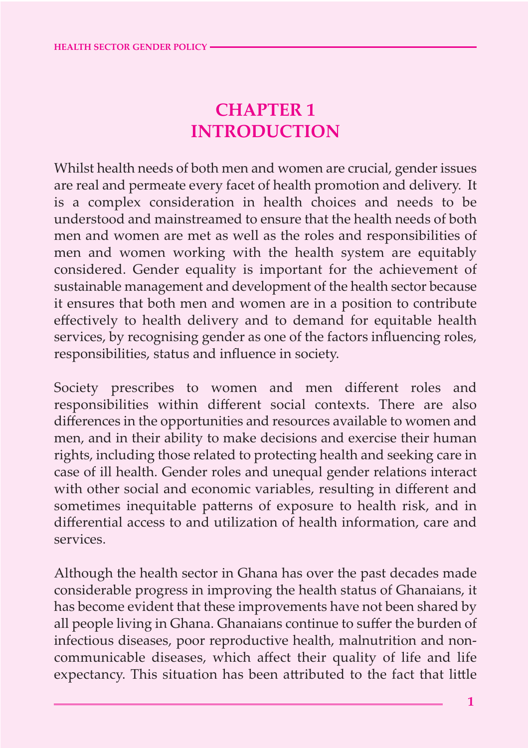# CHAPTER 1 INTRODUCTION

Whilst health needs of both men and women are crucial, gender issues are real and permeate every facet of health promotion and delivery. It is a complex consideration in health choices and needs to be understood and mainstreamed to ensure that the health needs of both men and women are met as well as the roles and responsibilities of men and women working with the health system are equitably considered. Gender equality is important for the achievement of sustainable management and development of the health sector because it ensures that both men and women are in a position to contribute effectively to health delivery and to demand for equitable health services, by recognising gender as one of the factors influencing roles, responsibilities, status and influence in society.

Society prescribes to women and men different roles and responsibilities within different social contexts. There are also differences in the opportunities and resources available to women and men, and in their ability to make decisions and exercise their human rights, including those related to protecting health and seeking care in case of ill health. Gender roles and unequal gender relations interact with other social and economic variables, resulting in different and sometimes inequitable patterns of exposure to health risk, and in differential access to and utilization of health information, care and services.

Although the health sector in Ghana has over the past decades made considerable progress in improving the health status of Ghanaians, it has become evident that these improvements have not been shared by all people living in Ghana. Ghanaians continue to suffer the burden of infectious diseases, poor reproductive health, malnutrition and non-communicable diseases, which affect their quality of life and life expectancy. This situation has been attributed to the fact that little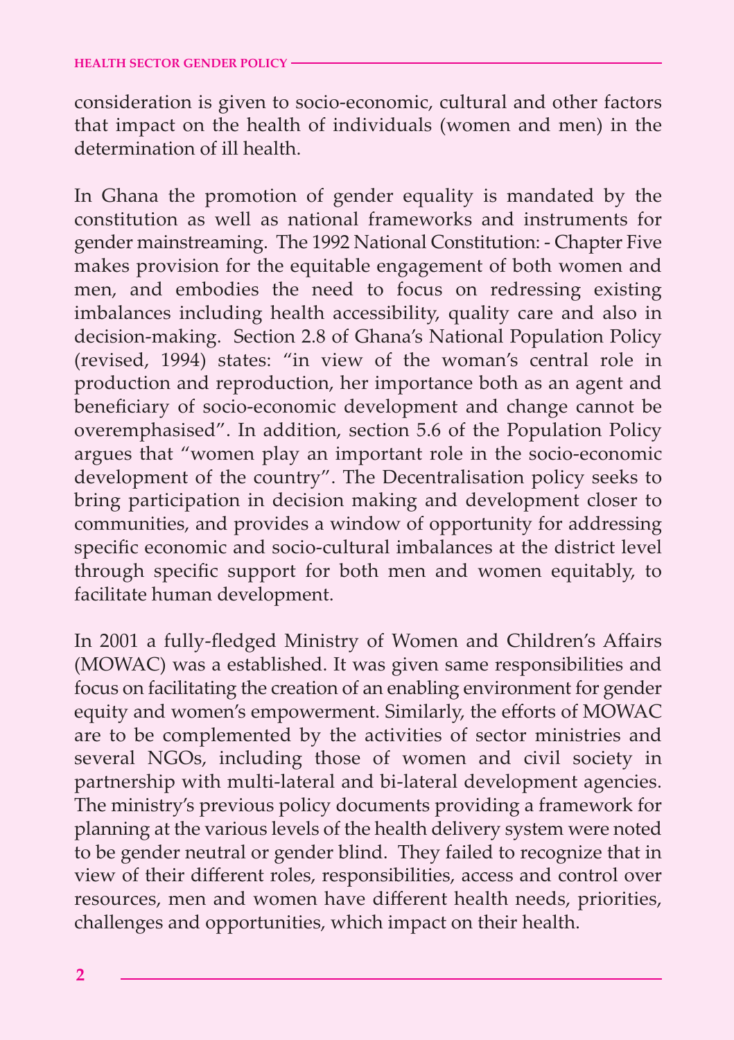consideration is given to socio-economic, cultural and other factors that impact on the health of individuals (women and men) in the determination of ill health.

In Ghana the promotion of gender equality is mandated by the constitution as well as national frameworks and instruments for gender mainstreaming. The 1992 National Constitution: - Chapter Five makes provision for the equitable engagement of both women and men, and embodies the need to focus on redressing existing imbalances including health accessibility, quality care and also in decision-making. Section 2.8 of Ghana's National Population Policy (revised, 1994) states: "in view of the woman's central role in production and reproduction, her importance both as an agent and beneficiary of socio-economic development and change cannot be overemphasised". In addition, section 5.6 of the Population Policy argues that "women play an important role in the socio-economic development of the country". The Decentralisation policy seeks to bring participation in decision making and development closer to communities, and provides a window of opportunity for addressing specific economic and socio-cultural imbalances at the district level through specific support for both men and women equitably, to facilitate human development.

In 2001 a fully-fledged Ministry of Women and Children's Affairs (MOWAC) was a established. It was given same responsibilities and focus on facilitating the creation of an enabling environment for gender equity and women's empowerment. Similarly, the efforts of MOWAC are to be complemented by the activities of sector ministries and several NGOs, including those of women and civil society in partnership with multi-lateral and bi-lateral development agencies. The ministry's previous policy documents providing a framework for planning at the various levels of the health delivery system were noted to be gender neutral or gender blind. They failed to recognize that in view of their different roles, responsibilities, access and control over resources, men and women have different health needs, priorities, challenges and opportunities, which impact on their health.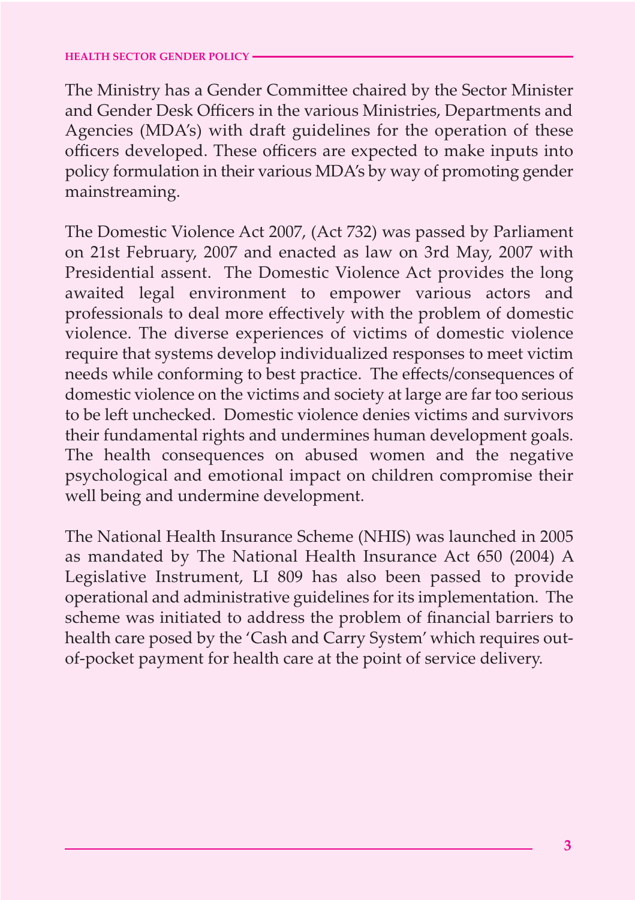The Ministry has a Gender Committee chaired by the Sector Minister and Gender Desk Officers in the various Ministries, Departments and Agencies (MDA's) with draft guidelines for the operation of these officers developed. These officers are expected to make inputs into policy formulation in their various MDA's by way of promoting gender mainstreaming.

The Domestic Violence Act 2007, (Act 732) was passed by Parliament on 21st February, 2007 and enacted as law on 3rd May, 2007 with Presidential assent. The Domestic Violence Act provides the long awaited legal environment to empower various actors and professionals to deal more effectively with the problem of domestic violence. The diverse experiences of victims of domestic violence require that systems develop individualized responses to meet victim needs while conforming to best practice. The effects/consequences of domestic violence on the victims and society at large are far too serious to be left unchecked. Domestic violence denies victims and survivors their fundamental rights and undermines human development goals. The health consequences on abused women and the negative psychological and emotional impact on children compromise their well being and undermine development.

The National Health Insurance Scheme (NHIS) was launched in 2005 as mandated by The National Health Insurance Act 650 (2004) A Legislative Instrument, LI 809 has also been passed to provide operational and administrative guidelines for its implementation. The scheme was initiated to address the problem of financial barriers to health care posed by the 'Cash and Carry System' which requires out-of-pocket payment for health care at the point of service delivery.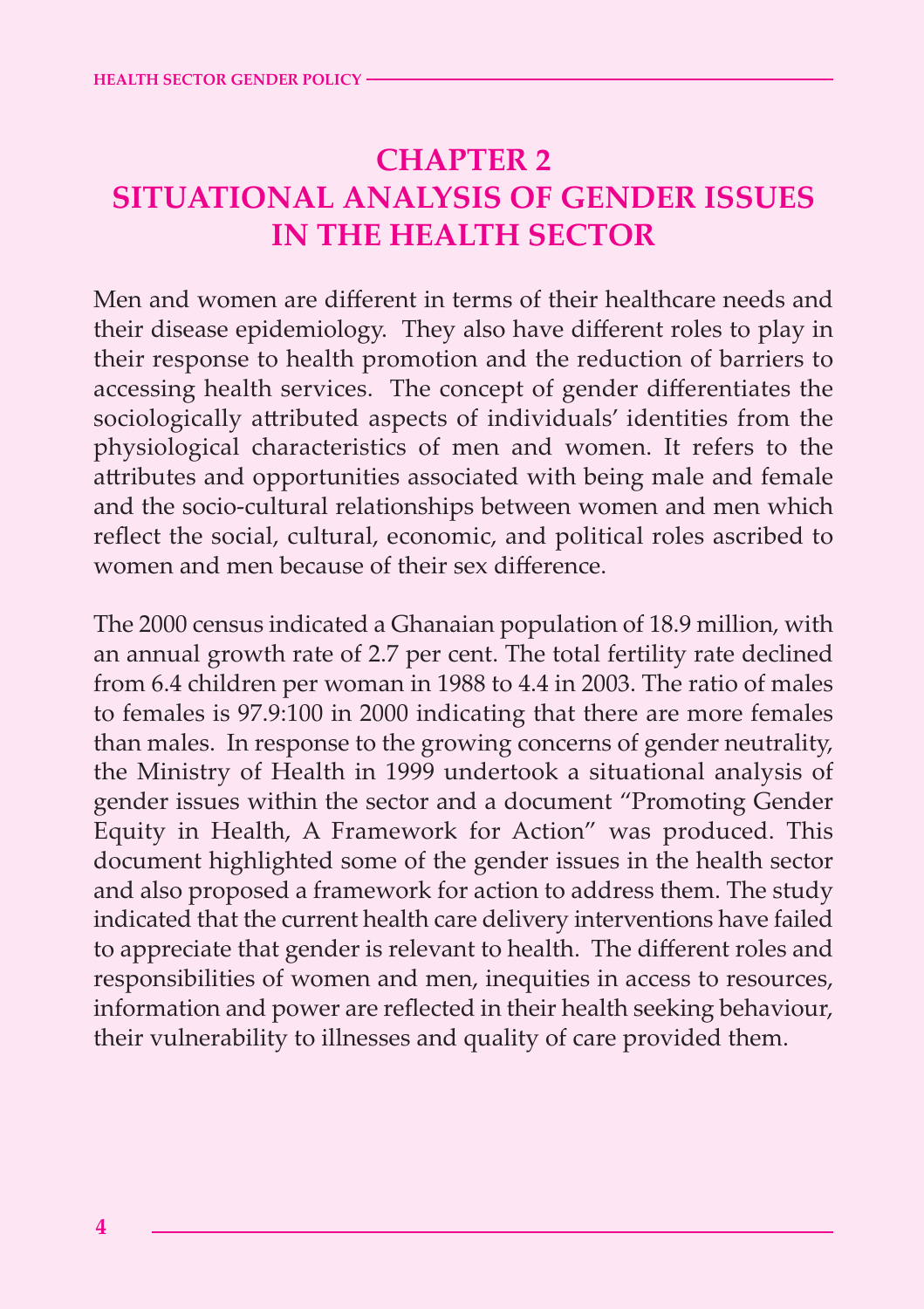# CHAPTER 2
# SITUATIONAL ANALYSIS OF GENDER ISSUES IN THE HEALTH SECTOR

Men and women are different in terms of their healthcare needs and their disease epidemiology. They also have different roles to play in their response to health promotion and the reduction of barriers to accessing health services. The concept of gender differentiates the sociologically attributed aspects of individuals' identities from the physiological characteristics of men and women. It refers to the attributes and opportunities associated with being male and female and the socio-cultural relationships between women and men which reflect the social, cultural, economic, and political roles ascribed to women and men because of their sex difference.

The 2000 census indicated a Ghanaian population of 18.9 million, with an annual growth rate of 2.7 per cent. The total fertility rate declined from 6.4 children per woman in 1988 to 4.4 in 2003. The ratio of males to females is 97.9:100 in 2000 indicating that there are more females than males. In response to the growing concerns of gender neutrality, the Ministry of Health in 1999 undertook a situational analysis of gender issues within the sector and a document "Promoting Gender Equity in Health, A Framework for Action" was produced. This document highlighted some of the gender issues in the health sector and also proposed a framework for action to address them. The study indicated that the current health care delivery interventions have failed to appreciate that gender is relevant to health. The different roles and responsibilities of women and men, inequities in access to resources, information and power are reflected in their health seeking behaviour, their vulnerability to illnesses and quality of care provided them.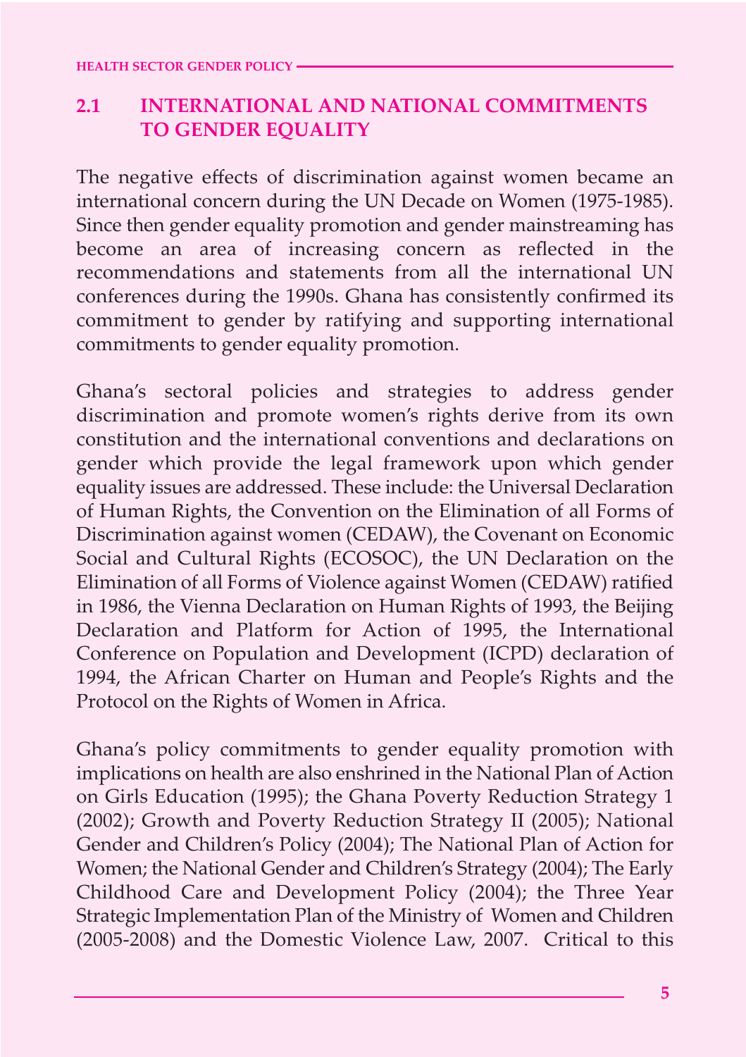## 2.1 INTERNATIONAL AND NATIONAL COMMITMENTS TO GENDER EQUALITY

The negative effects of discrimination against women became an international concern during the UN Decade on Women (1975-1985). Since then gender equality promotion and gender mainstreaming has become an area of increasing concern as reflected in the recommendations and statements from all the international UN conferences during the 1990s. Ghana has consistently confirmed its commitment to gender by ratifying and supporting international commitments to gender equality promotion.

Ghana's sectoral policies and strategies to address gender discrimination and promote women's rights derive from its own constitution and the international conventions and declarations on gender which provide the legal framework upon which gender equality issues are addressed. These include: the Universal Declaration of Human Rights, the Convention on the Elimination of all Forms of Discrimination against women (CEDAW), the Covenant on Economic Social and Cultural Rights (ECOSOC), the UN Declaration on the Elimination of all Forms of Violence against Women (CEDAW) ratified in 1986, the Vienna Declaration on Human Rights of 1993, the Beijing Declaration and Platform for Action of 1995, the International Conference on Population and Development (ICPD) declaration of 1994, the African Charter on Human and People's Rights and the Protocol on the Rights of Women in Africa.

Ghana's policy commitments to gender equality promotion with implications on health are also enshrined in the National Plan of Action on Girls Education (1995); the Ghana Poverty Reduction Strategy 1 (2002); Growth and Poverty Reduction Strategy II (2005); National Gender and Children's Policy (2004); The National Plan of Action for Women; the National Gender and Children's Strategy (2004); The Early Childhood Care and Development Policy (2004); the Three Year Strategic Implementation Plan of the Ministry of Women and Children (2005-2008) and the Domestic Violence Law, 2007. Critical to this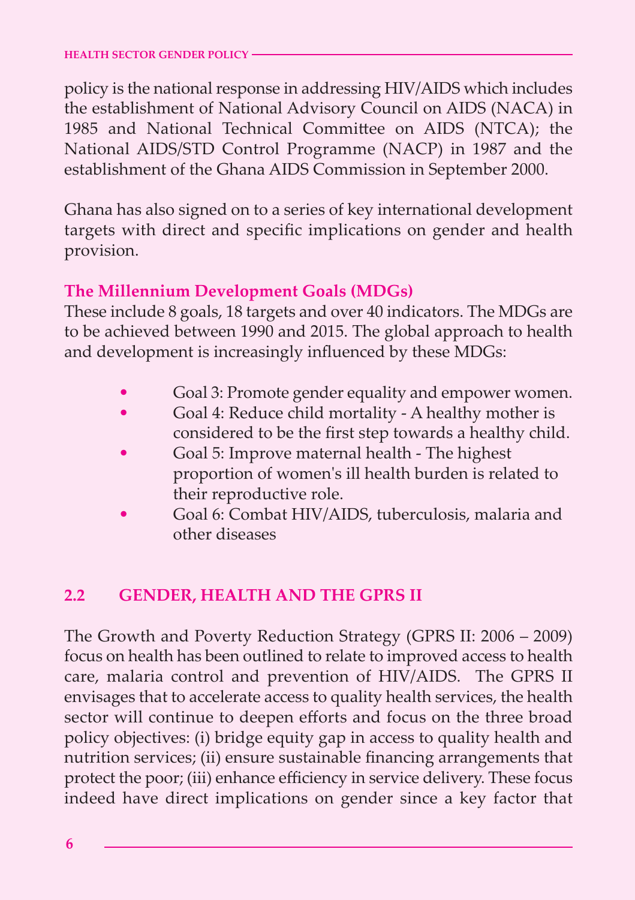policy is the national response in addressing HIV/AIDS which includes the establishment of National Advisory Council on AIDS (NACA) in 1985 and National Technical Committee on AIDS (NTCA); the National AIDS/STD Control Programme (NACP) in 1987 and the establishment of the Ghana AIDS Commission in September 2000.

Ghana has also signed on to a series of key international development targets with direct and specific implications on gender and health provision.

**The Millennium Development Goals (MDGs)**

These include 8 goals, 18 targets and over 40 indicators. The MDGs are to be achieved between 1990 and 2015. The global approach to health and development is increasingly influenced by these MDGs:

- Goal 3: Promote gender equality and empower women.
- Goal 4: Reduce child mortality - A healthy mother is considered to be the first step towards a healthy child.
- Goal 5: Improve maternal health - The highest proportion of women's ill health burden is related to their reproductive role.
- Goal 6: Combat HIV/AIDS, tuberculosis, malaria and other diseases

## 2.2 GENDER, HEALTH AND THE GPRS II

The Growth and Poverty Reduction Strategy (GPRS II: 2006 – 2009) focus on health has been outlined to relate to improved access to health care, malaria control and prevention of HIV/AIDS. The GPRS II envisages that to accelerate access to quality health services, the health sector will continue to deepen efforts and focus on the three broad policy objectives: (i) bridge equity gap in access to quality health and nutrition services; (ii) ensure sustainable financing arrangements that protect the poor; (iii) enhance efficiency in service delivery. These focus indeed have direct implications on gender since a key factor that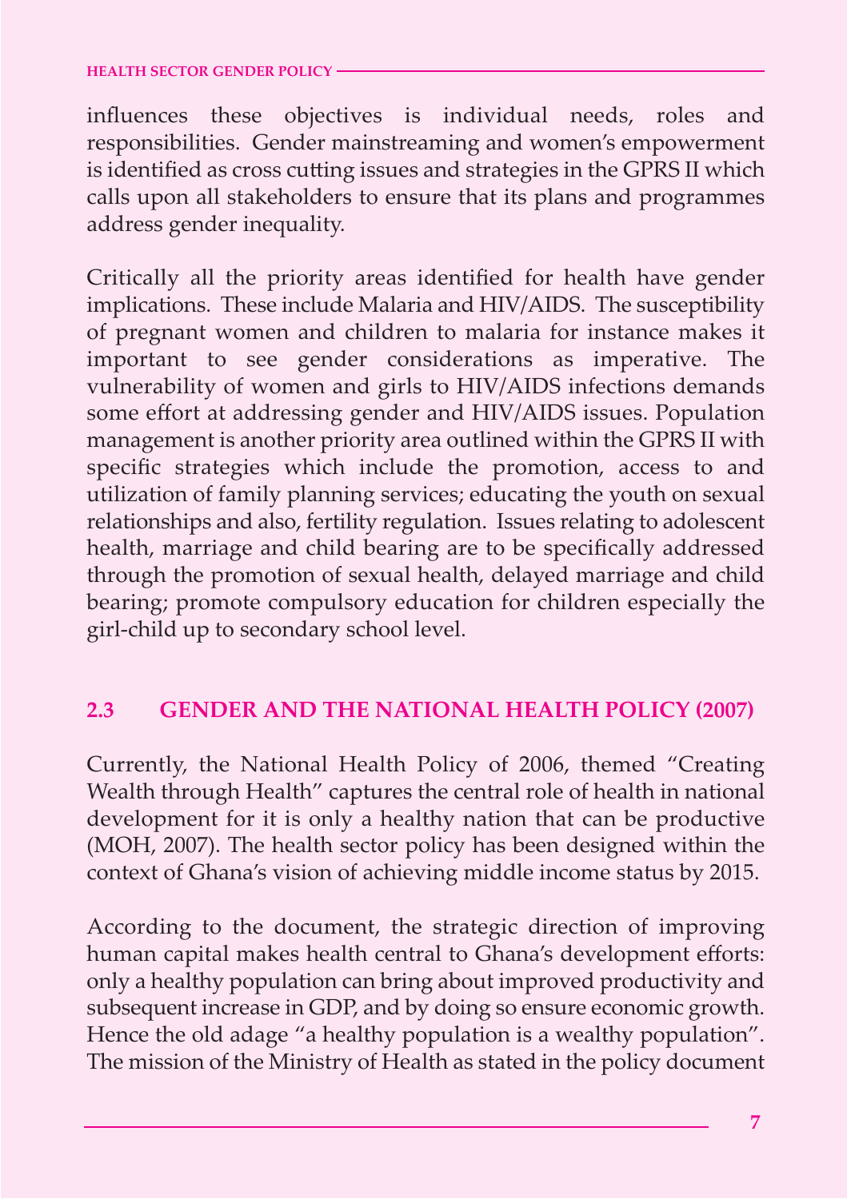influences these objectives is individual needs, roles and responsibilities. Gender mainstreaming and women's empowerment is identified as cross cutting issues and strategies in the GPRS II which calls upon all stakeholders to ensure that its plans and programmes address gender inequality.

Critically all the priority areas identified for health have gender implications. These include Malaria and HIV/AIDS. The susceptibility of pregnant women and children to malaria for instance makes it important to see gender considerations as imperative. The vulnerability of women and girls to HIV/AIDS infections demands some effort at addressing gender and HIV/AIDS issues. Population management is another priority area outlined within the GPRS II with specific strategies which include the promotion, access to and utilization of family planning services; educating the youth on sexual relationships and also, fertility regulation. Issues relating to adolescent health, marriage and child bearing are to be specifically addressed through the promotion of sexual health, delayed marriage and child bearing; promote compulsory education for children especially the girl-child up to secondary school level.

## 2.3 GENDER AND THE NATIONAL HEALTH POLICY (2007)

Currently, the National Health Policy of 2006, themed "Creating Wealth through Health" captures the central role of health in national development for it is only a healthy nation that can be productive (MOH, 2007). The health sector policy has been designed within the context of Ghana's vision of achieving middle income status by 2015.

According to the document, the strategic direction of improving human capital makes health central to Ghana's development efforts: only a healthy population can bring about improved productivity and subsequent increase in GDP, and by doing so ensure economic growth. Hence the old adage "a healthy population is a wealthy population". The mission of the Ministry of Health as stated in the policy document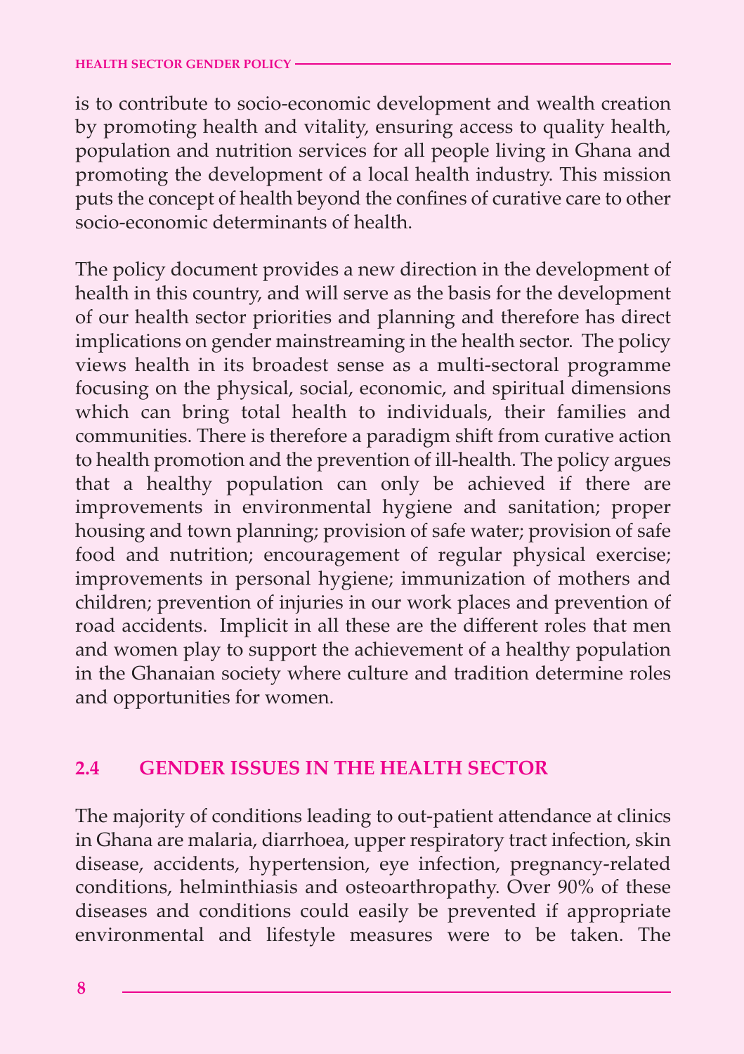is to contribute to socio-economic development and wealth creation by promoting health and vitality, ensuring access to quality health, population and nutrition services for all people living in Ghana and promoting the development of a local health industry. This mission puts the concept of health beyond the confines of curative care to other socio-economic determinants of health.

The policy document provides a new direction in the development of health in this country, and will serve as the basis for the development of our health sector priorities and planning and therefore has direct implications on gender mainstreaming in the health sector. The policy views health in its broadest sense as a multi-sectoral programme focusing on the physical, social, economic, and spiritual dimensions which can bring total health to individuals, their families and communities. There is therefore a paradigm shift from curative action to health promotion and the prevention of ill-health. The policy argues that a healthy population can only be achieved if there are improvements in environmental hygiene and sanitation; proper housing and town planning; provision of safe water; provision of safe food and nutrition; encouragement of regular physical exercise; improvements in personal hygiene; immunization of mothers and children; prevention of injuries in our work places and prevention of road accidents. Implicit in all these are the different roles that men and women play to support the achievement of a healthy population in the Ghanaian society where culture and tradition determine roles and opportunities for women.

## 2.4 GENDER ISSUES IN THE HEALTH SECTOR

The majority of conditions leading to out-patient attendance at clinics in Ghana are malaria, diarrhoea, upper respiratory tract infection, skin disease, accidents, hypertension, eye infection, pregnancy-related conditions, helminthiasis and osteoarthropathy. Over 90% of these diseases and conditions could easily be prevented if appropriate environmental and lifestyle measures were to be taken. The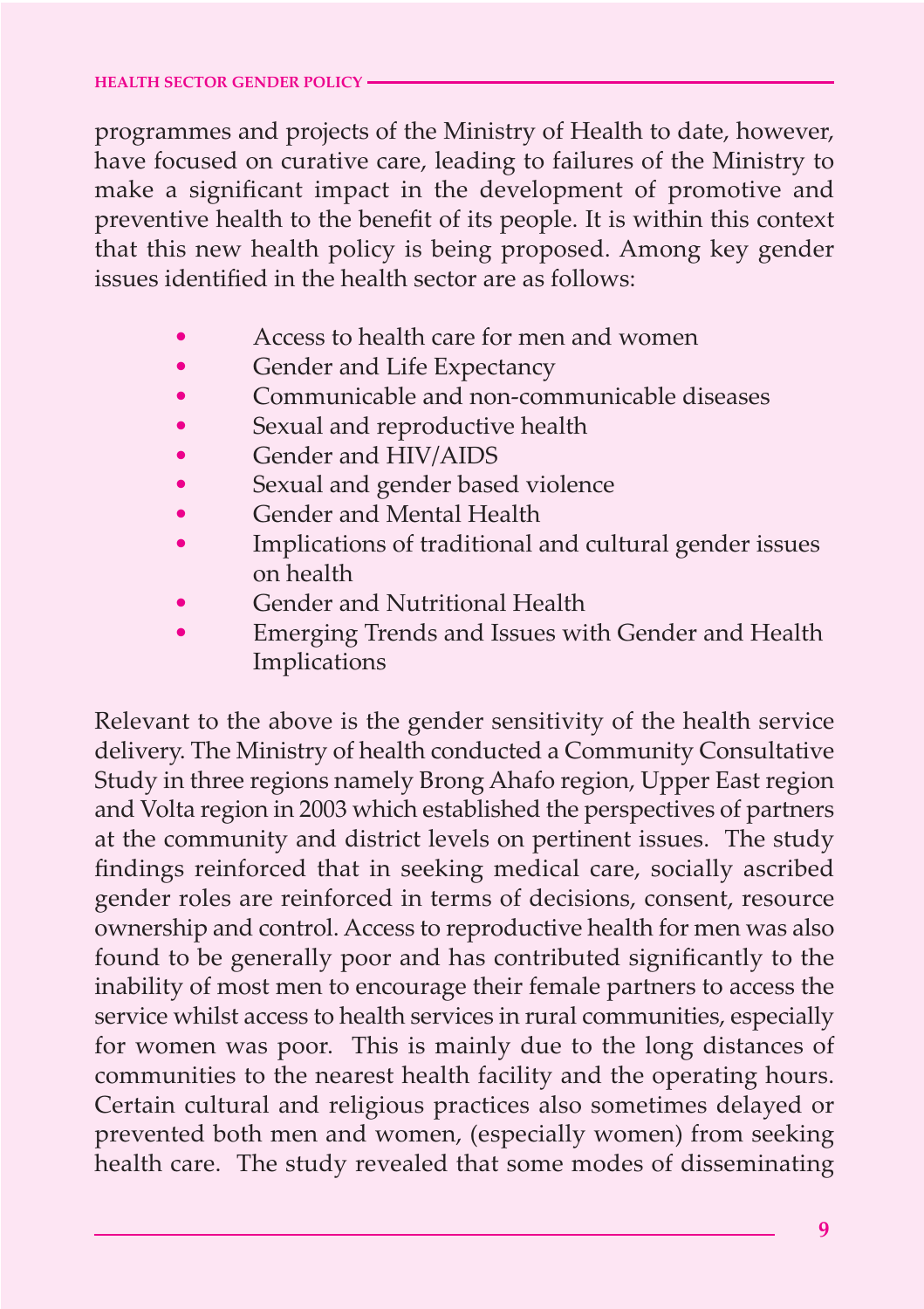programmes and projects of the Ministry of Health to date, however, have focused on curative care, leading to failures of the Ministry to make a significant impact in the development of promotive and preventive health to the benefit of its people. It is within this context that this new health policy is being proposed. Among key gender issues identified in the health sector are as follows:

- Access to health care for men and women
- Gender and Life Expectancy
- Communicable and non-communicable diseases
- Sexual and reproductive health
- Gender and HIV/AIDS
- Sexual and gender based violence
- Gender and Mental Health
- Implications of traditional and cultural gender issues on health
- Gender and Nutritional Health
- Emerging Trends and Issues with Gender and Health Implications

Relevant to the above is the gender sensitivity of the health service delivery. The Ministry of health conducted a Community Consultative Study in three regions namely Brong Ahafo region, Upper East region and Volta region in 2003 which established the perspectives of partners at the community and district levels on pertinent issues. The study findings reinforced that in seeking medical care, socially ascribed gender roles are reinforced in terms of decisions, consent, resource ownership and control. Access to reproductive health for men was also found to be generally poor and has contributed significantly to the inability of most men to encourage their female partners to access the service whilst access to health services in rural communities, especially for women was poor. This is mainly due to the long distances of communities to the nearest health facility and the operating hours. Certain cultural and religious practices also sometimes delayed or prevented both men and women, (especially women) from seeking health care. The study revealed that some modes of disseminating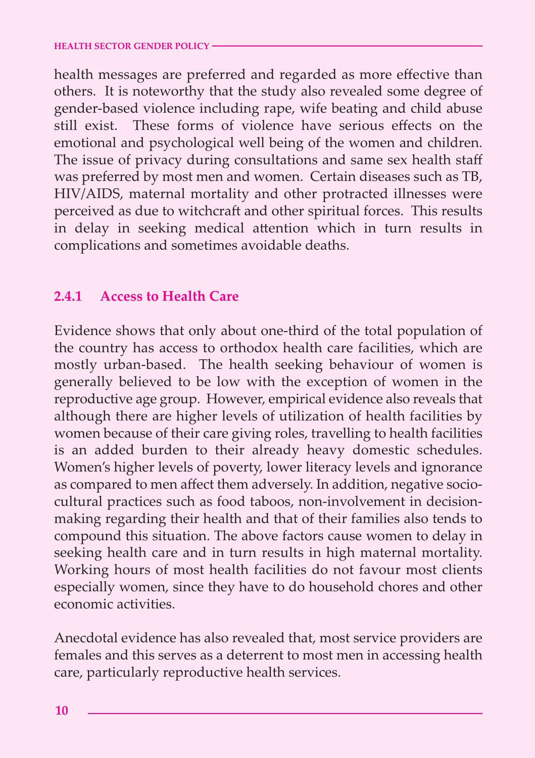health messages are preferred and regarded as more effective than others. It is noteworthy that the study also revealed some degree of gender-based violence including rape, wife beating and child abuse still exist. These forms of violence have serious effects on the emotional and psychological well being of the women and children. The issue of privacy during consultations and same sex health staff was preferred by most men and women. Certain diseases such as TB, HIV/AIDS, maternal mortality and other protracted illnesses were perceived as due to witchcraft and other spiritual forces. This results in delay in seeking medical attention which in turn results in complications and sometimes avoidable deaths.

### 2.4.1 Access to Health Care

Evidence shows that only about one-third of the total population of the country has access to orthodox health care facilities, which are mostly urban-based. The health seeking behaviour of women is generally believed to be low with the exception of women in the reproductive age group. However, empirical evidence also reveals that although there are higher levels of utilization of health facilities by women because of their care giving roles, travelling to health facilities is an added burden to their already heavy domestic schedules. Women's higher levels of poverty, lower literacy levels and ignorance as compared to men affect them adversely. In addition, negative socio-cultural practices such as food taboos, non-involvement in decision-making regarding their health and that of their families also tends to compound this situation. The above factors cause women to delay in seeking health care and in turn results in high maternal mortality. Working hours of most health facilities do not favour most clients especially women, since they have to do household chores and other economic activities.

Anecdotal evidence has also revealed that, most service providers are females and this serves as a deterrent to most men in accessing health care, particularly reproductive health services.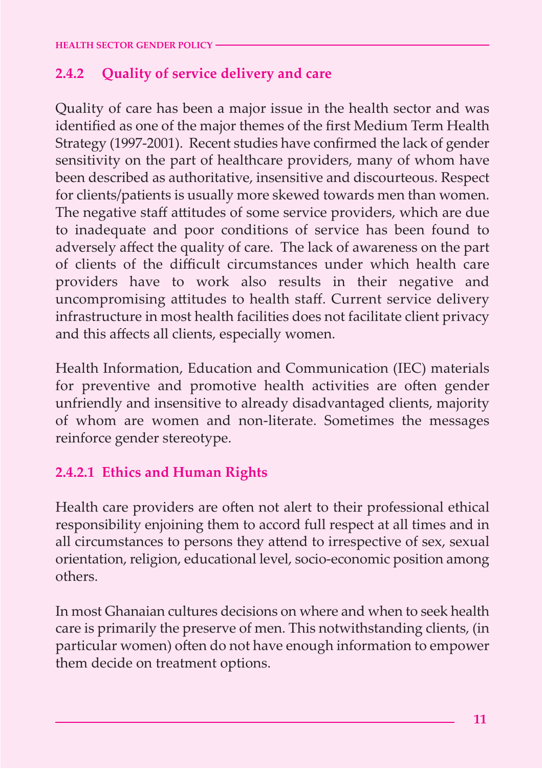### 2.4.2 Quality of service delivery and care

Quality of care has been a major issue in the health sector and was identified as one of the major themes of the first Medium Term Health Strategy (1997-2001). Recent studies have confirmed the lack of gender sensitivity on the part of healthcare providers, many of whom have been described as authoritative, insensitive and discourteous. Respect for clients/patients is usually more skewed towards men than women. The negative staff attitudes of some service providers, which are due to inadequate and poor conditions of service has been found to adversely affect the quality of care. The lack of awareness on the part of clients of the difficult circumstances under which health care providers have to work also results in their negative and uncompromising attitudes to health staff. Current service delivery infrastructure in most health facilities does not facilitate client privacy and this affects all clients, especially women.

Health Information, Education and Communication (IEC) materials for preventive and promotive health activities are often gender unfriendly and insensitive to already disadvantaged clients, majority of whom are women and non-literate. Sometimes the messages reinforce gender stereotype.

#### 2.4.2.1 Ethics and Human Rights

Health care providers are often not alert to their professional ethical responsibility enjoining them to accord full respect at all times and in all circumstances to persons they attend to irrespective of sex, sexual orientation, religion, educational level, socio-economic position among others.

In most Ghanaian cultures decisions on where and when to seek health care is primarily the preserve of men. This notwithstanding clients, (in particular women) often do not have enough information to empower them decide on treatment options.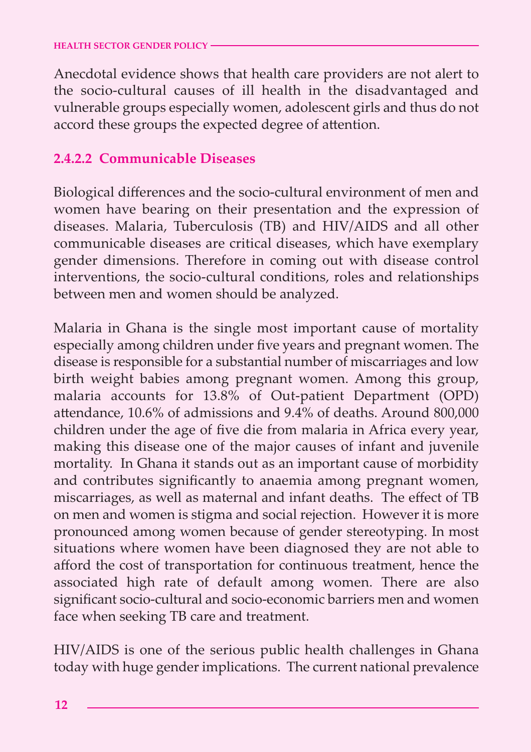Anecdotal evidence shows that health care providers are not alert to the socio-cultural causes of ill health in the disadvantaged and vulnerable groups especially women, adolescent girls and thus do not accord these groups the expected degree of attention.

#### 2.4.2.2 Communicable Diseases

Biological differences and the socio-cultural environment of men and women have bearing on their presentation and the expression of diseases. Malaria, Tuberculosis (TB) and HIV/AIDS and all other communicable diseases are critical diseases, which have exemplary gender dimensions. Therefore in coming out with disease control interventions, the socio-cultural conditions, roles and relationships between men and women should be analyzed.

Malaria in Ghana is the single most important cause of mortality especially among children under five years and pregnant women. The disease is responsible for a substantial number of miscarriages and low birth weight babies among pregnant women. Among this group, malaria accounts for 13.8% of Out-patient Department (OPD) attendance, 10.6% of admissions and 9.4% of deaths. Around 800,000 children under the age of five die from malaria in Africa every year, making this disease one of the major causes of infant and juvenile mortality. In Ghana it stands out as an important cause of morbidity and contributes significantly to anaemia among pregnant women, miscarriages, as well as maternal and infant deaths. The effect of TB on men and women is stigma and social rejection. However it is more pronounced among women because of gender stereotyping. In most situations where women have been diagnosed they are not able to afford the cost of transportation for continuous treatment, hence the associated high rate of default among women. There are also significant socio-cultural and socio-economic barriers men and women face when seeking TB care and treatment.

HIV/AIDS is one of the serious public health challenges in Ghana today with huge gender implications. The current national prevalence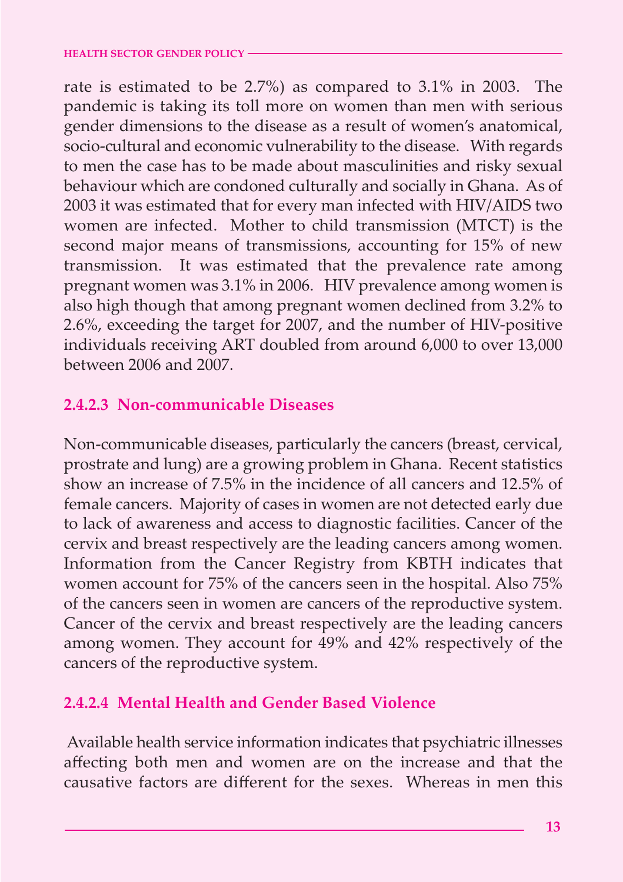rate is estimated to be 2.7%) as compared to 3.1% in 2003. The pandemic is taking its toll more on women than men with serious gender dimensions to the disease as a result of women's anatomical, socio-cultural and economic vulnerability to the disease. With regards to men the case has to be made about masculinities and risky sexual behaviour which are condoned culturally and socially in Ghana. As of 2003 it was estimated that for every man infected with HIV/AIDS two women are infected. Mother to child transmission (MTCT) is the second major means of transmissions, accounting for 15% of new transmission. It was estimated that the prevalence rate among pregnant women was 3.1% in 2006. HIV prevalence among women is also high though that among pregnant women declined from 3.2% to 2.6%, exceeding the target for 2007, and the number of HIV-positive individuals receiving ART doubled from around 6,000 to over 13,000 between 2006 and 2007.

#### 2.4.2.3 Non-communicable Diseases

Non-communicable diseases, particularly the cancers (breast, cervical, prostrate and lung) are a growing problem in Ghana. Recent statistics show an increase of 7.5% in the incidence of all cancers and 12.5% of female cancers. Majority of cases in women are not detected early due to lack of awareness and access to diagnostic facilities. Cancer of the cervix and breast respectively are the leading cancers among women. Information from the Cancer Registry from KBTH indicates that women account for 75% of the cancers seen in the hospital. Also 75% of the cancers seen in women are cancers of the reproductive system. Cancer of the cervix and breast respectively are the leading cancers among women. They account for 49% and 42% respectively of the cancers of the reproductive system.

#### 2.4.2.4 Mental Health and Gender Based Violence

Available health service information indicates that psychiatric illnesses affecting both men and women are on the increase and that the causative factors are different for the sexes. Whereas in men this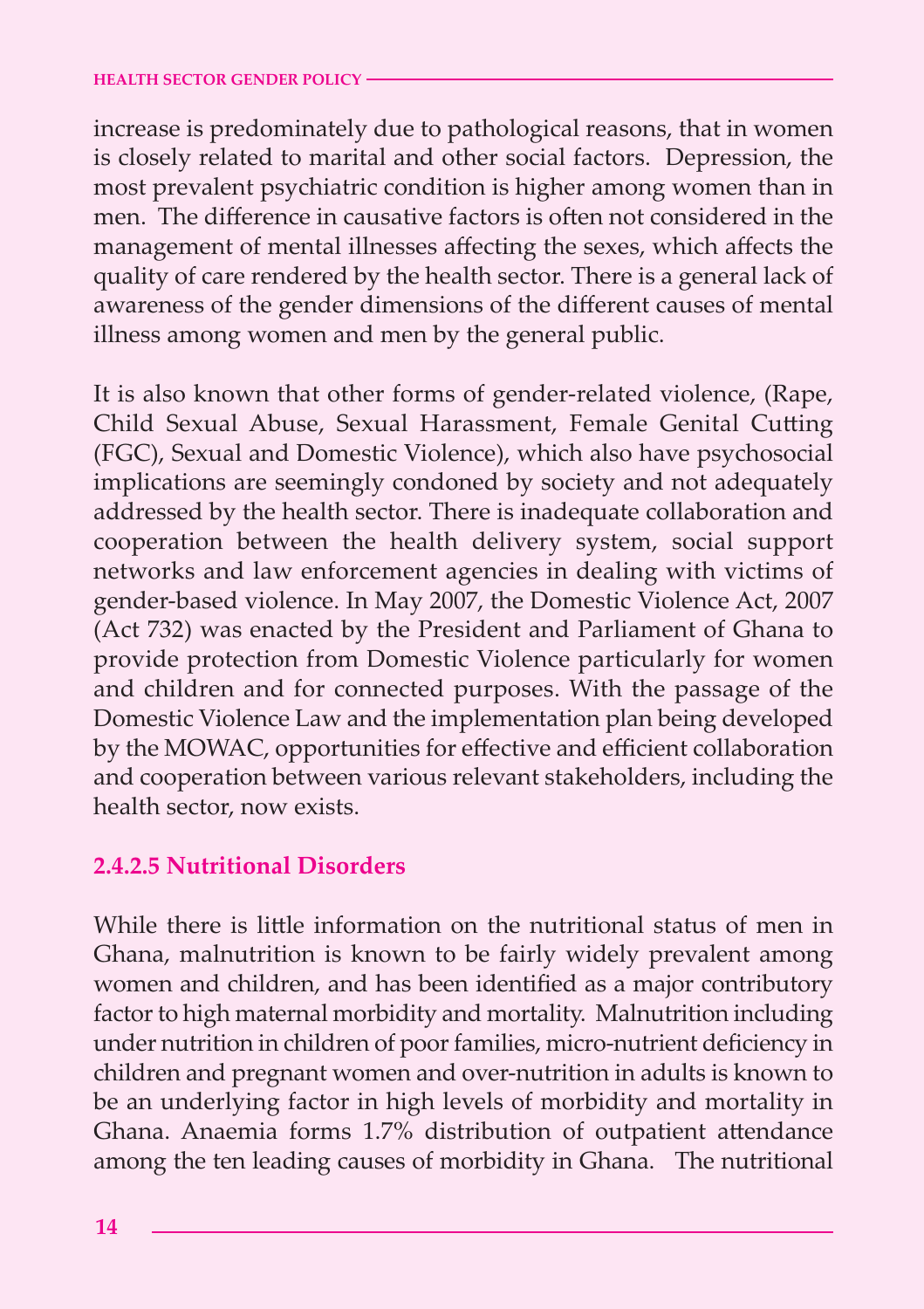increase is predominately due to pathological reasons, that in women is closely related to marital and other social factors. Depression, the most prevalent psychiatric condition is higher among women than in men. The difference in causative factors is often not considered in the management of mental illnesses affecting the sexes, which affects the quality of care rendered by the health sector. There is a general lack of awareness of the gender dimensions of the different causes of mental illness among women and men by the general public.

It is also known that other forms of gender-related violence, (Rape, Child Sexual Abuse, Sexual Harassment, Female Genital Cutting (FGC), Sexual and Domestic Violence), which also have psychosocial implications are seemingly condoned by society and not adequately addressed by the health sector. There is inadequate collaboration and cooperation between the health delivery system, social support networks and law enforcement agencies in dealing with victims of gender-based violence. In May 2007, the Domestic Violence Act, 2007 (Act 732) was enacted by the President and Parliament of Ghana to provide protection from Domestic Violence particularly for women and children and for connected purposes. With the passage of the Domestic Violence Law and the implementation plan being developed by the MOWAC, opportunities for effective and efficient collaboration and cooperation between various relevant stakeholders, including the health sector, now exists.

#### 2.4.2.5 Nutritional Disorders

While there is little information on the nutritional status of men in Ghana, malnutrition is known to be fairly widely prevalent among women and children, and has been identified as a major contributory factor to high maternal morbidity and mortality. Malnutrition including under nutrition in children of poor families, micro-nutrient deficiency in children and pregnant women and over-nutrition in adults is known to be an underlying factor in high levels of morbidity and mortality in Ghana. Anaemia forms 1.7% distribution of outpatient attendance among the ten leading causes of morbidity in Ghana. The nutritional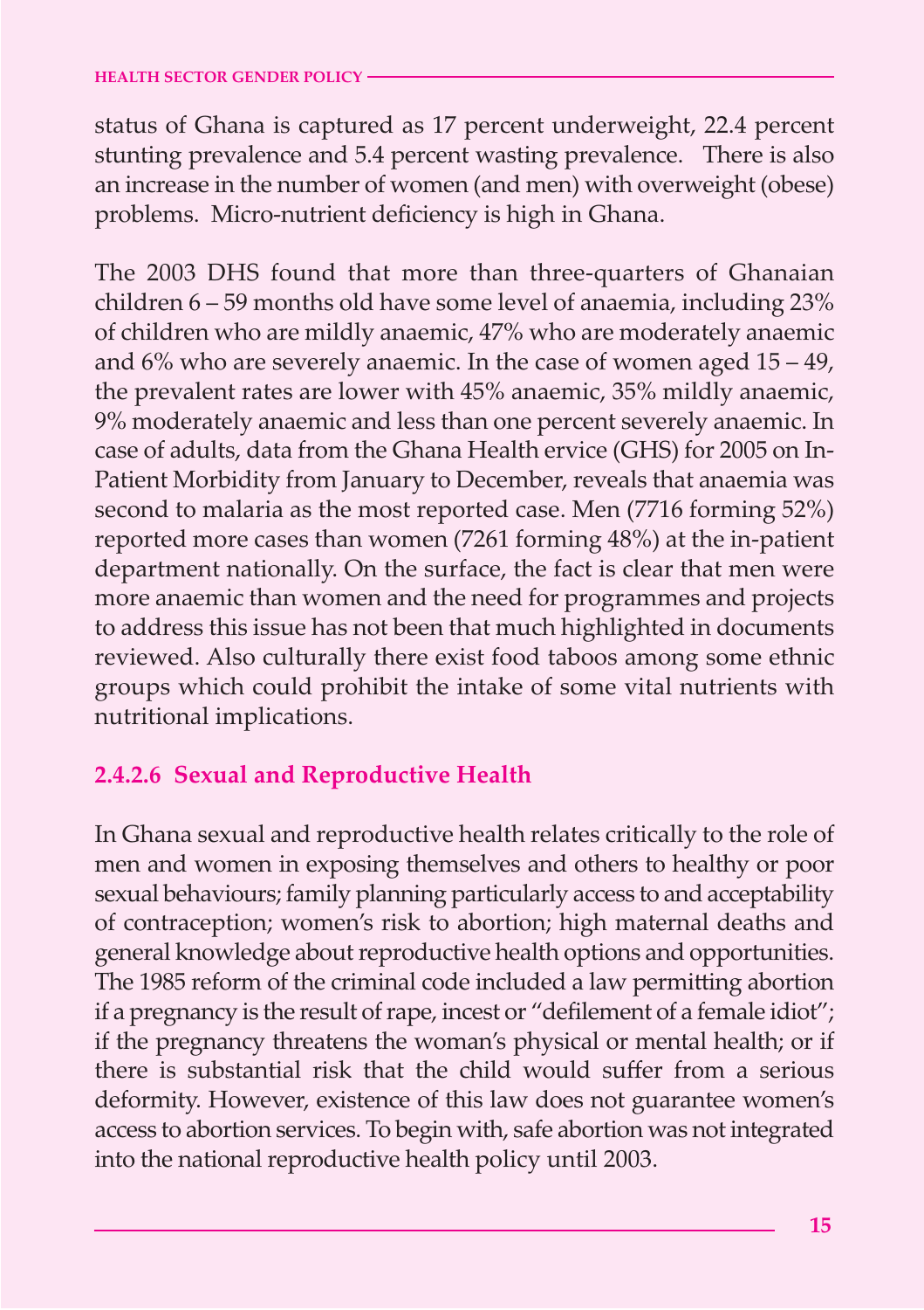status of Ghana is captured as 17 percent underweight, 22.4 percent stunting prevalence and 5.4 percent wasting prevalence. There is also an increase in the number of women (and men) with overweight (obese) problems. Micro-nutrient deficiency is high in Ghana.

The 2003 DHS found that more than three-quarters of Ghanaian children 6 – 59 months old have some level of anaemia, including 23% of children who are mildly anaemic, 47% who are moderately anaemic and 6% who are severely anaemic. In the case of women aged 15 – 49, the prevalent rates are lower with 45% anaemic, 35% mildly anaemic, 9% moderately anaemic and less than one percent severely anaemic. In case of adults, data from the Ghana Health ervice (GHS) for 2005 on In-Patient Morbidity from January to December, reveals that anaemia was second to malaria as the most reported case. Men (7716 forming 52%) reported more cases than women (7261 forming 48%) at the in-patient department nationally. On the surface, the fact is clear that men were more anaemic than women and the need for programmes and projects to address this issue has not been that much highlighted in documents reviewed. Also culturally there exist food taboos among some ethnic groups which could prohibit the intake of some vital nutrients with nutritional implications.

#### 2.4.2.6 Sexual and Reproductive Health

In Ghana sexual and reproductive health relates critically to the role of men and women in exposing themselves and others to healthy or poor sexual behaviours; family planning particularly access to and acceptability of contraception; women's risk to abortion; high maternal deaths and general knowledge about reproductive health options and opportunities. The 1985 reform of the criminal code included a law permitting abortion if a pregnancy is the result of rape, incest or "defilement of a female idiot"; if the pregnancy threatens the woman's physical or mental health; or if there is substantial risk that the child would suffer from a serious deformity. However, existence of this law does not guarantee women's access to abortion services. To begin with, safe abortion was not integrated into the national reproductive health policy until 2003.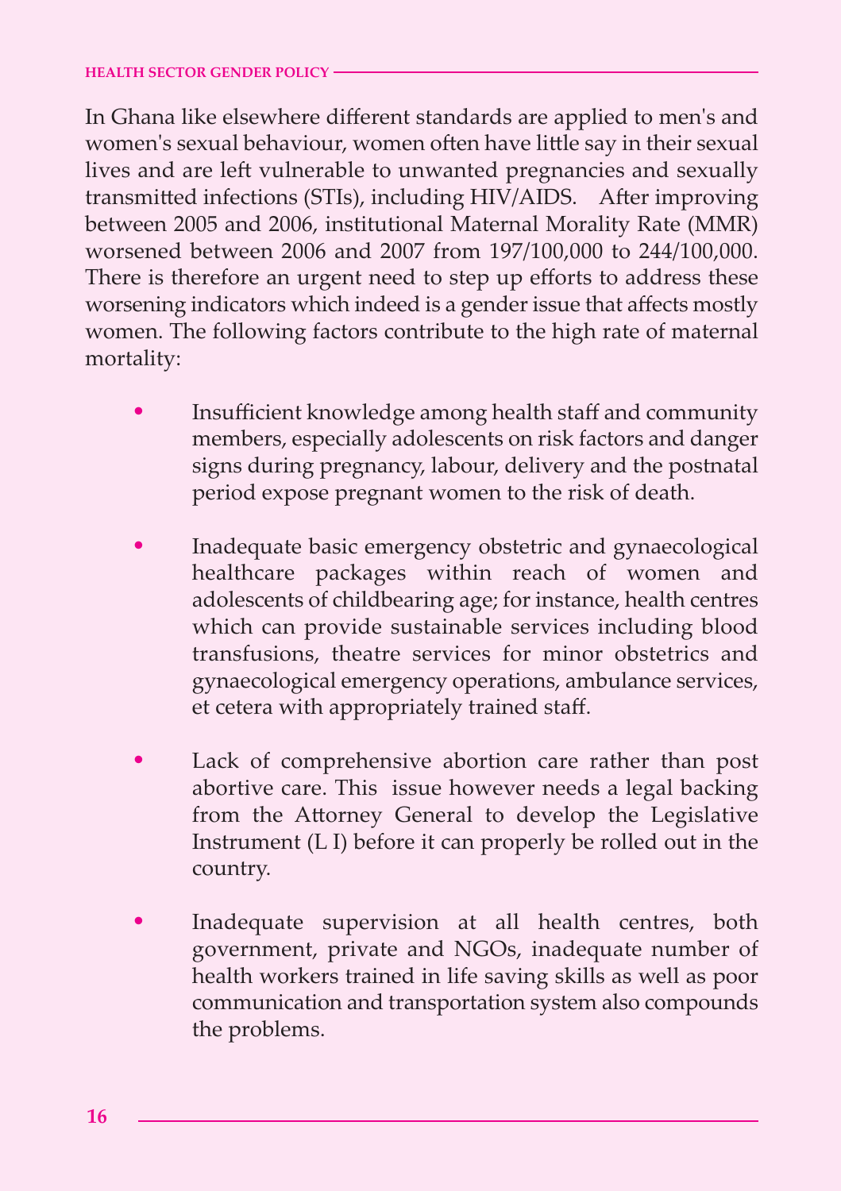In Ghana like elsewhere different standards are applied to men's and women's sexual behaviour, women often have little say in their sexual lives and are left vulnerable to unwanted pregnancies and sexually transmitted infections (STIs), including HIV/AIDS. After improving between 2005 and 2006, institutional Maternal Morality Rate (MMR) worsened between 2006 and 2007 from 197/100,000 to 244/100,000. There is therefore an urgent need to step up efforts to address these worsening indicators which indeed is a gender issue that affects mostly women. The following factors contribute to the high rate of maternal mortality:

- Insufficient knowledge among health staff and community members, especially adolescents on risk factors and danger signs during pregnancy, labour, delivery and the postnatal period expose pregnant women to the risk of death.

- Inadequate basic emergency obstetric and gynaecological healthcare packages within reach of women and adolescents of childbearing age; for instance, health centres which can provide sustainable services including blood transfusions, theatre services for minor obstetrics and gynaecological emergency operations, ambulance services, et cetera with appropriately trained staff.

- Lack of comprehensive abortion care rather than post abortive care. This issue however needs a legal backing from the Attorney General to develop the Legislative Instrument (L I) before it can properly be rolled out in the country.

- Inadequate supervision at all health centres, both government, private and NGOs, inadequate number of health workers trained in life saving skills as well as poor communication and transportation system also compounds the problems.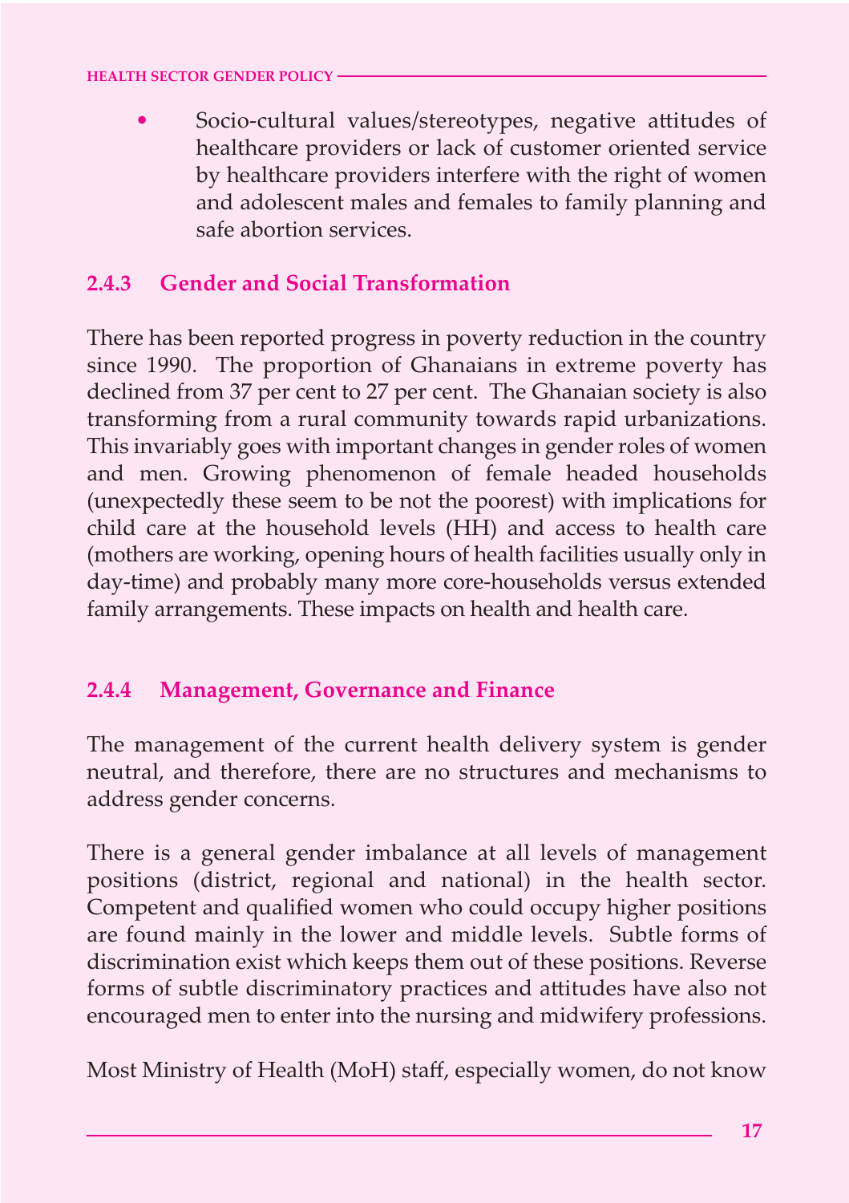- Socio-cultural values/stereotypes, negative attitudes of healthcare providers or lack of customer oriented service by healthcare providers interfere with the right of women and adolescent males and females to family planning and safe abortion services.

### 2.4.3 Gender and Social Transformation

There has been reported progress in poverty reduction in the country since 1990. The proportion of Ghanaians in extreme poverty has declined from 37 per cent to 27 per cent. The Ghanaian society is also transforming from a rural community towards rapid urbanizations. This invariably goes with important changes in gender roles of women and men. Growing phenomenon of female headed households (unexpectedly these seem to be not the poorest) with implications for child care at the household levels (HH) and access to health care (mothers are working, opening hours of health facilities usually only in day-time) and probably many more core-households versus extended family arrangements. These impacts on health and health care.

### 2.4.4 Management, Governance and Finance

The management of the current health delivery system is gender neutral, and therefore, there are no structures and mechanisms to address gender concerns.

There is a general gender imbalance at all levels of management positions (district, regional and national) in the health sector. Competent and qualified women who could occupy higher positions are found mainly in the lower and middle levels. Subtle forms of discrimination exist which keeps them out of these positions. Reverse forms of subtle discriminatory practices and attitudes have also not encouraged men to enter into the nursing and midwifery professions.

Most Ministry of Health (MoH) staff, especially women, do not know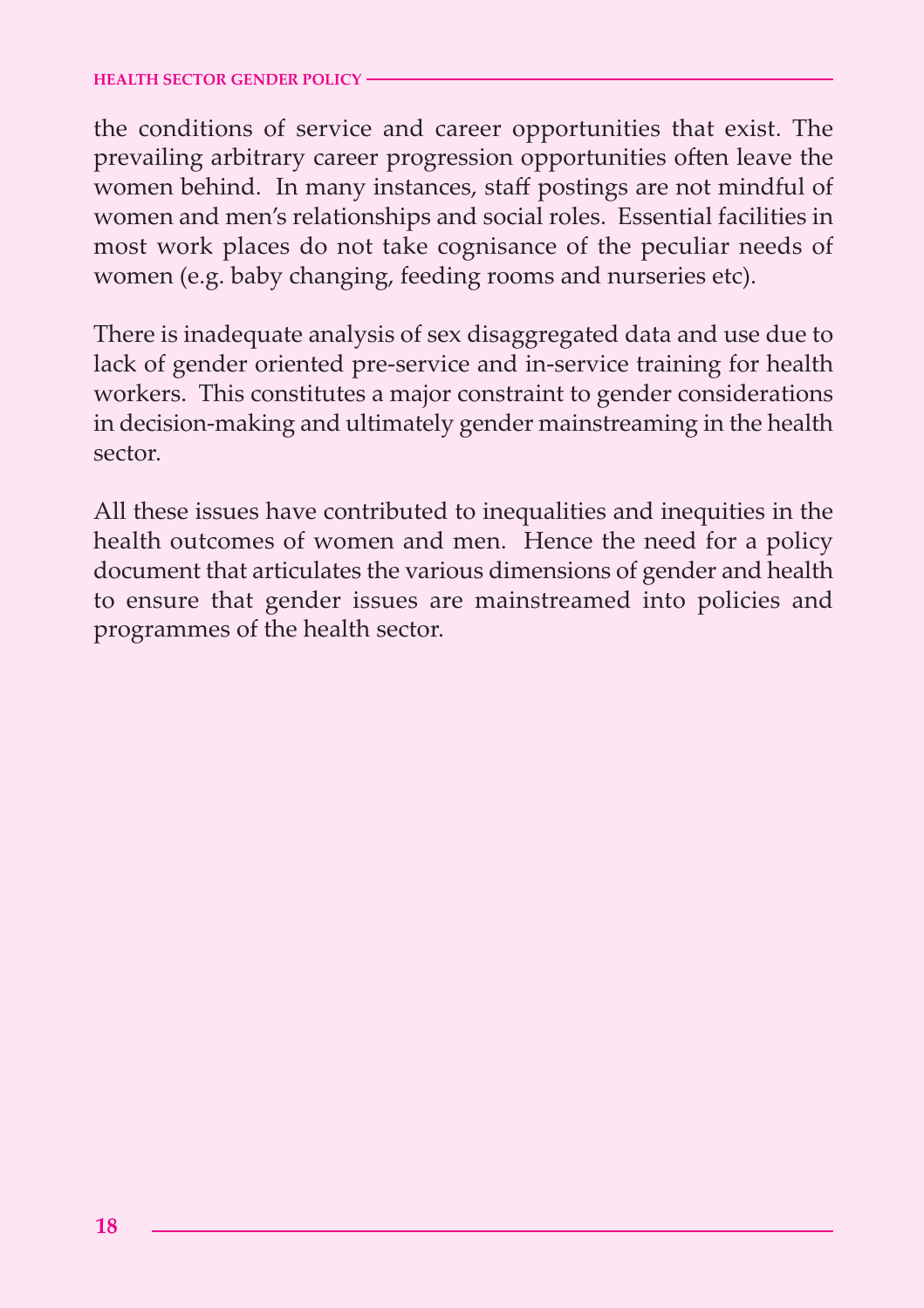the conditions of service and career opportunities that exist. The prevailing arbitrary career progression opportunities often leave the women behind. In many instances, staff postings are not mindful of women and men's relationships and social roles. Essential facilities in most work places do not take cognisance of the peculiar needs of women (e.g. baby changing, feeding rooms and nurseries etc).

There is inadequate analysis of sex disaggregated data and use due to lack of gender oriented pre-service and in-service training for health workers. This constitutes a major constraint to gender considerations in decision-making and ultimately gender mainstreaming in the health sector.

All these issues have contributed to inequalities and inequities in the health outcomes of women and men. Hence the need for a policy document that articulates the various dimensions of gender and health to ensure that gender issues are mainstreamed into policies and programmes of the health sector.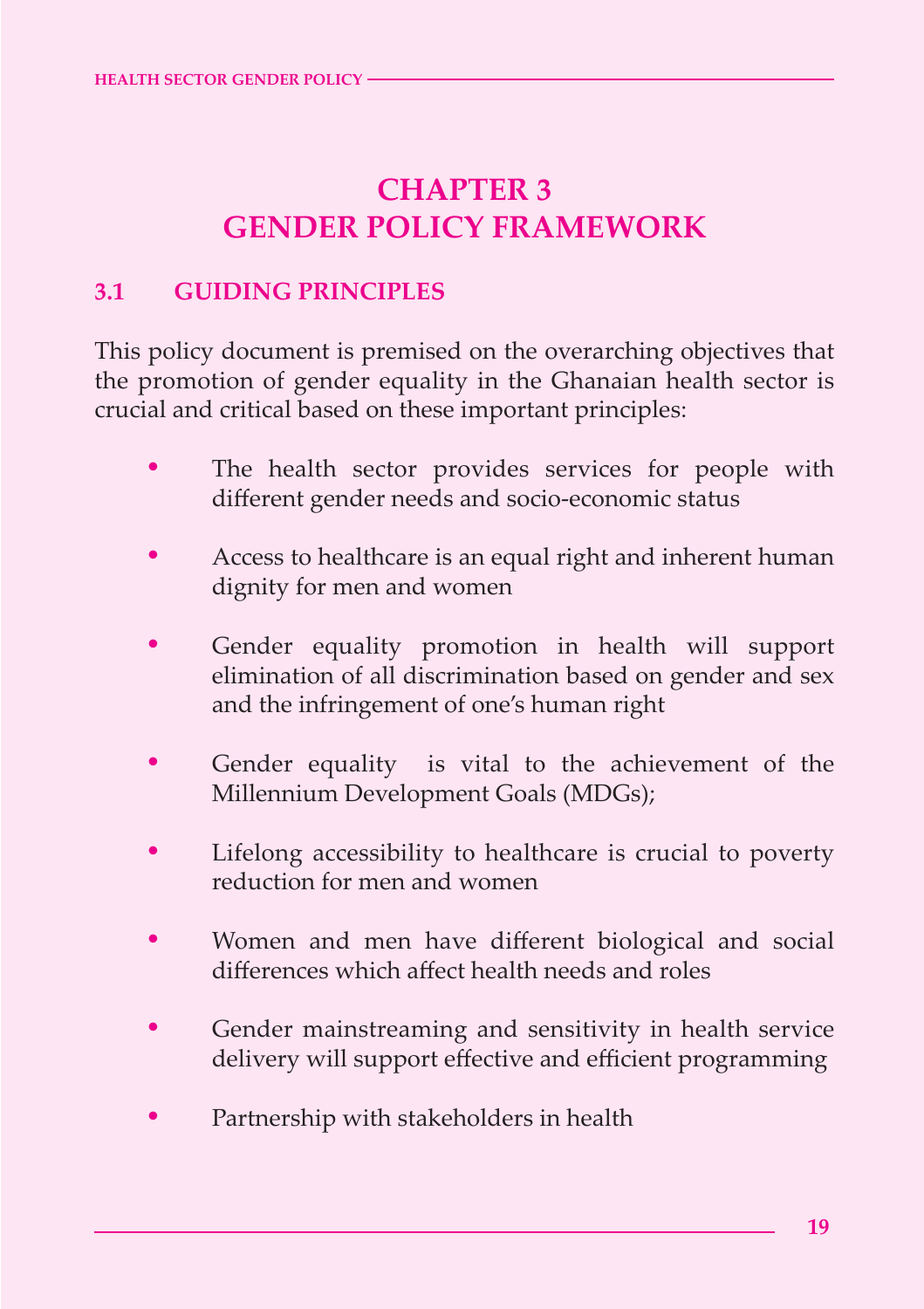# CHAPTER 3
# GENDER POLICY FRAMEWORK

## 3.1 GUIDING PRINCIPLES

This policy document is premised on the overarching objectives that the promotion of gender equality in the Ghanaian health sector is crucial and critical based on these important principles:

- The health sector provides services for people with different gender needs and socio-economic status
- Access to healthcare is an equal right and inherent human dignity for men and women
- Gender equality promotion in health will support elimination of all discrimination based on gender and sex and the infringement of one's human right
- Gender equality is vital to the achievement of the Millennium Development Goals (MDGs);
- Lifelong accessibility to healthcare is crucial to poverty reduction for men and women
- Women and men have different biological and social differences which affect health needs and roles
- Gender mainstreaming and sensitivity in health service delivery will support effective and efficient programming
- Partnership with stakeholders in health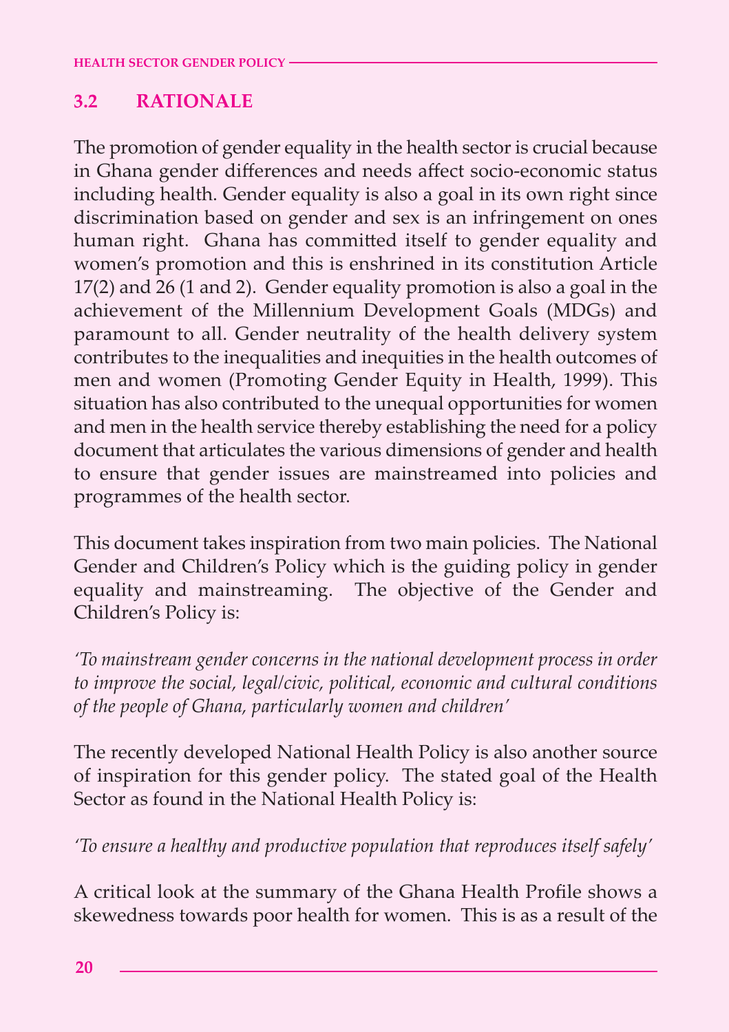## 3.2 RATIONALE

The promotion of gender equality in the health sector is crucial because in Ghana gender differences and needs affect socio-economic status including health. Gender equality is also a goal in its own right since discrimination based on gender and sex is an infringement on ones human right. Ghana has committed itself to gender equality and women's promotion and this is enshrined in its constitution Article 17(2) and 26 (1 and 2). Gender equality promotion is also a goal in the achievement of the Millennium Development Goals (MDGs) and paramount to all. Gender neutrality of the health delivery system contributes to the inequalities and inequities in the health outcomes of men and women (Promoting Gender Equity in Health, 1999). This situation has also contributed to the unequal opportunities for women and men in the health service thereby establishing the need for a policy document that articulates the various dimensions of gender and health to ensure that gender issues are mainstreamed into policies and programmes of the health sector.

This document takes inspiration from two main policies. The National Gender and Children's Policy which is the guiding policy in gender equality and mainstreaming. The objective of the Gender and Children's Policy is:

*'To mainstream gender concerns in the national development process in order to improve the social, legal/civic, political, economic and cultural conditions of the people of Ghana, particularly women and children'*

The recently developed National Health Policy is also another source of inspiration for this gender policy. The stated goal of the Health Sector as found in the National Health Policy is:

*'To ensure a healthy and productive population that reproduces itself safely'*

A critical look at the summary of the Ghana Health Profile shows a skewedness towards poor health for women. This is as a result of the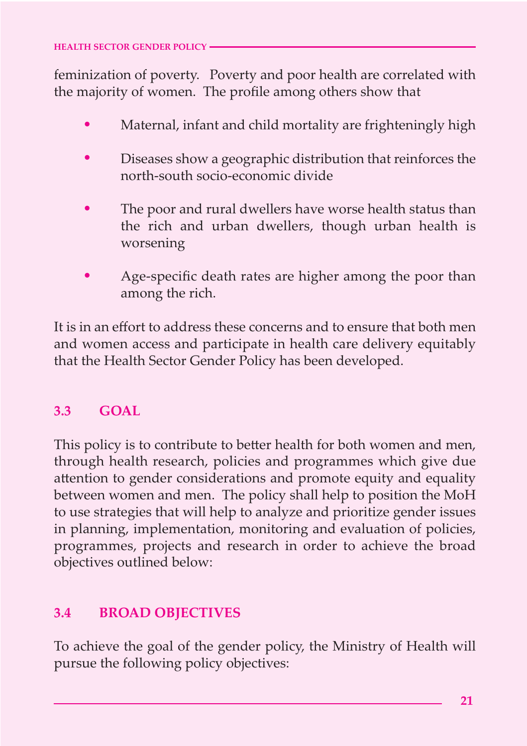feminization of poverty. Poverty and poor health are correlated with the majority of women. The profile among others show that

- Maternal, infant and child mortality are frighteningly high
- Diseases show a geographic distribution that reinforces the north-south socio-economic divide
- The poor and rural dwellers have worse health status than the rich and urban dwellers, though urban health is worsening
- Age-specific death rates are higher among the poor than among the rich.

It is in an effort to address these concerns and to ensure that both men and women access and participate in health care delivery equitably that the Health Sector Gender Policy has been developed.

## 3.3 GOAL

This policy is to contribute to better health for both women and men, through health research, policies and programmes which give due attention to gender considerations and promote equity and equality between women and men. The policy shall help to position the MoH to use strategies that will help to analyze and prioritize gender issues in planning, implementation, monitoring and evaluation of policies, programmes, projects and research in order to achieve the broad objectives outlined below:

## 3.4 BROAD OBJECTIVES

To achieve the goal of the gender policy, the Ministry of Health will pursue the following policy objectives: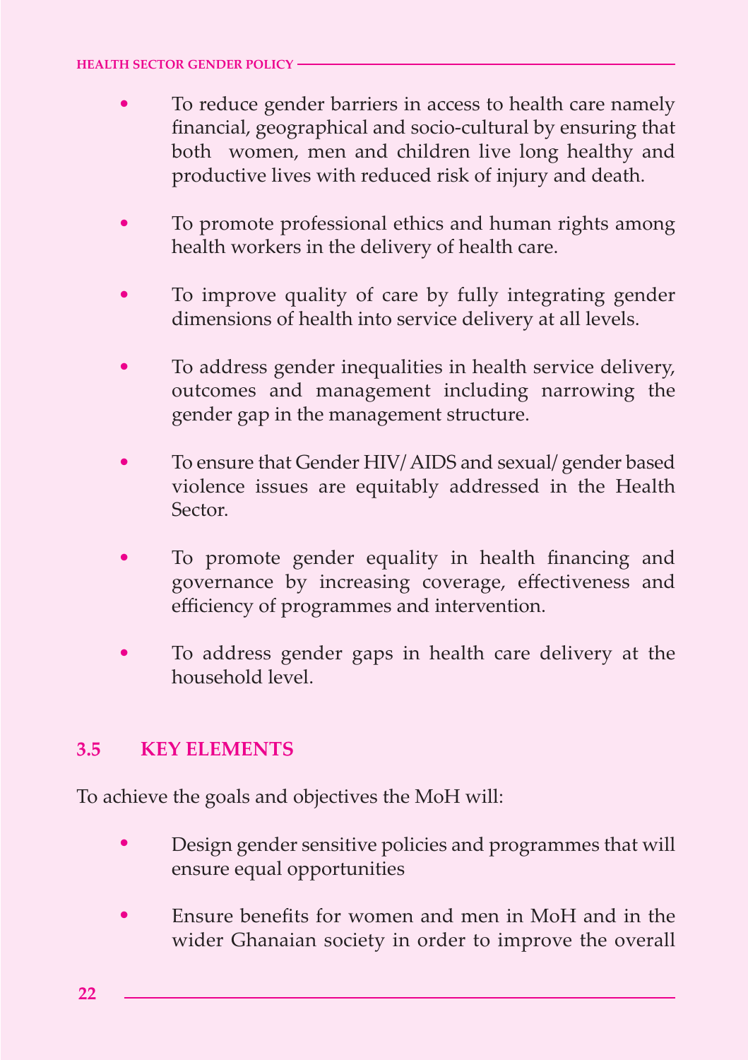- To reduce gender barriers in access to health care namely financial, geographical and socio-cultural by ensuring that both women, men and children live long healthy and productive lives with reduced risk of injury and death.

- To promote professional ethics and human rights among health workers in the delivery of health care.

- To improve quality of care by fully integrating gender dimensions of health into service delivery at all levels.

- To address gender inequalities in health service delivery, outcomes and management including narrowing the gender gap in the management structure.

- To ensure that Gender HIV/ AIDS and sexual/ gender based violence issues are equitably addressed in the Health Sector.

- To promote gender equality in health financing and governance by increasing coverage, effectiveness and efficiency of programmes and intervention.

- To address gender gaps in health care delivery at the household level.

## 3.5 KEY ELEMENTS

To achieve the goals and objectives the MoH will:

- Design gender sensitive policies and programmes that will ensure equal opportunities

- Ensure benefits for women and men in MoH and in the wider Ghanaian society in order to improve the overall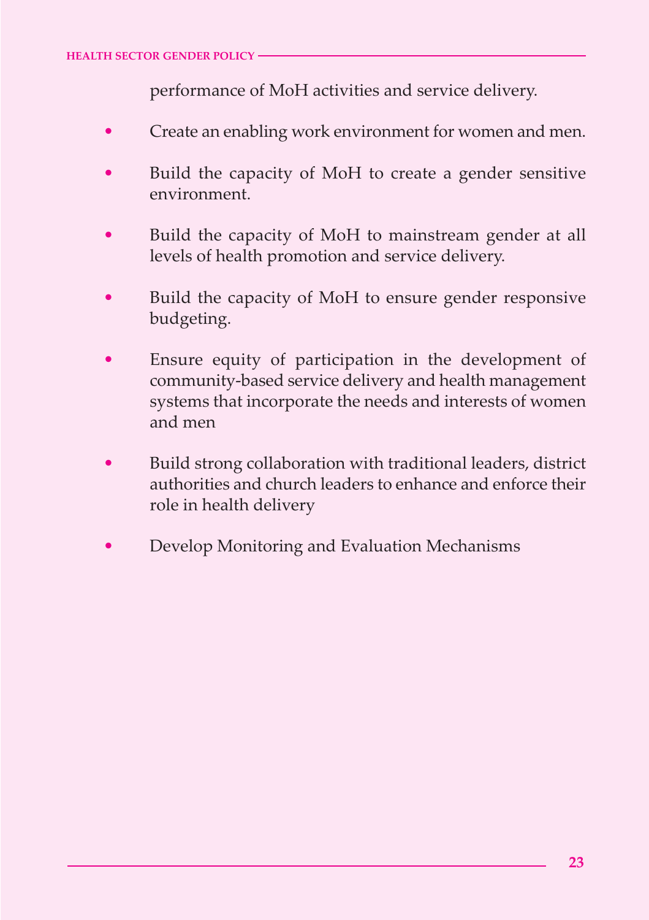performance of MoH activities and service delivery.

- Create an enabling work environment for women and men.
- Build the capacity of MoH to create a gender sensitive environment.
- Build the capacity of MoH to mainstream gender at all levels of health promotion and service delivery.
- Build the capacity of MoH to ensure gender responsive budgeting.
- Ensure equity of participation in the development of community-based service delivery and health management systems that incorporate the needs and interests of women and men
- Build strong collaboration with traditional leaders, district authorities and church leaders to enhance and enforce their role in health delivery
- Develop Monitoring and Evaluation Mechanisms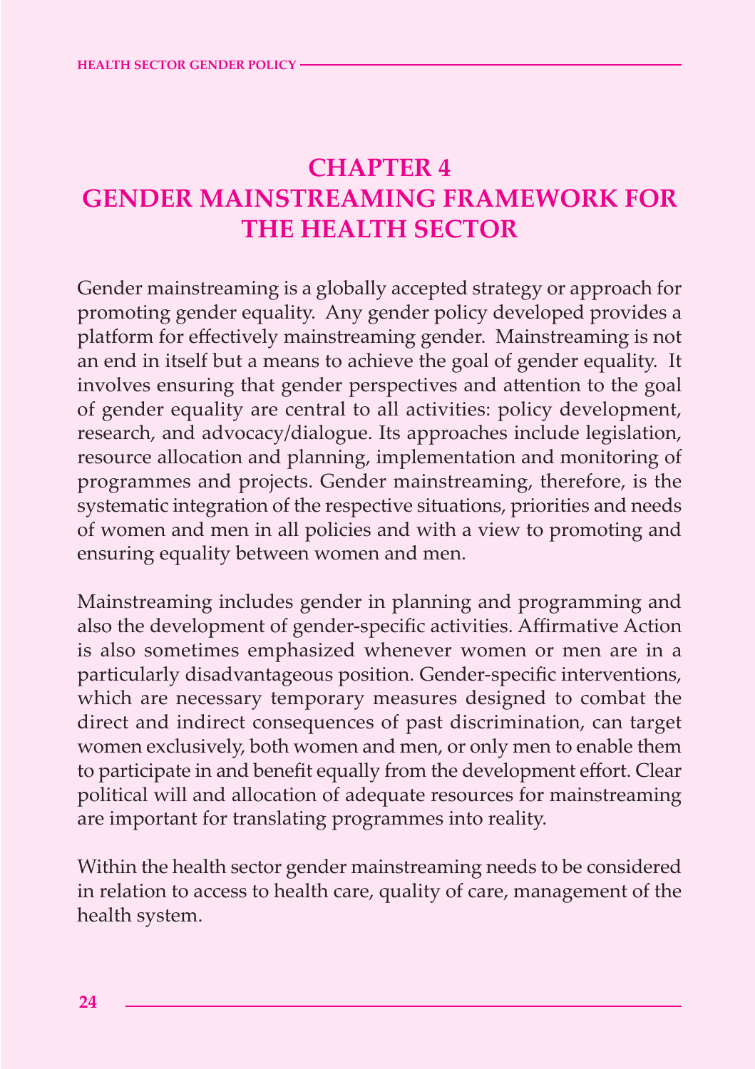# CHAPTER 4
# GENDER MAINSTREAMING FRAMEWORK FOR THE HEALTH SECTOR

Gender mainstreaming is a globally accepted strategy or approach for promoting gender equality. Any gender policy developed provides a platform for effectively mainstreaming gender. Mainstreaming is not an end in itself but a means to achieve the goal of gender equality. It involves ensuring that gender perspectives and attention to the goal of gender equality are central to all activities: policy development, research, and advocacy/dialogue. Its approaches include legislation, resource allocation and planning, implementation and monitoring of programmes and projects. Gender mainstreaming, therefore, is the systematic integration of the respective situations, priorities and needs of women and men in all policies and with a view to promoting and ensuring equality between women and men.

Mainstreaming includes gender in planning and programming and also the development of gender-specific activities. Affirmative Action is also sometimes emphasized whenever women or men are in a particularly disadvantageous position. Gender-specific interventions, which are necessary temporary measures designed to combat the direct and indirect consequences of past discrimination, can target women exclusively, both women and men, or only men to enable them to participate in and benefit equally from the development effort. Clear political will and allocation of adequate resources for mainstreaming are important for translating programmes into reality.

Within the health sector gender mainstreaming needs to be considered in relation to access to health care, quality of care, management of the health system.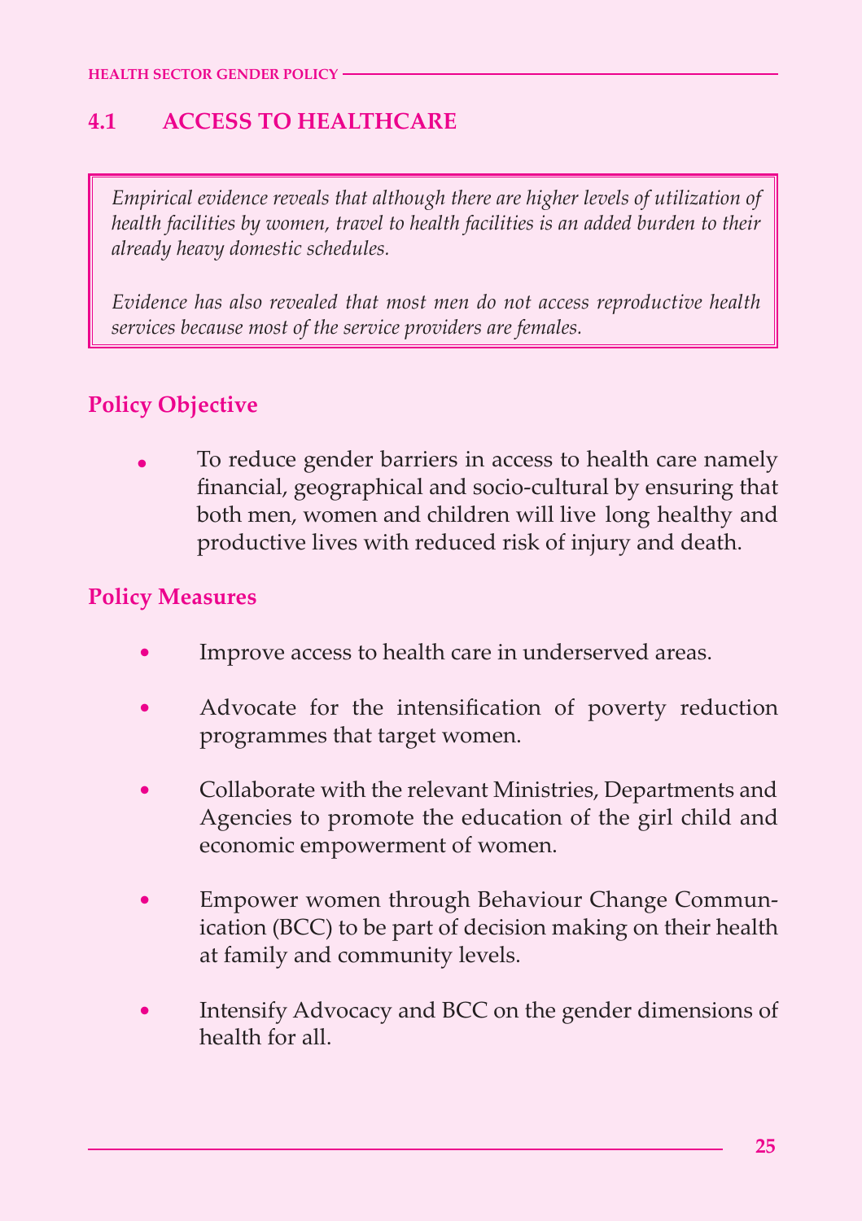## 4.1 ACCESS TO HEALTHCARE

*Empirical evidence reveals that although there are higher levels of utilization of health facilities by women, travel to health facilities is an added burden to their already heavy domestic schedules.*

*Evidence has also revealed that most men do not access reproductive health services because most of the service providers are females.*

### Policy Objective

- To reduce gender barriers in access to health care namely financial, geographical and socio-cultural by ensuring that both men, women and children will live long healthy and productive lives with reduced risk of injury and death.

### Policy Measures

- Improve access to health care in underserved areas.
- Advocate for the intensification of poverty reduction programmes that target women.
- Collaborate with the relevant Ministries, Departments and Agencies to promote the education of the girl child and economic empowerment of women.
- Empower women through Behaviour Change Communication (BCC) to be part of decision making on their health at family and community levels.
- Intensify Advocacy and BCC on the gender dimensions of health for all.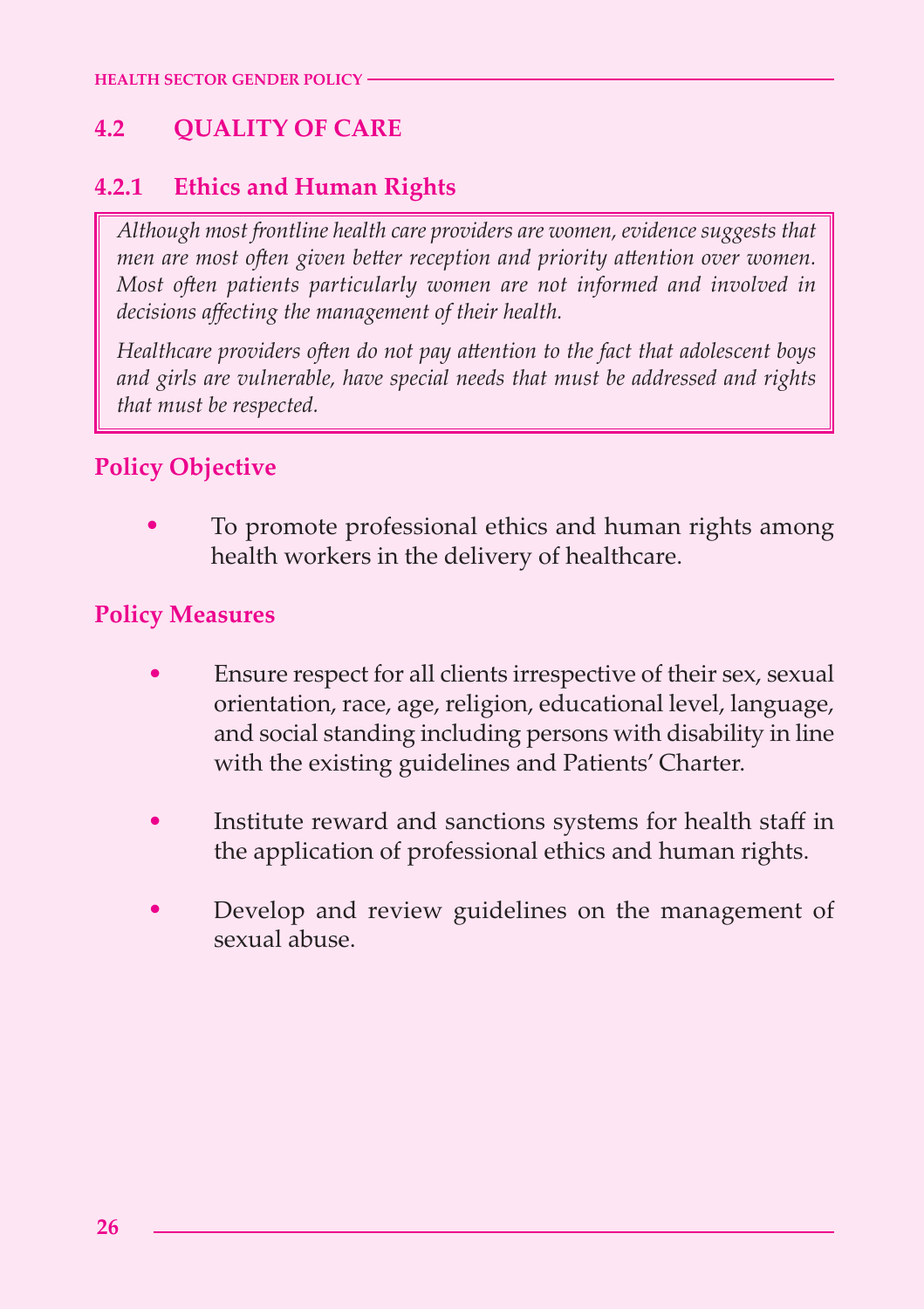## 4.2 QUALITY OF CARE

### 4.2.1 Ethics and Human Rights

*Although most frontline health care providers are women, evidence suggests that men are most often given better reception and priority attention over women. Most often patients particularly women are not informed and involved in decisions affecting the management of their health.*

*Healthcare providers often do not pay attention to the fact that adolescent boys and girls are vulnerable, have special needs that must be addressed and rights that must be respected.*

**Policy Objective**

- To promote professional ethics and human rights among health workers in the delivery of healthcare.

**Policy Measures**

- Ensure respect for all clients irrespective of their sex, sexual orientation, race, age, religion, educational level, language, and social standing including persons with disability in line with the existing guidelines and Patients' Charter.
- Institute reward and sanctions systems for health staff in the application of professional ethics and human rights.
- Develop and review guidelines on the management of sexual abuse.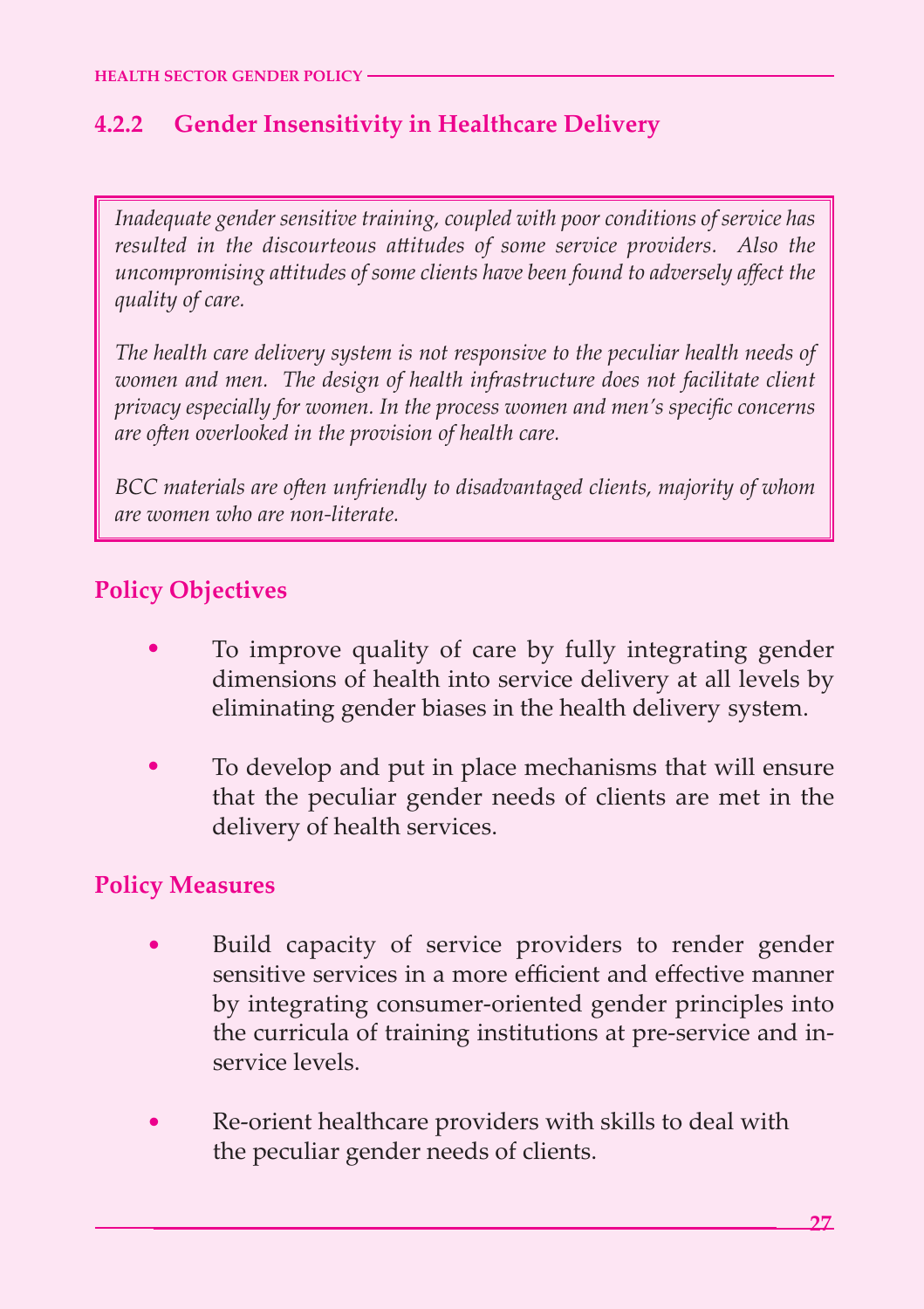### 4.2.2 Gender Insensitivity in Healthcare Delivery

*Inadequate gender sensitive training, coupled with poor conditions of service has resulted in the discourteous attitudes of some service providers. Also the uncompromising attitudes of some clients have been found to adversely affect the quality of care.*

*The health care delivery system is not responsive to the peculiar health needs of women and men. The design of health infrastructure does not facilitate client privacy especially for women. In the process women and men's specific concerns are often overlooked in the provision of health care.*

*BCC materials are often unfriendly to disadvantaged clients, majority of whom are women who are non-literate.*

#### Policy Objectives

- To improve quality of care by fully integrating gender dimensions of health into service delivery at all levels by eliminating gender biases in the health delivery system.
- To develop and put in place mechanisms that will ensure that the peculiar gender needs of clients are met in the delivery of health services.

#### Policy Measures

- Build capacity of service providers to render gender sensitive services in a more efficient and effective manner by integrating consumer-oriented gender principles into the curricula of training institutions at pre-service and in-service levels.
- Re-orient healthcare providers with skills to deal with the peculiar gender needs of clients.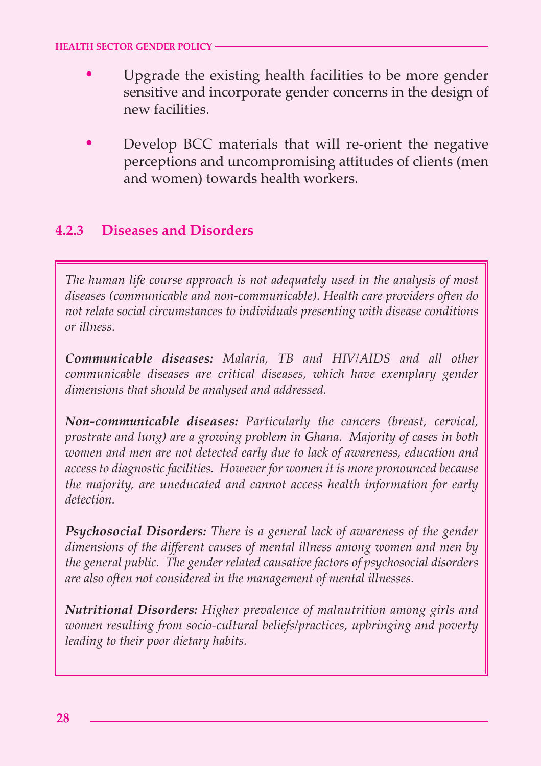- Upgrade the existing health facilities to be more gender sensitive and incorporate gender concerns in the design of new facilities.

- Develop BCC materials that will re-orient the negative perceptions and uncompromising attitudes of clients (men and women) towards health workers.

### 4.2.3 Diseases and Disorders

*The human life course approach is not adequately used in the analysis of most diseases (communicable and non-communicable). Health care providers often do not relate social circumstances to individuals presenting with disease conditions or illness.*

***Communicable diseases:*** *Malaria, TB and HIV/AIDS and all other communicable diseases are critical diseases, which have exemplary gender dimensions that should be analysed and addressed.*

***Non-communicable diseases:*** *Particularly the cancers (breast, cervical, prostrate and lung) are a growing problem in Ghana. Majority of cases in both women and men are not detected early due to lack of awareness, education and access to diagnostic facilities. However for women it is more pronounced because the majority, are uneducated and cannot access health information for early detection.*

***Psychosocial Disorders:*** *There is a general lack of awareness of the gender dimensions of the different causes of mental illness among women and men by the general public. The gender related causative factors of psychosocial disorders are also often not considered in the management of mental illnesses.*

***Nutritional Disorders:*** *Higher prevalence of malnutrition among girls and women resulting from socio-cultural beliefs/practices, upbringing and poverty leading to their poor dietary habits.*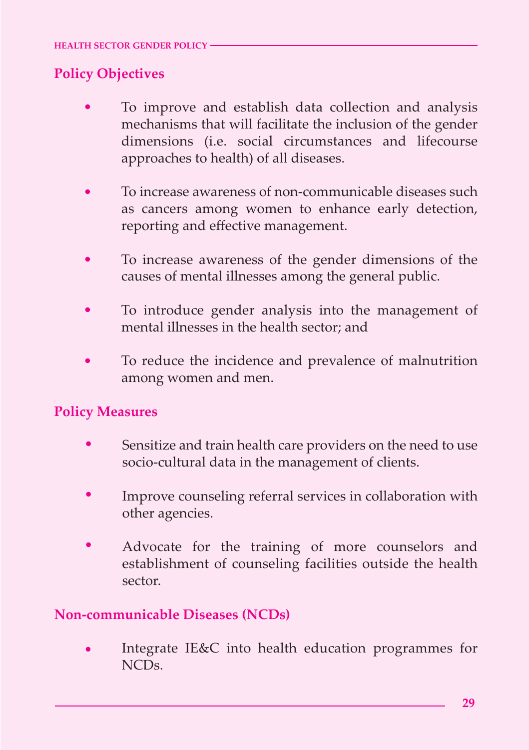## Policy Objectives

- To improve and establish data collection and analysis mechanisms that will facilitate the inclusion of the gender dimensions (i.e. social circumstances and lifecourse approaches to health) of all diseases.
- To increase awareness of non-communicable diseases such as cancers among women to enhance early detection, reporting and effective management.
- To increase awareness of the gender dimensions of the causes of mental illnesses among the general public.
- To introduce gender analysis into the management of mental illnesses in the health sector; and
- To reduce the incidence and prevalence of malnutrition among women and men.

## Policy Measures

- Sensitize and train health care providers on the need to use socio-cultural data in the management of clients.
- Improve counseling referral services in collaboration with other agencies.
- Advocate for the training of more counselors and establishment of counseling facilities outside the health sector.

## Non-communicable Diseases (NCDs)

- Integrate IE&C into health education programmes for NCDs.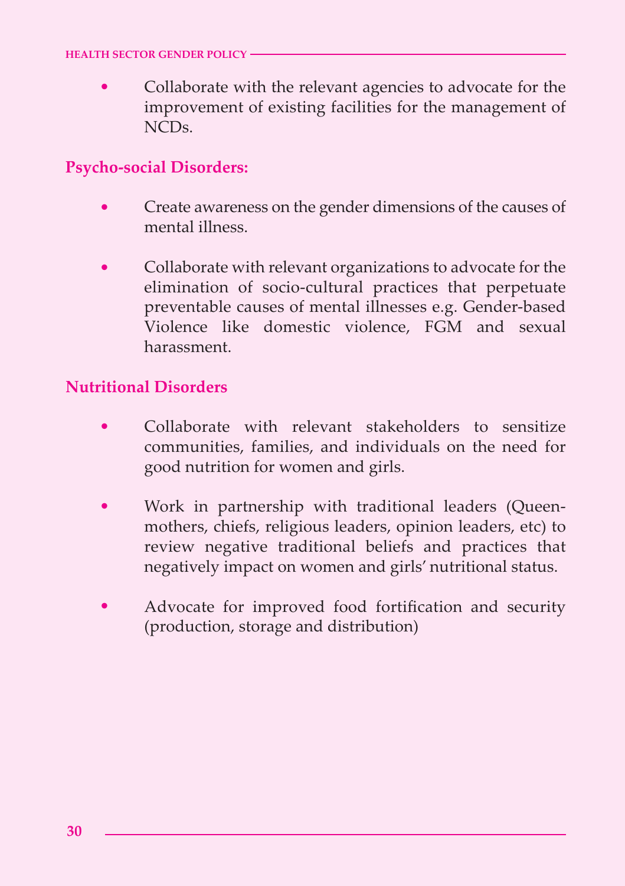- Collaborate with the relevant agencies to advocate for the improvement of existing facilities for the management of NCDs.

**Psycho-social Disorders:**

- Create awareness on the gender dimensions of the causes of mental illness.
- Collaborate with relevant organizations to advocate for the elimination of socio-cultural practices that perpetuate preventable causes of mental illnesses e.g. Gender-based Violence like domestic violence, FGM and sexual harassment.

**Nutritional Disorders**

- Collaborate with relevant stakeholders to sensitize communities, families, and individuals on the need for good nutrition for women and girls.
- Work in partnership with traditional leaders (Queen-mothers, chiefs, religious leaders, opinion leaders, etc) to review negative traditional beliefs and practices that negatively impact on women and girls' nutritional status.
- Advocate for improved food fortification and security (production, storage and distribution)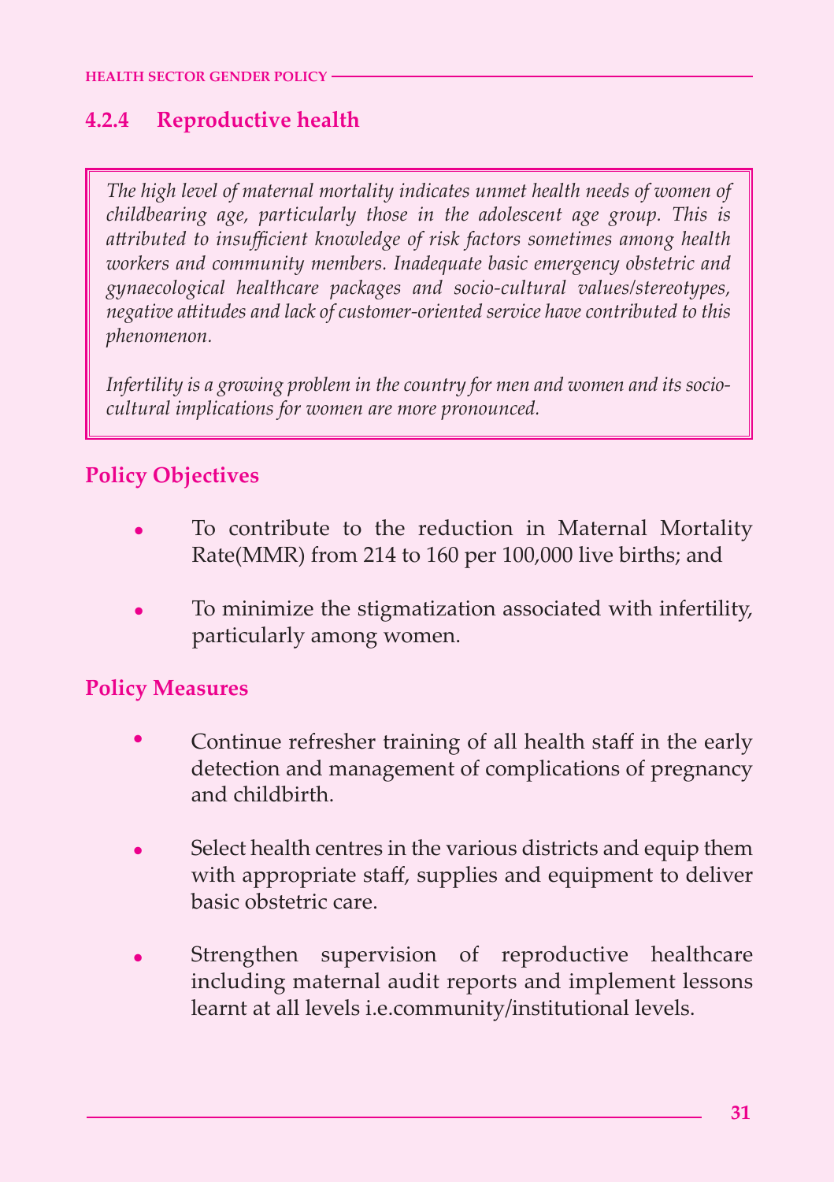### 4.2.4 Reproductive health

*The high level of maternal mortality indicates unmet health needs of women of childbearing age, particularly those in the adolescent age group. This is attributed to insufficient knowledge of risk factors sometimes among health workers and community members. Inadequate basic emergency obstetric and gynaecological healthcare packages and socio-cultural values/stereotypes, negative attitudes and lack of customer-oriented service have contributed to this phenomenon.*

*Infertility is a growing problem in the country for men and women and its socio-cultural implications for women are more pronounced.*

**Policy Objectives**

- To contribute to the reduction in Maternal Mortality Rate(MMR) from 214 to 160 per 100,000 live births; and
- To minimize the stigmatization associated with infertility, particularly among women.

**Policy Measures**

- Continue refresher training of all health staff in the early detection and management of complications of pregnancy and childbirth.
- Select health centres in the various districts and equip them with appropriate staff, supplies and equipment to deliver basic obstetric care.
- Strengthen supervision of reproductive healthcare including maternal audit reports and implement lessons learnt at all levels i.e.community/institutional levels.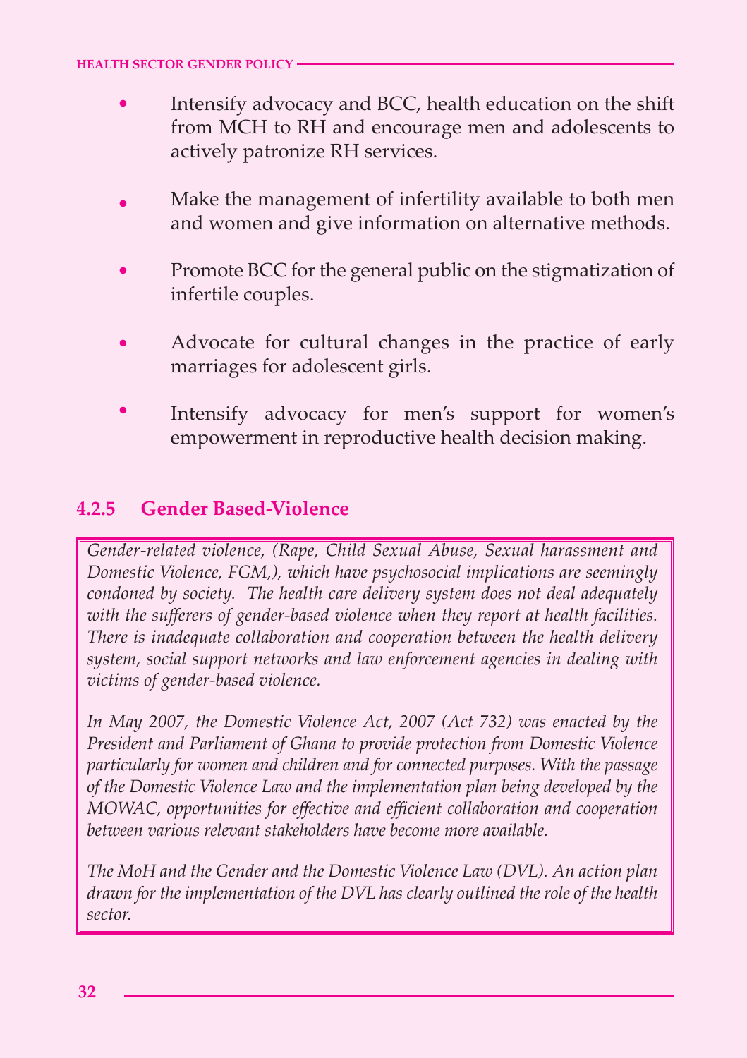- Intensify advocacy and BCC, health education on the shift from MCH to RH and encourage men and adolescents to actively patronize RH services.
- Make the management of infertility available to both men and women and give information on alternative methods.
- Promote BCC for the general public on the stigmatization of infertile couples.
- Advocate for cultural changes in the practice of early marriages for adolescent girls.
- Intensify advocacy for men's support for women's empowerment in reproductive health decision making.

### 4.2.5 Gender Based-Violence

*Gender-related violence, (Rape, Child Sexual Abuse, Sexual harassment and Domestic Violence, FGM,), which have psychosocial implications are seemingly condoned by society. The health care delivery system does not deal adequately with the sufferers of gender-based violence when they report at health facilities. There is inadequate collaboration and cooperation between the health delivery system, social support networks and law enforcement agencies in dealing with victims of gender-based violence.*

*In May 2007, the Domestic Violence Act, 2007 (Act 732) was enacted by the President and Parliament of Ghana to provide protection from Domestic Violence particularly for women and children and for connected purposes. With the passage of the Domestic Violence Law and the implementation plan being developed by the MOWAC, opportunities for effective and efficient collaboration and cooperation between various relevant stakeholders have become more available.*

*The MoH and the Gender and the Domestic Violence Law (DVL). An action plan drawn for the implementation of the DVL has clearly outlined the role of the health sector.*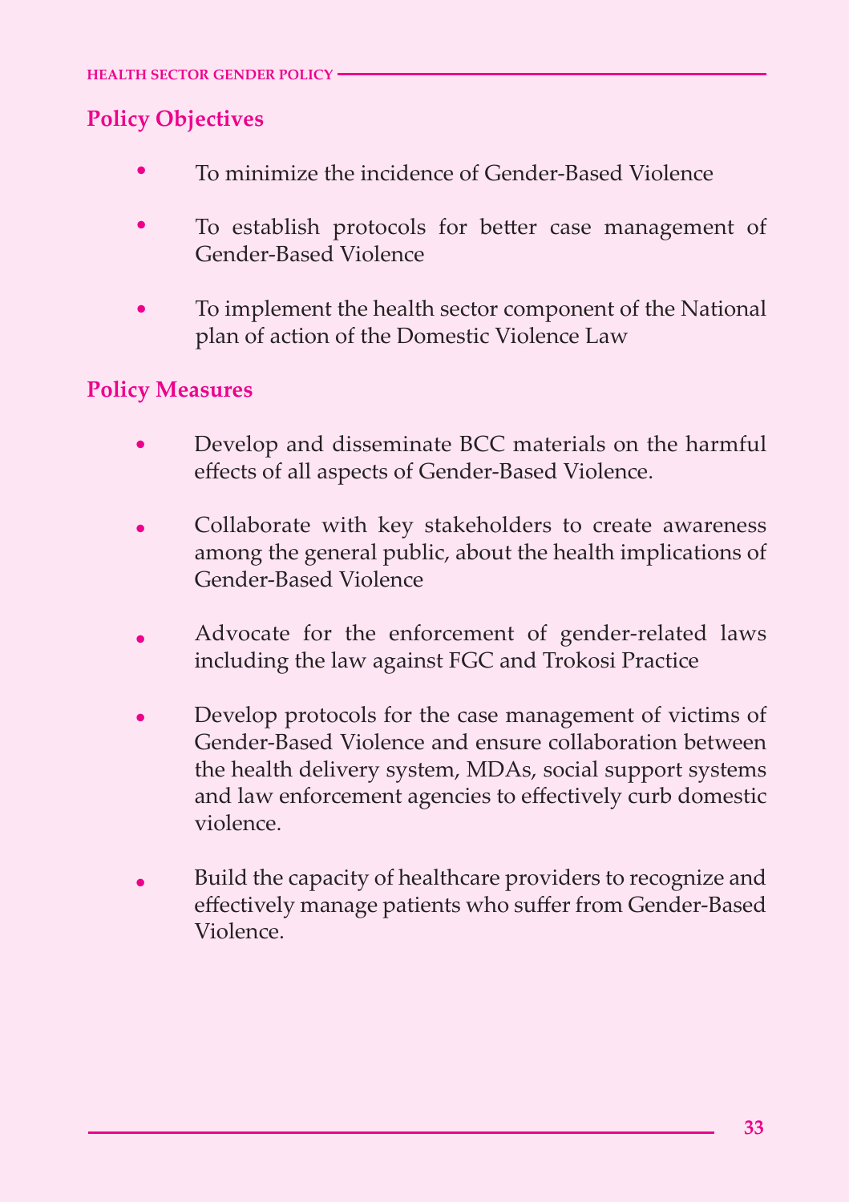## Policy Objectives

- To minimize the incidence of Gender-Based Violence
- To establish protocols for better case management of Gender-Based Violence
- To implement the health sector component of the National plan of action of the Domestic Violence Law

## Policy Measures

- Develop and disseminate BCC materials on the harmful effects of all aspects of Gender-Based Violence.
- Collaborate with key stakeholders to create awareness among the general public, about the health implications of Gender-Based Violence
- Advocate for the enforcement of gender-related laws including the law against FGC and Trokosi Practice
- Develop protocols for the case management of victims of Gender-Based Violence and ensure collaboration between the health delivery system, MDAs, social support systems and law enforcement agencies to effectively curb domestic violence.
- Build the capacity of healthcare providers to recognize and effectively manage patients who suffer from Gender-Based Violence.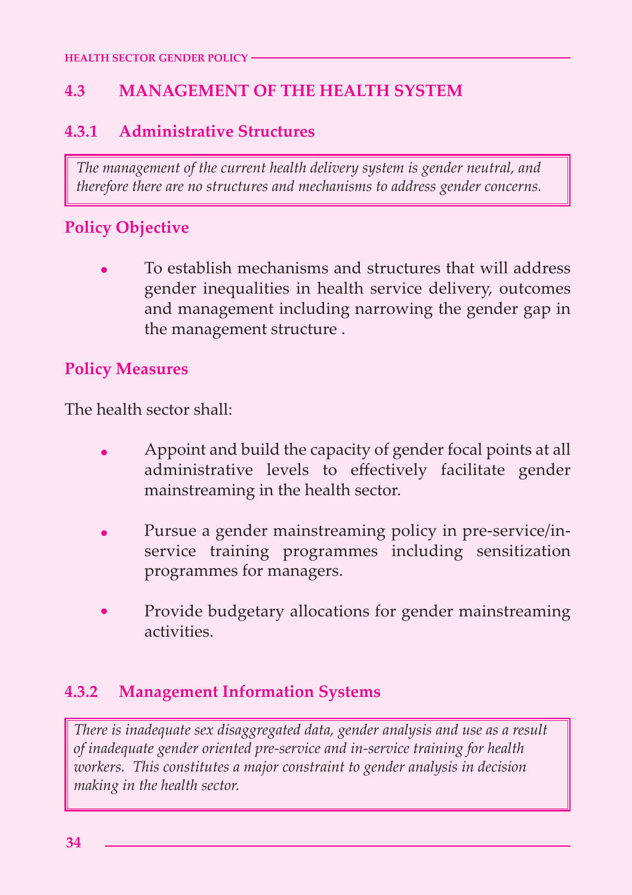## 4.3 MANAGEMENT OF THE HEALTH SYSTEM

### 4.3.1 Administrative Structures

*The management of the current health delivery system is gender neutral, and therefore there are no structures and mechanisms to address gender concerns.*

**Policy Objective**

- To establish mechanisms and structures that will address gender inequalities in health service delivery, outcomes and management including narrowing the gender gap in the management structure .

**Policy Measures**

The health sector shall:

- Appoint and build the capacity of gender focal points at all administrative levels to effectively facilitate gender mainstreaming in the health sector.
- Pursue a gender mainstreaming policy in pre-service/in-service training programmes including sensitization programmes for managers.
- Provide budgetary allocations for gender mainstreaming activities.

### 4.3.2 Management Information Systems

*There is inadequate sex disaggregated data, gender analysis and use as a result of inadequate gender oriented pre-service and in-service training for health workers. This constitutes a major constraint to gender analysis in decision making in the health sector.*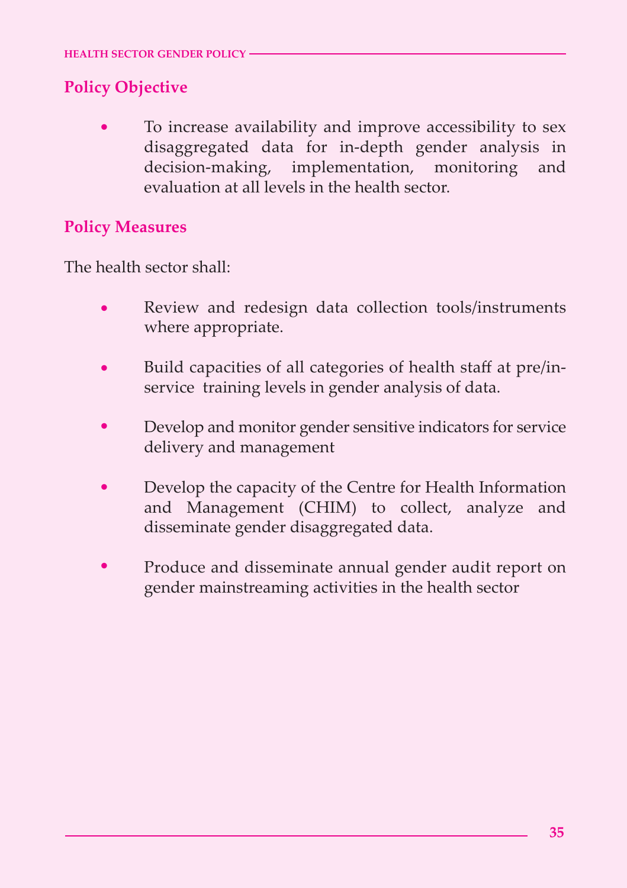### Policy Objective

- To increase availability and improve accessibility to sex disaggregated data for in-depth gender analysis in decision-making, implementation, monitoring and evaluation at all levels in the health sector.

### Policy Measures

The health sector shall:

- Review and redesign data collection tools/instruments where appropriate.
- Build capacities of all categories of health staff at pre/in-service training levels in gender analysis of data.
- Develop and monitor gender sensitive indicators for service delivery and management
- Develop the capacity of the Centre for Health Information and Management (CHIM) to collect, analyze and disseminate gender disaggregated data.
- Produce and disseminate annual gender audit report on gender mainstreaming activities in the health sector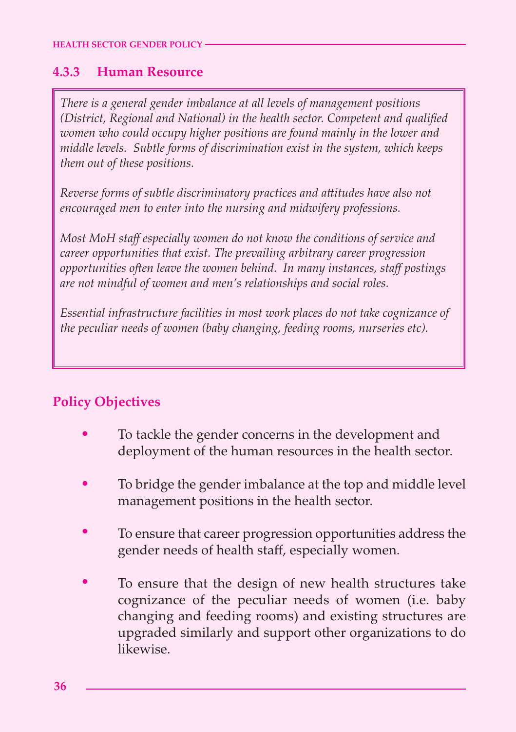### 4.3.3 Human Resource

*There is a general gender imbalance at all levels of management positions (District, Regional and National) in the health sector. Competent and qualified women who could occupy higher positions are found mainly in the lower and middle levels. Subtle forms of discrimination exist in the system, which keeps them out of these positions.*

*Reverse forms of subtle discriminatory practices and attitudes have also not encouraged men to enter into the nursing and midwifery professions.*

*Most MoH staff especially women do not know the conditions of service and career opportunities that exist. The prevailing arbitrary career progression opportunities often leave the women behind. In many instances, staff postings are not mindful of women and men's relationships and social roles.*

*Essential infrastructure facilities in most work places do not take cognizance of the peculiar needs of women (baby changing, feeding rooms, nurseries etc).*

**Policy Objectives**

- To tackle the gender concerns in the development and deployment of the human resources in the health sector.
- To bridge the gender imbalance at the top and middle level management positions in the health sector.
- To ensure that career progression opportunities address the gender needs of health staff, especially women.
- To ensure that the design of new health structures take cognizance of the peculiar needs of women (i.e. baby changing and feeding rooms) and existing structures are upgraded similarly and support other organizations to do likewise.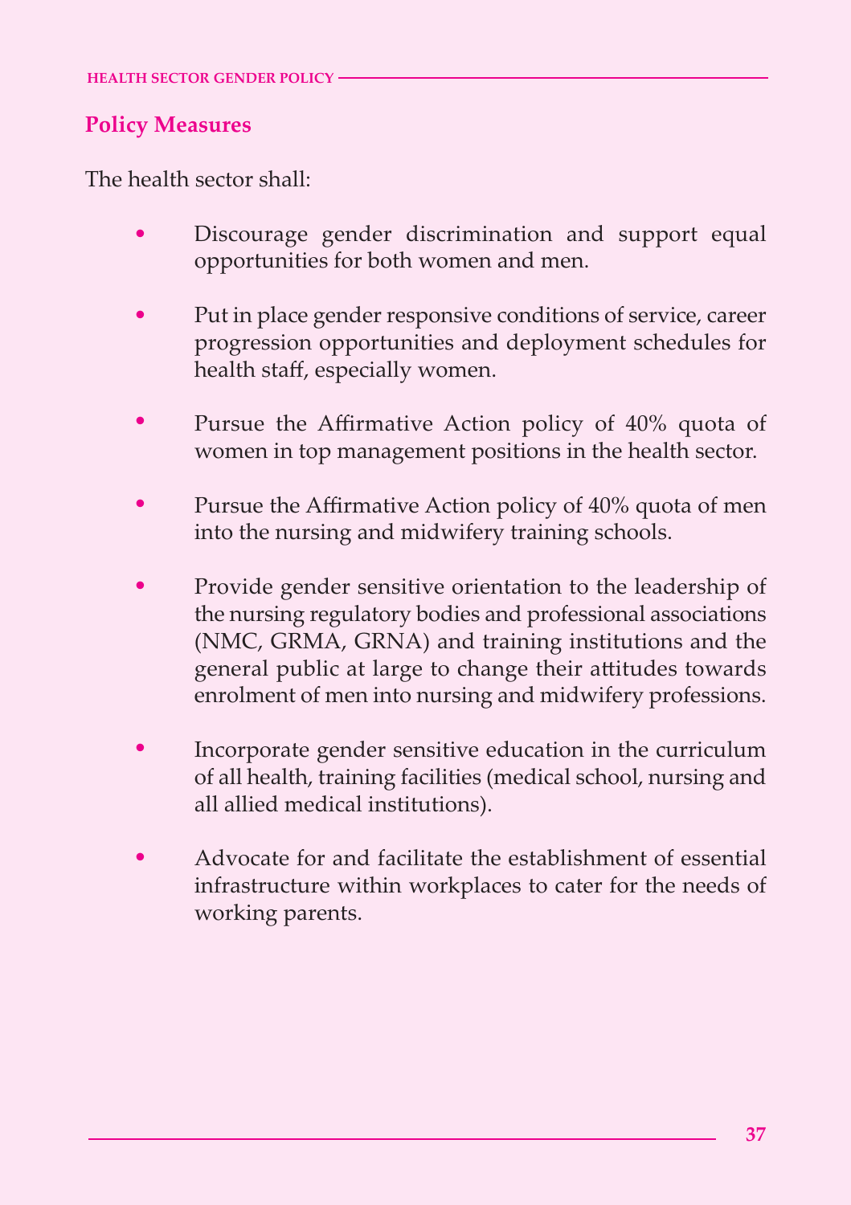### Policy Measures

The health sector shall:

- Discourage gender discrimination and support equal opportunities for both women and men.
- Put in place gender responsive conditions of service, career progression opportunities and deployment schedules for health staff, especially women.
- Pursue the Affirmative Action policy of 40% quota of women in top management positions in the health sector.
- Pursue the Affirmative Action policy of 40% quota of men into the nursing and midwifery training schools.
- Provide gender sensitive orientation to the leadership of the nursing regulatory bodies and professional associations (NMC, GRMA, GRNA) and training institutions and the general public at large to change their attitudes towards enrolment of men into nursing and midwifery professions.
- Incorporate gender sensitive education in the curriculum of all health, training facilities (medical school, nursing and all allied medical institutions).
- Advocate for and facilitate the establishment of essential infrastructure within workplaces to cater for the needs of working parents.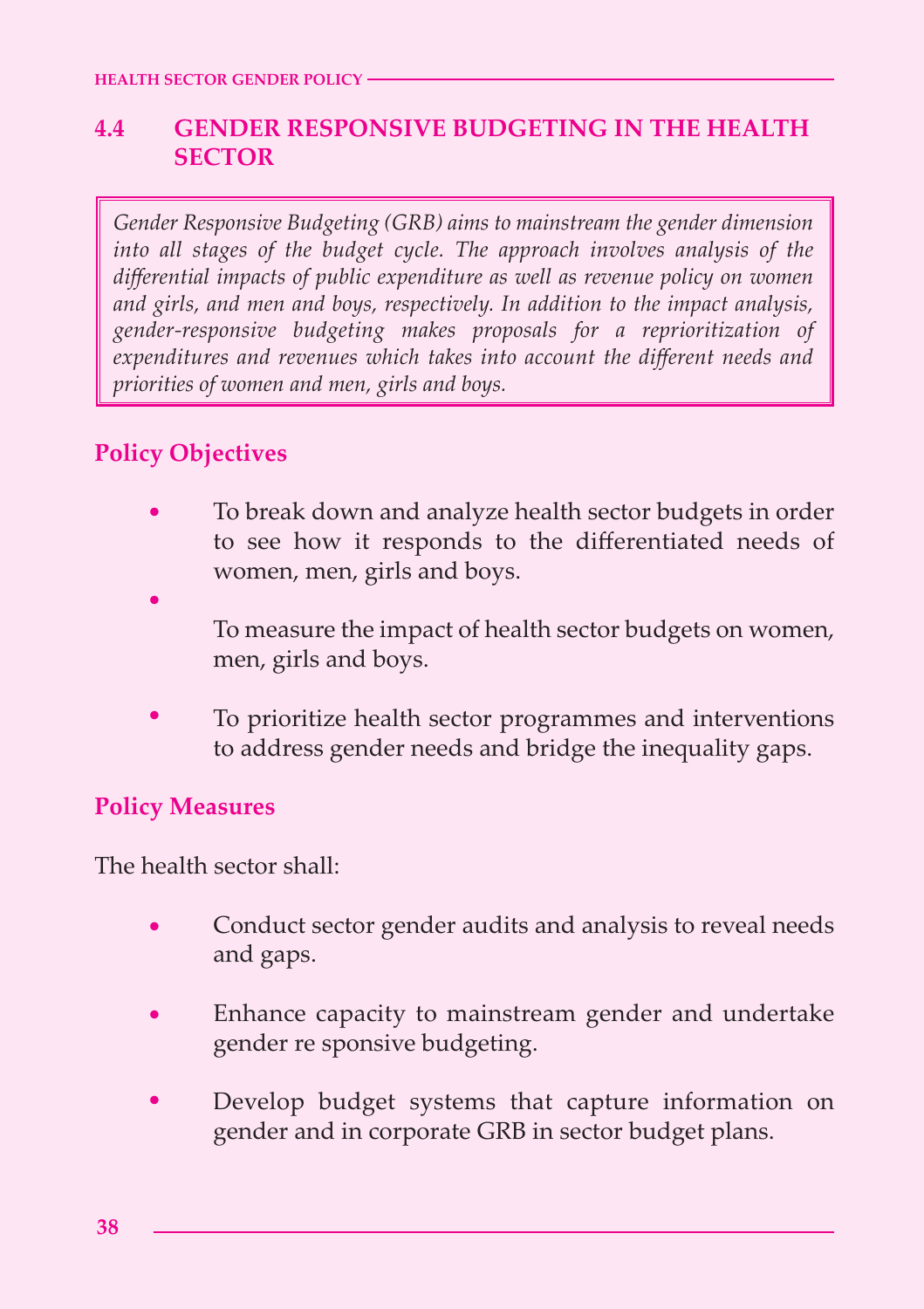## 4.4 GENDER RESPONSIVE BUDGETING IN THE HEALTH SECTOR

*Gender Responsive Budgeting (GRB) aims to mainstream the gender dimension into all stages of the budget cycle. The approach involves analysis of the differential impacts of public expenditure as well as revenue policy on women and girls, and men and boys, respectively. In addition to the impact analysis, gender-responsive budgeting makes proposals for a reprioritization of expenditures and revenues which takes into account the different needs and priorities of women and men, girls and boys.*

### Policy Objectives

- To break down and analyze health sector budgets in order to see how it responds to the differentiated needs of women, men, girls and boys.
- To measure the impact of health sector budgets on women, men, girls and boys.
- To prioritize health sector programmes and interventions to address gender needs and bridge the inequality gaps.

### Policy Measures

The health sector shall:

- Conduct sector gender audits and analysis to reveal needs and gaps.
- Enhance capacity to mainstream gender and undertake gender re sponsive budgeting.
- Develop budget systems that capture information on gender and in corporate GRB in sector budget plans.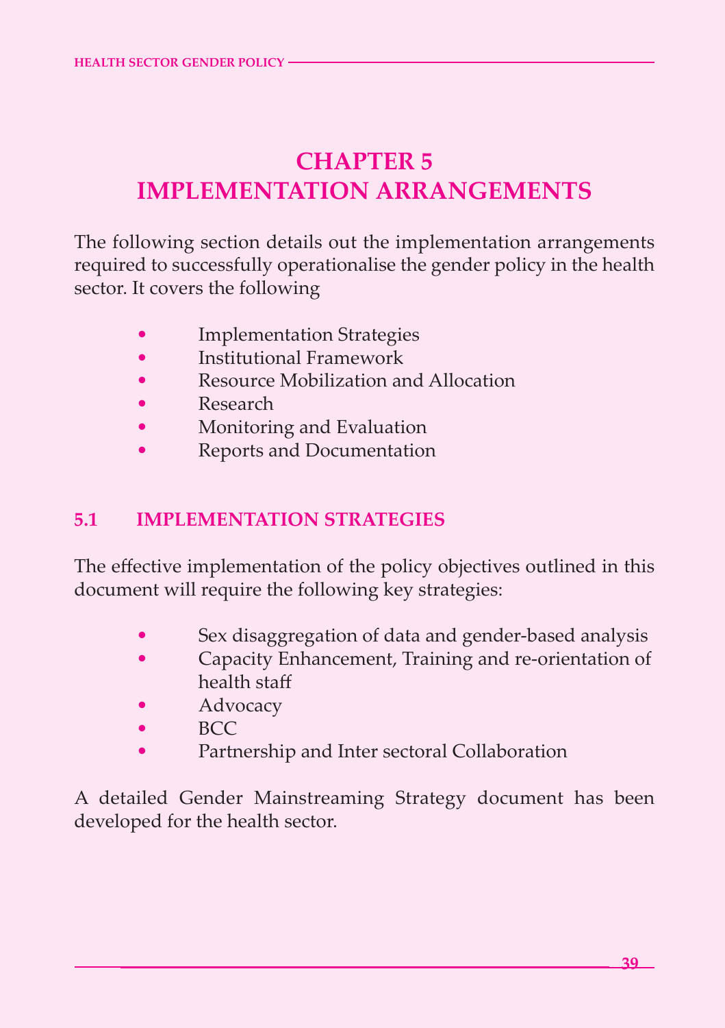# CHAPTER 5
# IMPLEMENTATION ARRANGEMENTS

The following section details out the implementation arrangements required to successfully operationalise the gender policy in the health sector. It covers the following

- Implementation Strategies
- Institutional Framework
- Resource Mobilization and Allocation
- Research
- Monitoring and Evaluation
- Reports and Documentation

## 5.1 IMPLEMENTATION STRATEGIES

The effective implementation of the policy objectives outlined in this document will require the following key strategies:

- Sex disaggregation of data and gender-based analysis
- Capacity Enhancement, Training and re-orientation of health staff
- Advocacy
- BCC
- Partnership and Inter sectoral Collaboration

A detailed Gender Mainstreaming Strategy document has been developed for the health sector.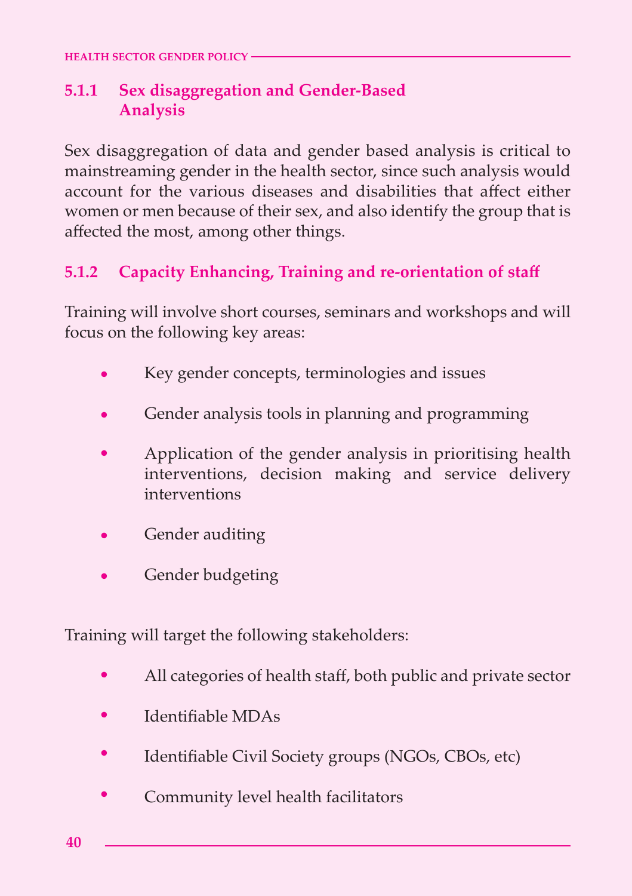### 5.1.1 Sex disaggregation and Gender-Based Analysis

Sex disaggregation of data and gender based analysis is critical to mainstreaming gender in the health sector, since such analysis would account for the various diseases and disabilities that affect either women or men because of their sex, and also identify the group that is affected the most, among other things.

### 5.1.2 Capacity Enhancing, Training and re-orientation of staff

Training will involve short courses, seminars and workshops and will focus on the following key areas:

- Key gender concepts, terminologies and issues
- Gender analysis tools in planning and programming
- Application of the gender analysis in prioritising health interventions, decision making and service delivery interventions
- Gender auditing
- Gender budgeting

Training will target the following stakeholders:

- All categories of health staff, both public and private sector
- Identifiable MDAs
- Identifiable Civil Society groups (NGOs, CBOs, etc)
- Community level health facilitators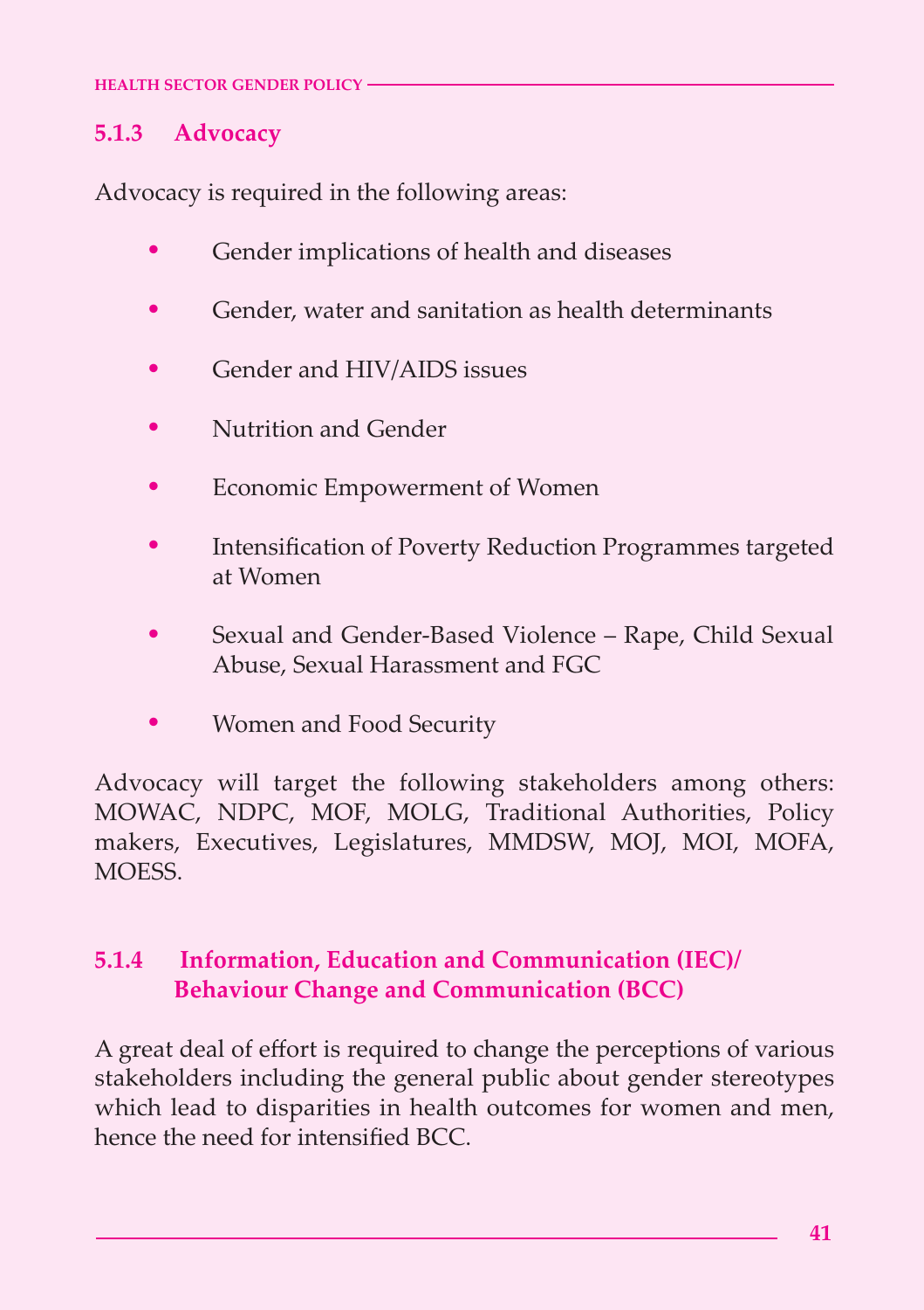### 5.1.3 Advocacy

Advocacy is required in the following areas:

- Gender implications of health and diseases
- Gender, water and sanitation as health determinants
- Gender and HIV/AIDS issues
- Nutrition and Gender
- Economic Empowerment of Women
- Intensification of Poverty Reduction Programmes targeted at Women
- Sexual and Gender-Based Violence – Rape, Child Sexual Abuse, Sexual Harassment and FGC
- Women and Food Security

Advocacy will target the following stakeholders among others: MOWAC, NDPC, MOF, MOLG, Traditional Authorities, Policy makers, Executives, Legislatures, MMDSW, MOJ, MOI, MOFA, MOESS.

### 5.1.4 Information, Education and Communication (IEC)/ Behaviour Change and Communication (BCC)

A great deal of effort is required to change the perceptions of various stakeholders including the general public about gender stereotypes which lead to disparities in health outcomes for women and men, hence the need for intensified BCC.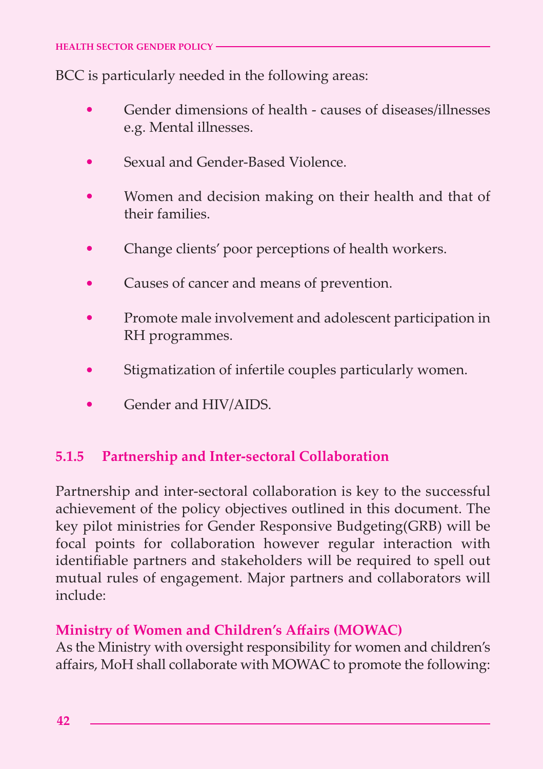BCC is particularly needed in the following areas:

- Gender dimensions of health - causes of diseases/illnesses e.g. Mental illnesses.
- Sexual and Gender-Based Violence.
- Women and decision making on their health and that of their families.
- Change clients' poor perceptions of health workers.
- Causes of cancer and means of prevention.
- Promote male involvement and adolescent participation in RH programmes.
- Stigmatization of infertile couples particularly women.
- Gender and HIV/AIDS.

### 5.1.5 Partnership and Inter-sectoral Collaboration

Partnership and inter-sectoral collaboration is key to the successful achievement of the policy objectives outlined in this document. The key pilot ministries for Gender Responsive Budgeting(GRB) will be focal points for collaboration however regular interaction with identifiable partners and stakeholders will be required to spell out mutual rules of engagement. Major partners and collaborators will include:

**Ministry of Women and Children's Affairs (MOWAC)**

As the Ministry with oversight responsibility for women and children's affairs, MoH shall collaborate with MOWAC to promote the following: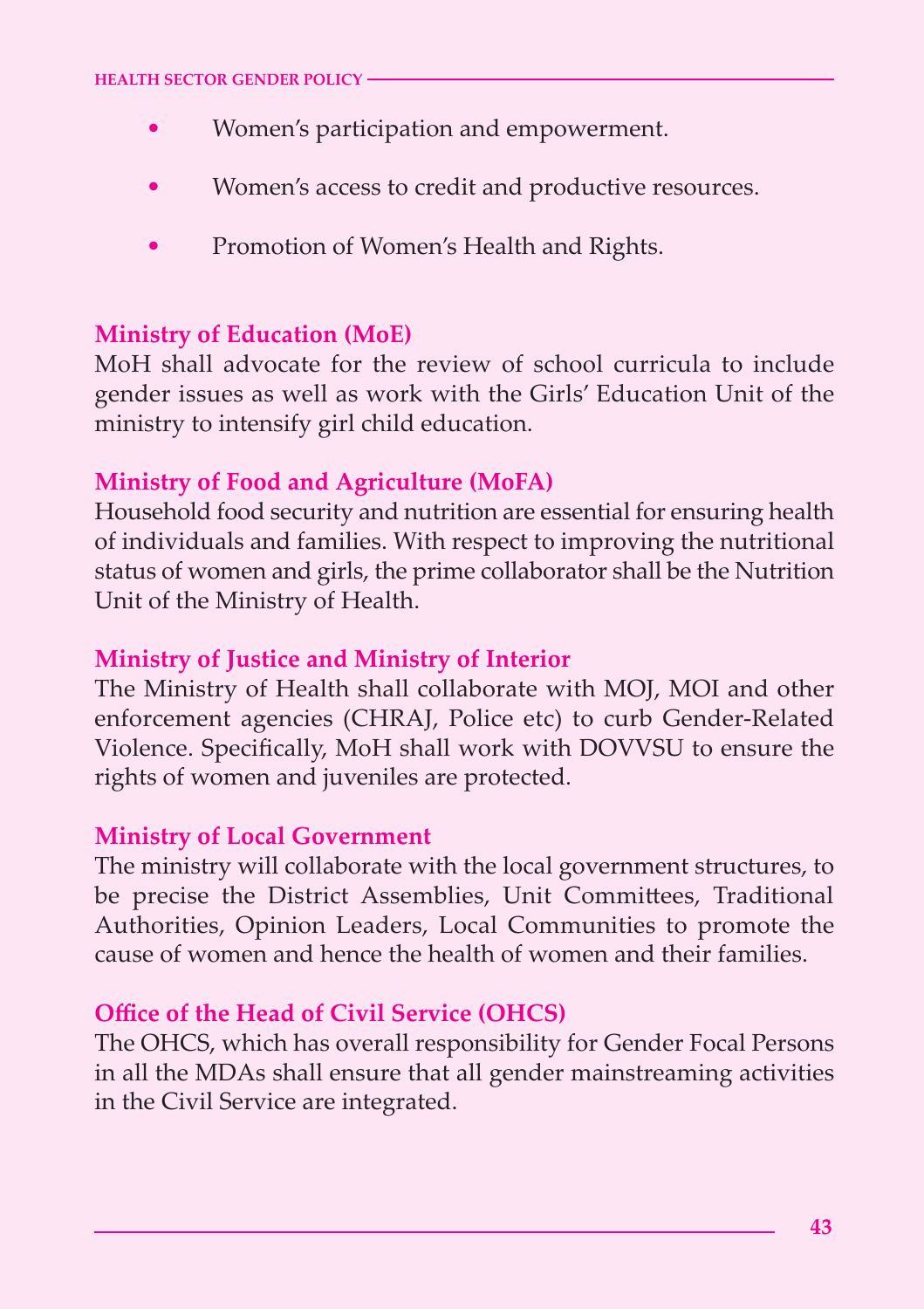- Women's participation and empowerment.
- Women's access to credit and productive resources.
- Promotion of Women's Health and Rights.

**Ministry of Education (MoE)**
MoH shall advocate for the review of school curricula to include gender issues as well as work with the Girls' Education Unit of the ministry to intensify girl child education.

**Ministry of Food and Agriculture (MoFA)**
Household food security and nutrition are essential for ensuring health of individuals and families. With respect to improving the nutritional status of women and girls, the prime collaborator shall be the Nutrition Unit of the Ministry of Health.

**Ministry of Justice and Ministry of Interior**
The Ministry of Health shall collaborate with MOJ, MOI and other enforcement agencies (CHRAJ, Police etc) to curb Gender-Related Violence. Specifically, MoH shall work with DOVVSU to ensure the rights of women and juveniles are protected.

**Ministry of Local Government**
The ministry will collaborate with the local government structures, to be precise the District Assemblies, Unit Committees, Traditional Authorities, Opinion Leaders, Local Communities to promote the cause of women and hence the health of women and their families.

**Office of the Head of Civil Service (OHCS)**
The OHCS, which has overall responsibility for Gender Focal Persons in all the MDAs shall ensure that all gender mainstreaming activities in the Civil Service are integrated.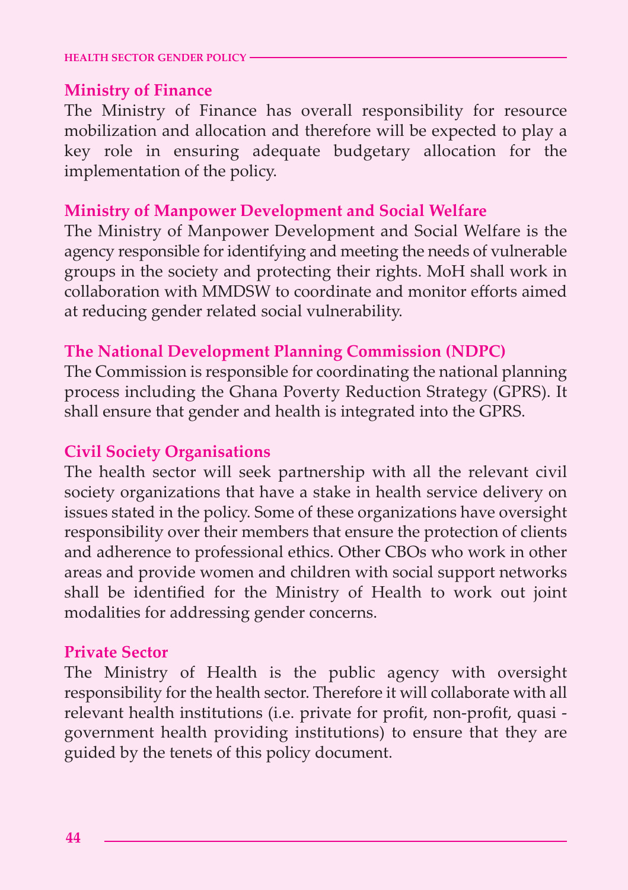### Ministry of Finance

The Ministry of Finance has overall responsibility for resource mobilization and allocation and therefore will be expected to play a key role in ensuring adequate budgetary allocation for the implementation of the policy.

### Ministry of Manpower Development and Social Welfare

The Ministry of Manpower Development and Social Welfare is the agency responsible for identifying and meeting the needs of vulnerable groups in the society and protecting their rights. MoH shall work in collaboration with MMDSW to coordinate and monitor efforts aimed at reducing gender related social vulnerability.

### The National Development Planning Commission (NDPC)

The Commission is responsible for coordinating the national planning process including the Ghana Poverty Reduction Strategy (GPRS). It shall ensure that gender and health is integrated into the GPRS.

### Civil Society Organisations

The health sector will seek partnership with all the relevant civil society organizations that have a stake in health service delivery on issues stated in the policy. Some of these organizations have oversight responsibility over their members that ensure the protection of clients and adherence to professional ethics. Other CBOs who work in other areas and provide women and children with social support networks shall be identified for the Ministry of Health to work out joint modalities for addressing gender concerns.

### Private Sector

The Ministry of Health is the public agency with oversight responsibility for the health sector. Therefore it will collaborate with all relevant health institutions (i.e. private for profit, non-profit, quasi - government health providing institutions) to ensure that they are guided by the tenets of this policy document.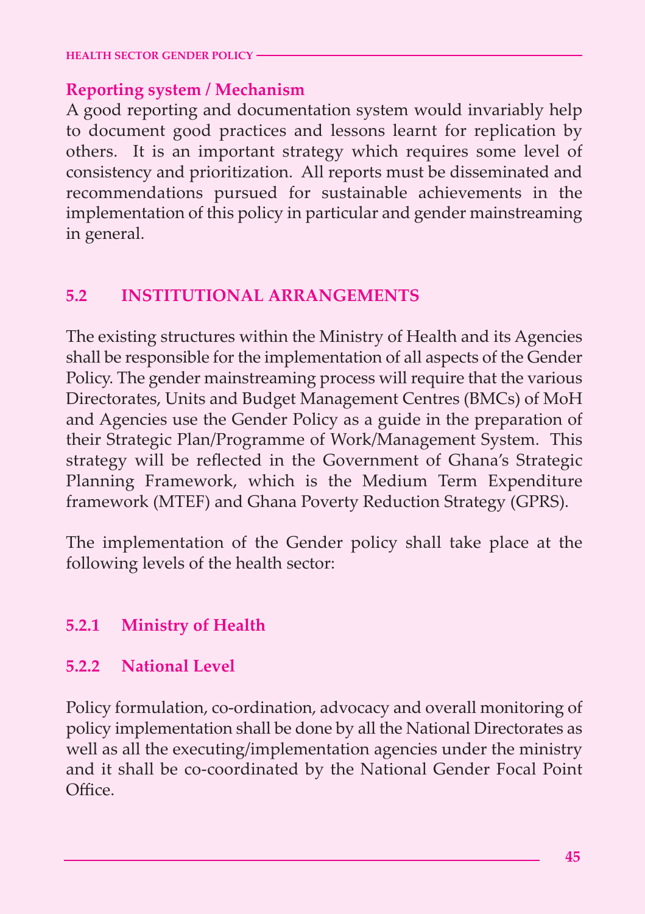**Reporting system / Mechanism**

A good reporting and documentation system would invariably help to document good practices and lessons learnt for replication by others. It is an important strategy which requires some level of consistency and prioritization. All reports must be disseminated and recommendations pursued for sustainable achievements in the implementation of this policy in particular and gender mainstreaming in general.

## 5.2 INSTITUTIONAL ARRANGEMENTS

The existing structures within the Ministry of Health and its Agencies shall be responsible for the implementation of all aspects of the Gender Policy. The gender mainstreaming process will require that the various Directorates, Units and Budget Management Centres (BMCs) of MoH and Agencies use the Gender Policy as a guide in the preparation of their Strategic Plan/Programme of Work/Management System. This strategy will be reflected in the Government of Ghana's Strategic Planning Framework, which is the Medium Term Expenditure framework (MTEF) and Ghana Poverty Reduction Strategy (GPRS).

The implementation of the Gender policy shall take place at the following levels of the health sector:

### 5.2.1 Ministry of Health

### 5.2.2 National Level

Policy formulation, co-ordination, advocacy and overall monitoring of policy implementation shall be done by all the National Directorates as well as all the executing/implementation agencies under the ministry and it shall be co-coordinated by the National Gender Focal Point Office.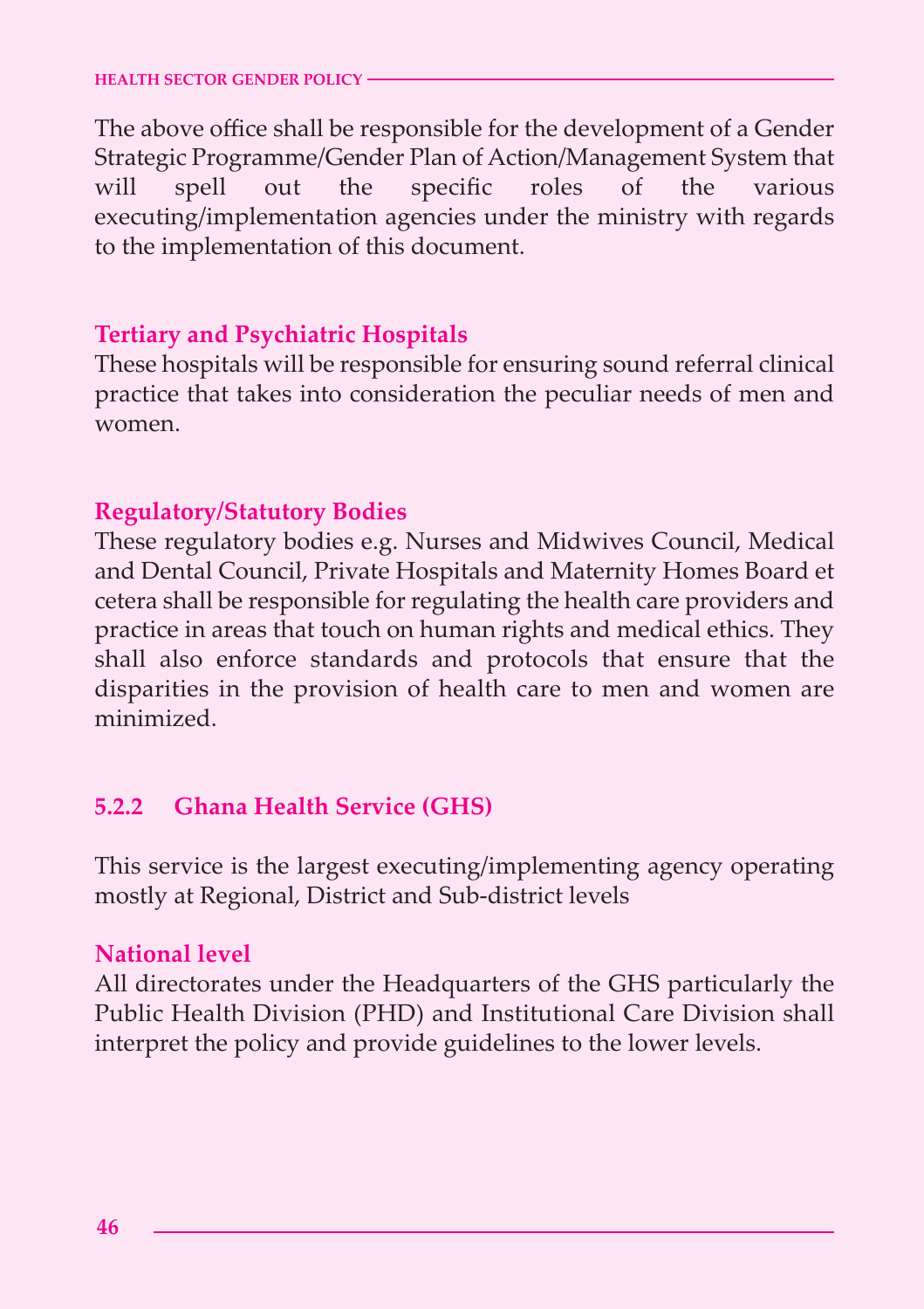The above office shall be responsible for the development of a Gender Strategic Programme/Gender Plan of Action/Management System that will spell out the specific roles of the various executing/implementation agencies under the ministry with regards to the implementation of this document.

**Tertiary and Psychiatric Hospitals**

These hospitals will be responsible for ensuring sound referral clinical practice that takes into consideration the peculiar needs of men and women.

**Regulatory/Statutory Bodies**

These regulatory bodies e.g. Nurses and Midwives Council, Medical and Dental Council, Private Hospitals and Maternity Homes Board et cetera shall be responsible for regulating the health care providers and practice in areas that touch on human rights and medical ethics. They shall also enforce standards and protocols that ensure that the disparities in the provision of health care to men and women are minimized.

### 5.2.2 Ghana Health Service (GHS)

This service is the largest executing/implementing agency operating mostly at Regional, District and Sub-district levels

**National level**

All directorates under the Headquarters of the GHS particularly the Public Health Division (PHD) and Institutional Care Division shall interpret the policy and provide guidelines to the lower levels.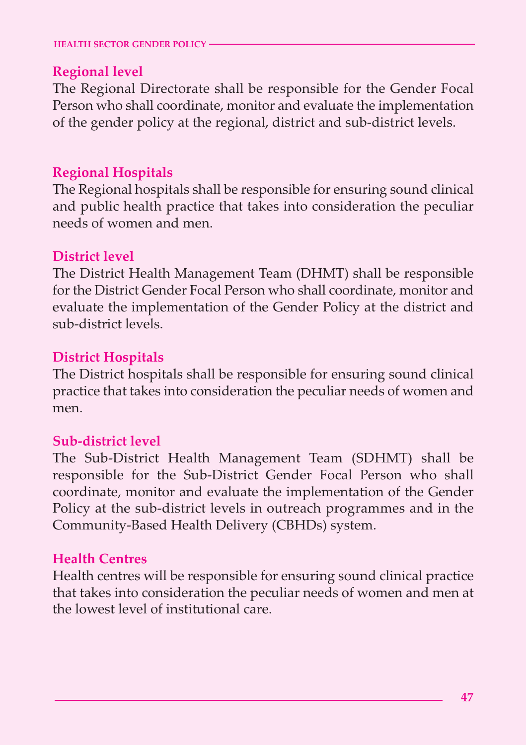### Regional level

The Regional Directorate shall be responsible for the Gender Focal Person who shall coordinate, monitor and evaluate the implementation of the gender policy at the regional, district and sub-district levels.

### Regional Hospitals

The Regional hospitals shall be responsible for ensuring sound clinical and public health practice that takes into consideration the peculiar needs of women and men.

### District level

The District Health Management Team (DHMT) shall be responsible for the District Gender Focal Person who shall coordinate, monitor and evaluate the implementation of the Gender Policy at the district and sub-district levels.

### District Hospitals

The District hospitals shall be responsible for ensuring sound clinical practice that takes into consideration the peculiar needs of women and men.

### Sub-district level

The Sub-District Health Management Team (SDHMT) shall be responsible for the Sub-District Gender Focal Person who shall coordinate, monitor and evaluate the implementation of the Gender Policy at the sub-district levels in outreach programmes and in the Community-Based Health Delivery (CBHDs) system.

### Health Centres

Health centres will be responsible for ensuring sound clinical practice that takes into consideration the peculiar needs of women and men at the lowest level of institutional care.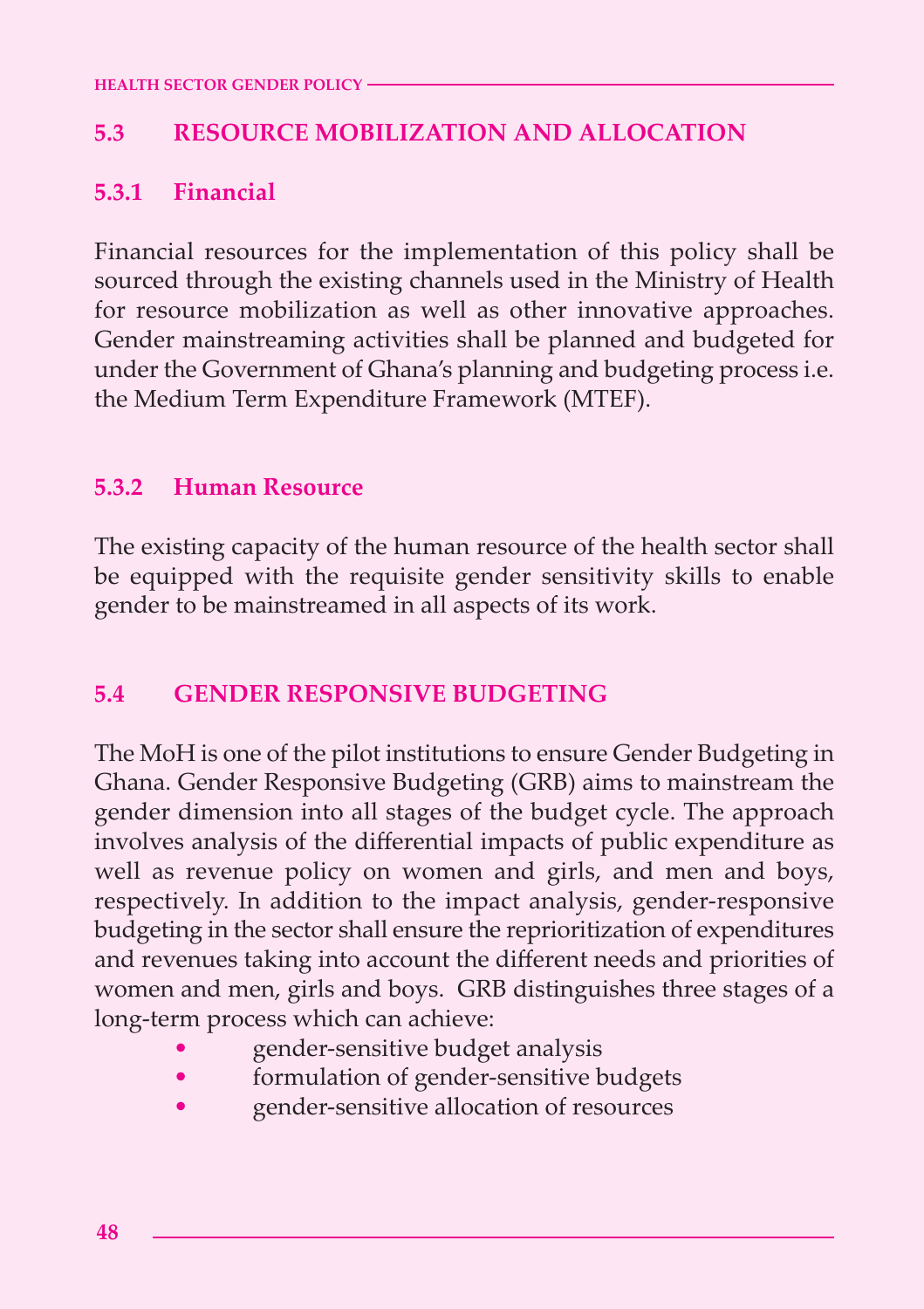## 5.3 RESOURCE MOBILIZATION AND ALLOCATION

### 5.3.1 Financial

Financial resources for the implementation of this policy shall be sourced through the existing channels used in the Ministry of Health for resource mobilization as well as other innovative approaches. Gender mainstreaming activities shall be planned and budgeted for under the Government of Ghana's planning and budgeting process i.e. the Medium Term Expenditure Framework (MTEF).

### 5.3.2 Human Resource

The existing capacity of the human resource of the health sector shall be equipped with the requisite gender sensitivity skills to enable gender to be mainstreamed in all aspects of its work.

## 5.4 GENDER RESPONSIVE BUDGETING

The MoH is one of the pilot institutions to ensure Gender Budgeting in Ghana. Gender Responsive Budgeting (GRB) aims to mainstream the gender dimension into all stages of the budget cycle. The approach involves analysis of the differential impacts of public expenditure as well as revenue policy on women and girls, and men and boys, respectively. In addition to the impact analysis, gender-responsive budgeting in the sector shall ensure the reprioritization of expenditures and revenues taking into account the different needs and priorities of women and men, girls and boys. GRB distinguishes three stages of a long-term process which can achieve:

- gender-sensitive budget analysis
- formulation of gender-sensitive budgets
- gender-sensitive allocation of resources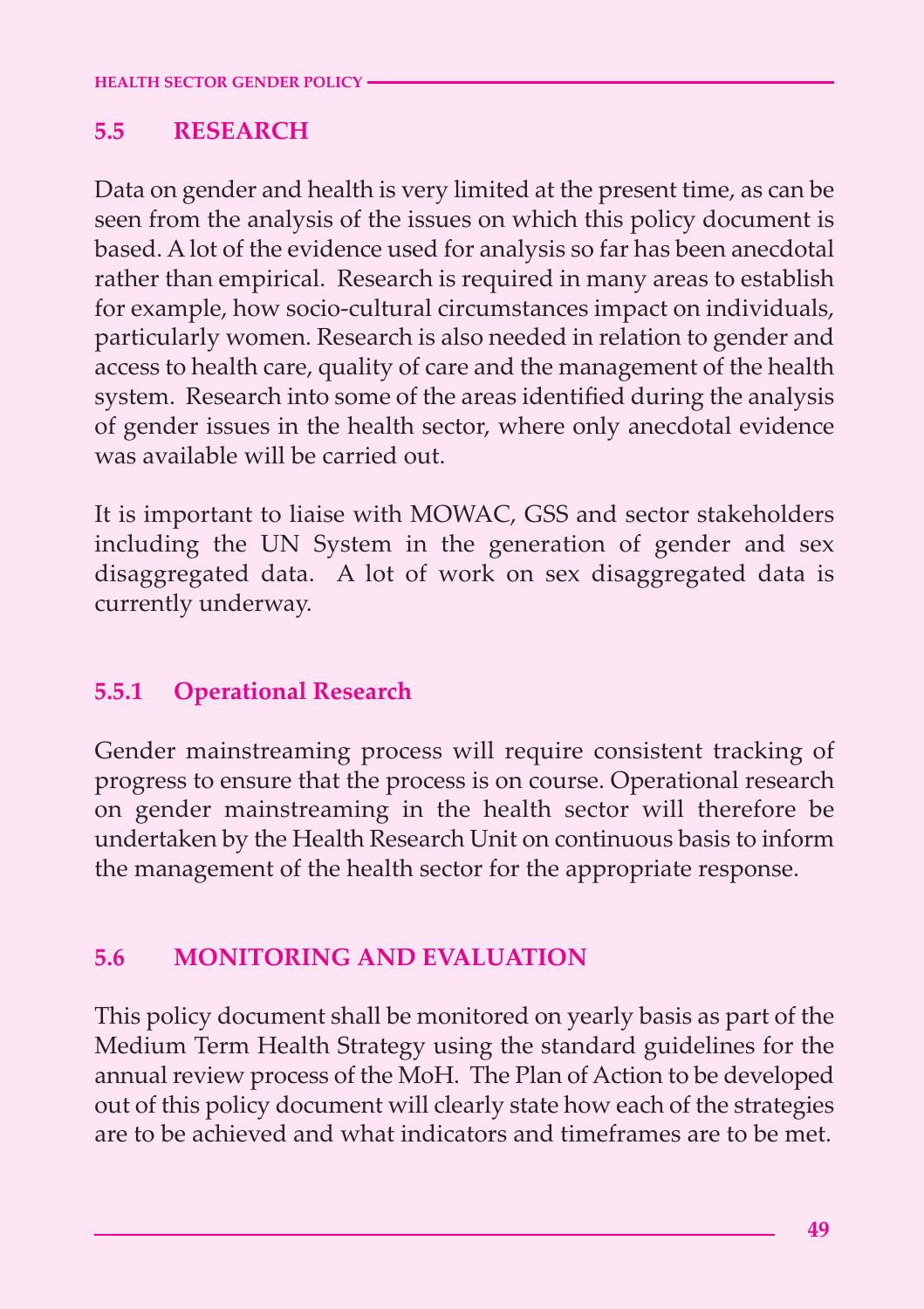## 5.5 RESEARCH

Data on gender and health is very limited at the present time, as can be seen from the analysis of the issues on which this policy document is based. A lot of the evidence used for analysis so far has been anecdotal rather than empirical. Research is required in many areas to establish for example, how socio-cultural circumstances impact on individuals, particularly women. Research is also needed in relation to gender and access to health care, quality of care and the management of the health system. Research into some of the areas identified during the analysis of gender issues in the health sector, where only anecdotal evidence was available will be carried out.

It is important to liaise with MOWAC, GSS and sector stakeholders including the UN System in the generation of gender and sex disaggregated data. A lot of work on sex disaggregated data is currently underway.

### 5.5.1 Operational Research

Gender mainstreaming process will require consistent tracking of progress to ensure that the process is on course. Operational research on gender mainstreaming in the health sector will therefore be undertaken by the Health Research Unit on continuous basis to inform the management of the health sector for the appropriate response.

## 5.6 MONITORING AND EVALUATION

This policy document shall be monitored on yearly basis as part of the Medium Term Health Strategy using the standard guidelines for the annual review process of the MoH. The Plan of Action to be developed out of this policy document will clearly state how each of the strategies are to be achieved and what indicators and timeframes are to be met.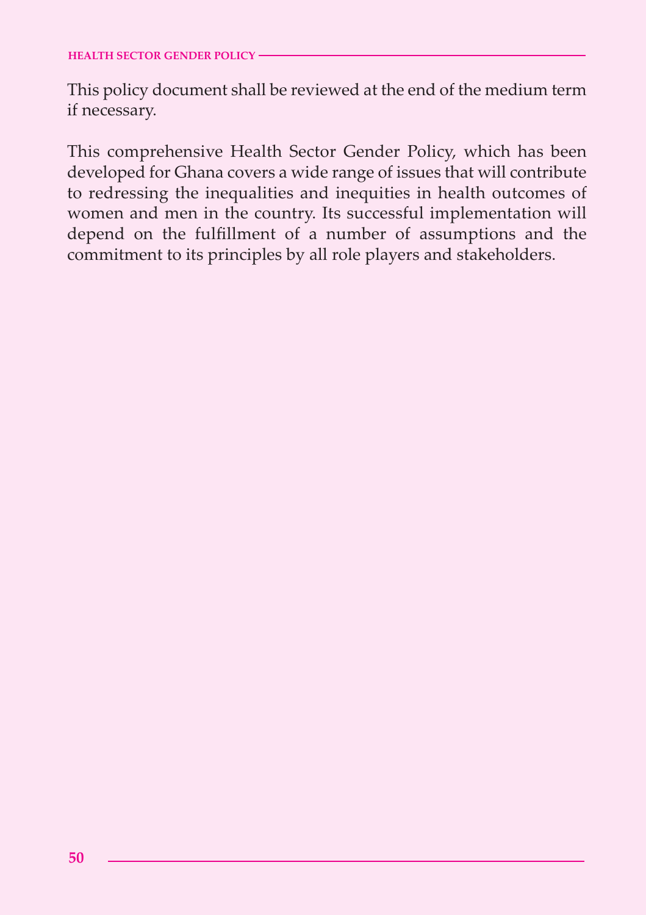This policy document shall be reviewed at the end of the medium term if necessary.

This comprehensive Health Sector Gender Policy, which has been developed for Ghana covers a wide range of issues that will contribute to redressing the inequalities and inequities in health outcomes of women and men in the country. Its successful implementation will depend on the fulfillment of a number of assumptions and the commitment to its principles by all role players and stakeholders.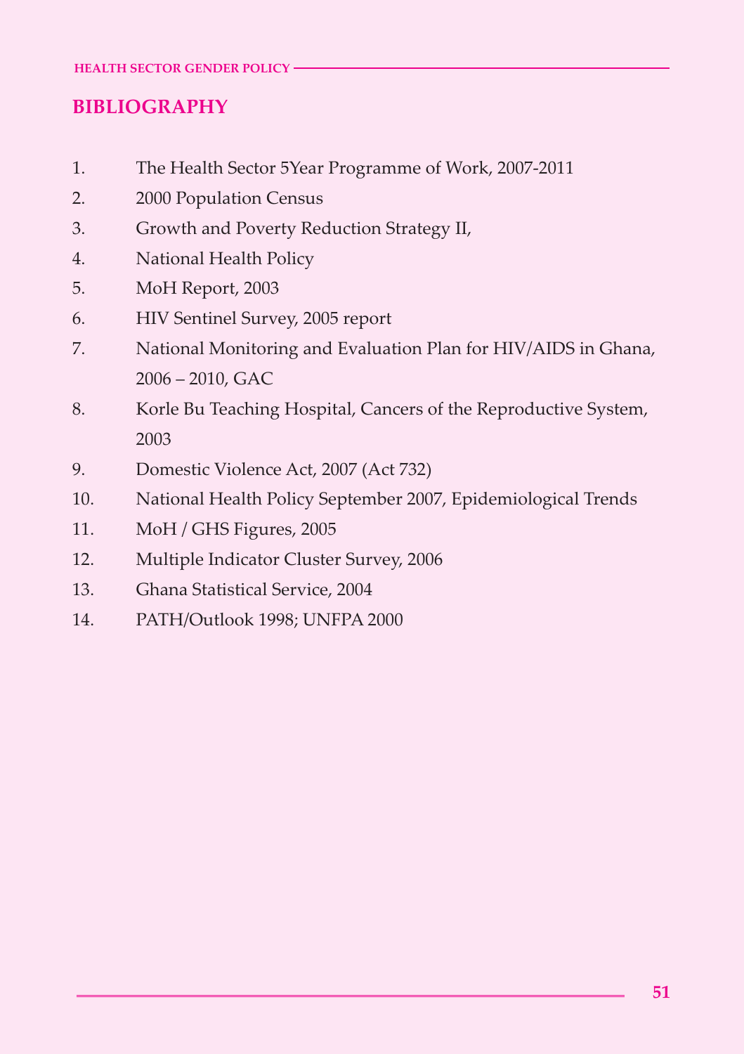## BIBLIOGRAPHY

1. The Health Sector 5Year Programme of Work, 2007-2011
2. 2000 Population Census
3. Growth and Poverty Reduction Strategy II,
4. National Health Policy
5. MoH Report, 2003
6. HIV Sentinel Survey, 2005 report
7. National Monitoring and Evaluation Plan for HIV/AIDS in Ghana, 2006 – 2010, GAC
8. Korle Bu Teaching Hospital, Cancers of the Reproductive System, 2003
9. Domestic Violence Act, 2007 (Act 732)
10. National Health Policy September 2007, Epidemiological Trends
11. MoH / GHS Figures, 2005
12. Multiple Indicator Cluster Survey, 2006
13. Ghana Statistical Service, 2004
14. PATH/Outlook 1998; UNFPA 2000